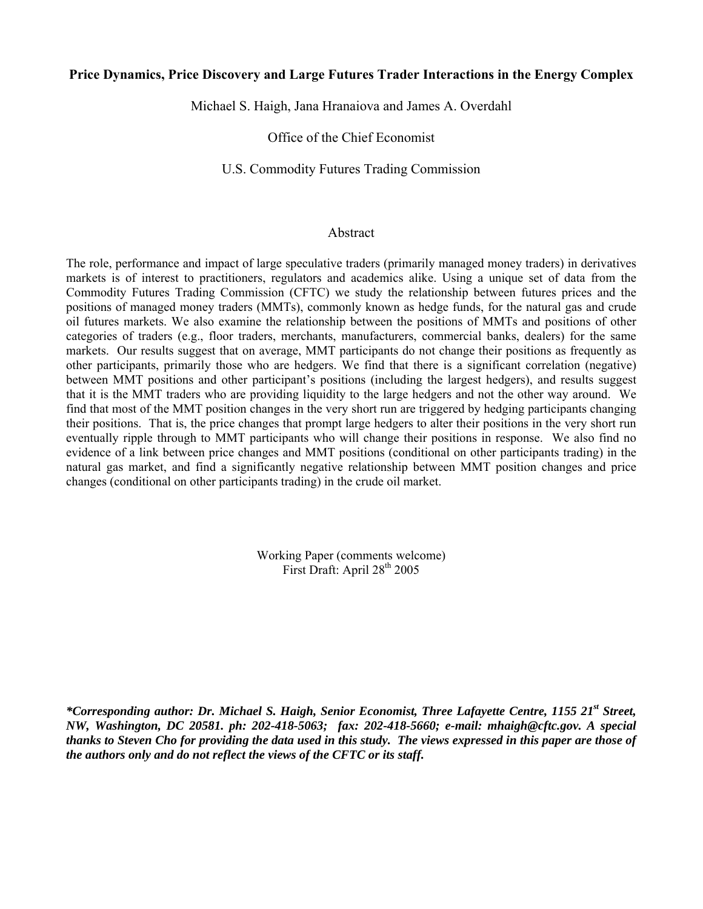# Price Dynamics, Price Discovery and Large Futures Trader Interactions in the Energy Complex

Michael S. Haigh, Jana Hranaiova and James A. Overdahl

Office of the Chief Economist

U.S. Commodity Futures Trading Commission

## Abstract

The role, performance and impact of large speculative traders (primarily managed money traders) in derivatives markets is of interest to practitioners, regulators and academics alike. Using a unique set of data from the Commodity Futures Trading Commission (CFTC) we study the relationship between futures prices and the positions of managed money traders (MMTs), commonly known as hedge funds, for the natural gas and crude oil futures markets. We also examine the relationship between the positions of MMTs and positions of other categories of traders (e.g., floor traders, merchants, manufacturers, commercial banks, dealers) for the same markets. Our results suggest that on average, MMT participants do not change their positions as frequently as other participants, primarily those who are hedgers. We find that there is a significant correlation (negative) between MMT positions and other participant's positions (including the largest hedgers), and results suggest that it is the MMT traders who are providing liquidity to the large hedgers and not the other way around. We find that most of the MMT position changes in the very short run are triggered by hedging participants changing their positions. That is, the price changes that prompt large hedgers to alter their positions in the very short run eventually ripple through to MMT participants who will change their positions in response. We also find no evidence of a link between price changes and MMT positions (conditional on other participants trading) in the natural gas market, and find a significantly negative relationship between MMT position changes and price changes (conditional on other participants trading) in the crude oil market.

Working Paper (comments welcome)
First Draft: April 28th 2005

***Corresponding author: Dr. Michael S. Haigh, Senior Economist, Three Lafayette Centre, 1155 21st Street, NW, Washington, DC 20581. ph: 202-418-5063; fax: 202-418-5660; e-mail: mhaigh@cftc.gov. A special thanks to Steven Cho for providing the data used in this study. The views expressed in this paper are those of the authors only and do not reflect the views of the CFTC or its staff.***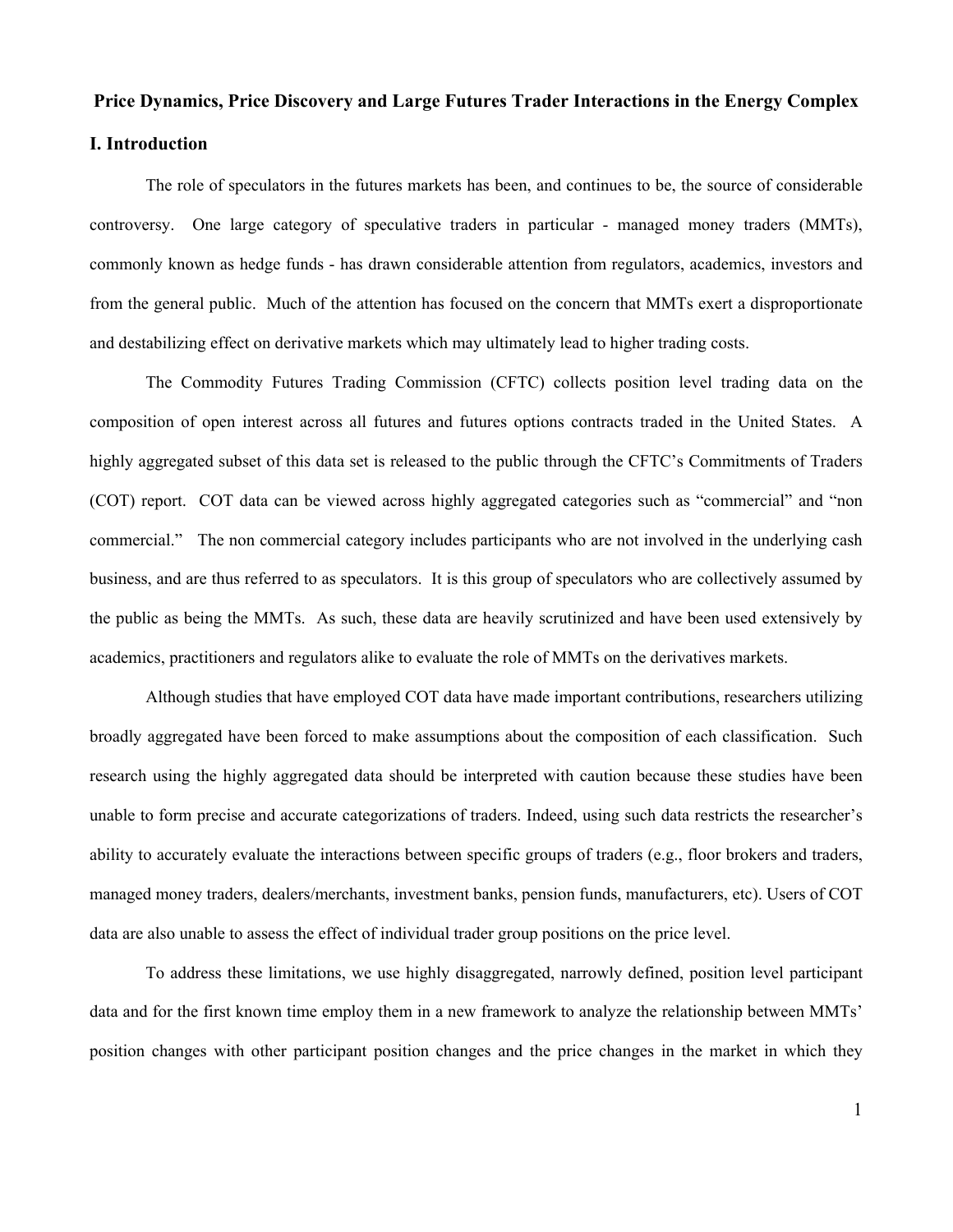# Price Dynamics, Price Discovery and Large Futures Trader Interactions in the Energy Complex

## I. Introduction

The role of speculators in the futures markets has been, and continues to be, the source of considerable controversy. One large category of speculative traders in particular - managed money traders (MMTs), commonly known as hedge funds - has drawn considerable attention from regulators, academics, investors and from the general public. Much of the attention has focused on the concern that MMTs exert a disproportionate and destabilizing effect on derivative markets which may ultimately lead to higher trading costs.

The Commodity Futures Trading Commission (CFTC) collects position level trading data on the composition of open interest across all futures and futures options contracts traded in the United States. A highly aggregated subset of this data set is released to the public through the CFTC's Commitments of Traders (COT) report. COT data can be viewed across highly aggregated categories such as "commercial" and "non commercial." The non commercial category includes participants who are not involved in the underlying cash business, and are thus referred to as speculators. It is this group of speculators who are collectively assumed by the public as being the MMTs. As such, these data are heavily scrutinized and have been used extensively by academics, practitioners and regulators alike to evaluate the role of MMTs on the derivatives markets.

Although studies that have employed COT data have made important contributions, researchers utilizing broadly aggregated have been forced to make assumptions about the composition of each classification. Such research using the highly aggregated data should be interpreted with caution because these studies have been unable to form precise and accurate categorizations of traders. Indeed, using such data restricts the researcher's ability to accurately evaluate the interactions between specific groups of traders (e.g., floor brokers and traders, managed money traders, dealers/merchants, investment banks, pension funds, manufacturers, etc). Users of COT data are also unable to assess the effect of individual trader group positions on the price level.

To address these limitations, we use highly disaggregated, narrowly defined, position level participant data and for the first known time employ them in a new framework to analyze the relationship between MMTs' position changes with other participant position changes and the price changes in the market in which they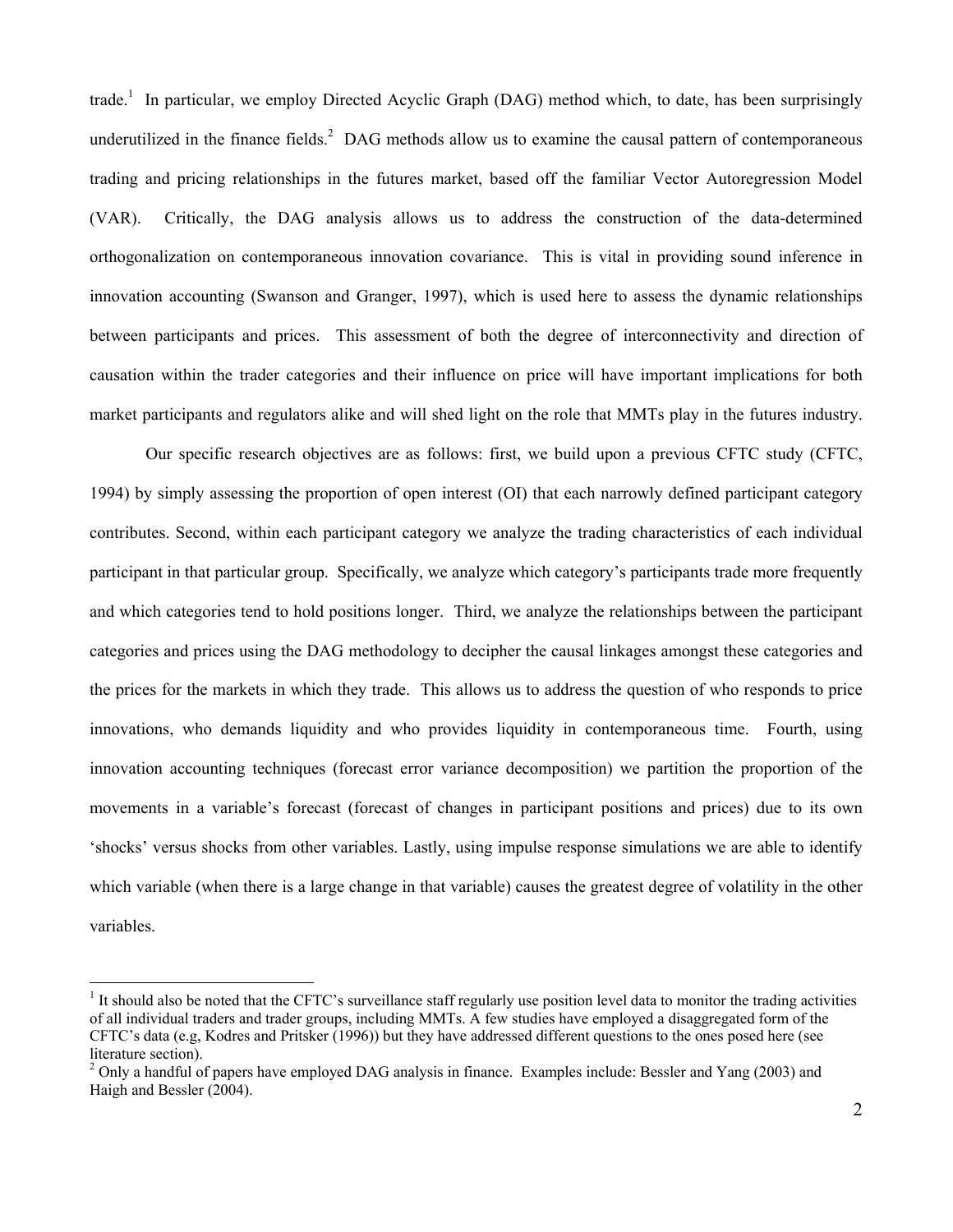trade.[1] In particular, we employ Directed Acyclic Graph (DAG) method which, to date, has been surprisingly underutilized in the finance fields.[2] DAG methods allow us to examine the causal pattern of contemporaneous trading and pricing relationships in the futures market, based off the familiar Vector Autoregression Model (VAR). Critically, the DAG analysis allows us to address the construction of the data-determined orthogonalization on contemporaneous innovation covariance. This is vital in providing sound inference in innovation accounting (Swanson and Granger, 1997), which is used here to assess the dynamic relationships between participants and prices. This assessment of both the degree of interconnectivity and direction of causation within the trader categories and their influence on price will have important implications for both market participants and regulators alike and will shed light on the role that MMTs play in the futures industry.

Our specific research objectives are as follows: first, we build upon a previous CFTC study (CFTC, 1994) by simply assessing the proportion of open interest (OI) that each narrowly defined participant category contributes. Second, within each participant category we analyze the trading characteristics of each individual participant in that particular group. Specifically, we analyze which category's participants trade more frequently and which categories tend to hold positions longer. Third, we analyze the relationships between the participant categories and prices using the DAG methodology to decipher the causal linkages amongst these categories and the prices for the markets in which they trade. This allows us to address the question of who responds to price innovations, who demands liquidity and who provides liquidity in contemporaneous time. Fourth, using innovation accounting techniques (forecast error variance decomposition) we partition the proportion of the movements in a variable's forecast (forecast of changes in participant positions and prices) due to its own 'shocks' versus shocks from other variables. Lastly, using impulse response simulations we are able to identify which variable (when there is a large change in that variable) causes the greatest degree of volatility in the other variables.

---

[1] It should also be noted that the CFTC's surveillance staff regularly use position level data to monitor the trading activities of all individual traders and trader groups, including MMTs. A few studies have employed a disaggregated form of the CFTC's data (e.g, Kodres and Pritsker (1996)) but they have addressed different questions to the ones posed here (see literature section).

[2] Only a handful of papers have employed DAG analysis in finance. Examples include: Bessler and Yang (2003) and Haigh and Bessler (2004).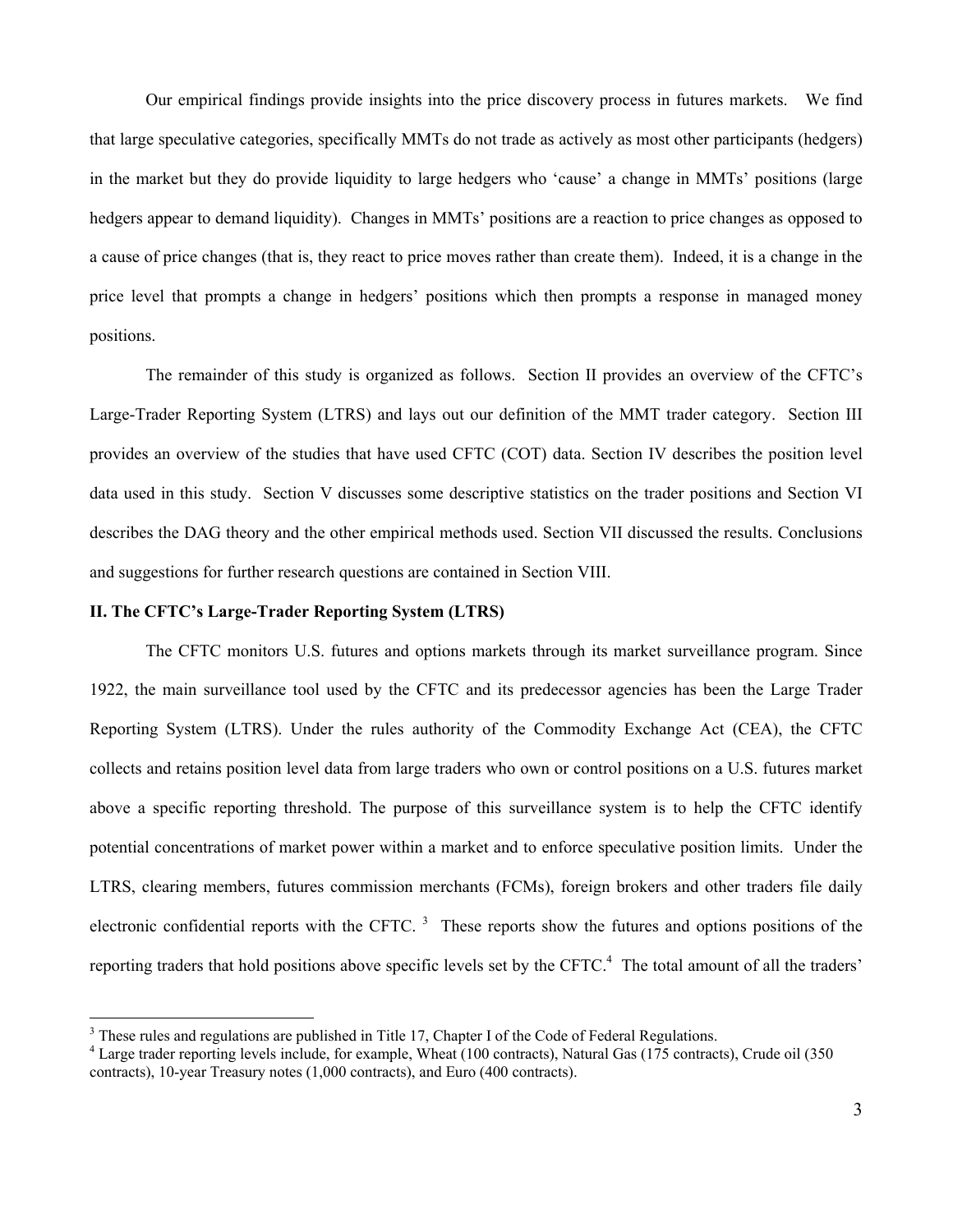Our empirical findings provide insights into the price discovery process in futures markets. We find that large speculative categories, specifically MMTs do not trade as actively as most other participants (hedgers) in the market but they do provide liquidity to large hedgers who 'cause' a change in MMTs' positions (large hedgers appear to demand liquidity). Changes in MMTs' positions are a reaction to price changes as opposed to a cause of price changes (that is, they react to price moves rather than create them). Indeed, it is a change in the price level that prompts a change in hedgers' positions which then prompts a response in managed money positions.

The remainder of this study is organized as follows. Section II provides an overview of the CFTC's Large-Trader Reporting System (LTRS) and lays out our definition of the MMT trader category. Section III provides an overview of the studies that have used CFTC (COT) data. Section IV describes the position level data used in this study. Section V discusses some descriptive statistics on the trader positions and Section VI describes the DAG theory and the other empirical methods used. Section VII discussed the results. Conclusions and suggestions for further research questions are contained in Section VIII.

## II. The CFTC's Large-Trader Reporting System (LTRS)

The CFTC monitors U.S. futures and options markets through its market surveillance program. Since 1922, the main surveillance tool used by the CFTC and its predecessor agencies has been the Large Trader Reporting System (LTRS). Under the rules authority of the Commodity Exchange Act (CEA), the CFTC collects and retains position level data from large traders who own or control positions on a U.S. futures market above a specific reporting threshold. The purpose of this surveillance system is to help the CFTC identify potential concentrations of market power within a market and to enforce speculative position limits. Under the LTRS, clearing members, futures commission merchants (FCMs), foreign brokers and other traders file daily electronic confidential reports with the CFTC. [3] These reports show the futures and options positions of the reporting traders that hold positions above specific levels set by the CFTC.[4] The total amount of all the traders'

[3] These rules and regulations are published in Title 17, Chapter I of the Code of Federal Regulations.

[4] Large trader reporting levels include, for example, Wheat (100 contracts), Natural Gas (175 contracts), Crude oil (350 contracts), 10-year Treasury notes (1,000 contracts), and Euro (400 contracts).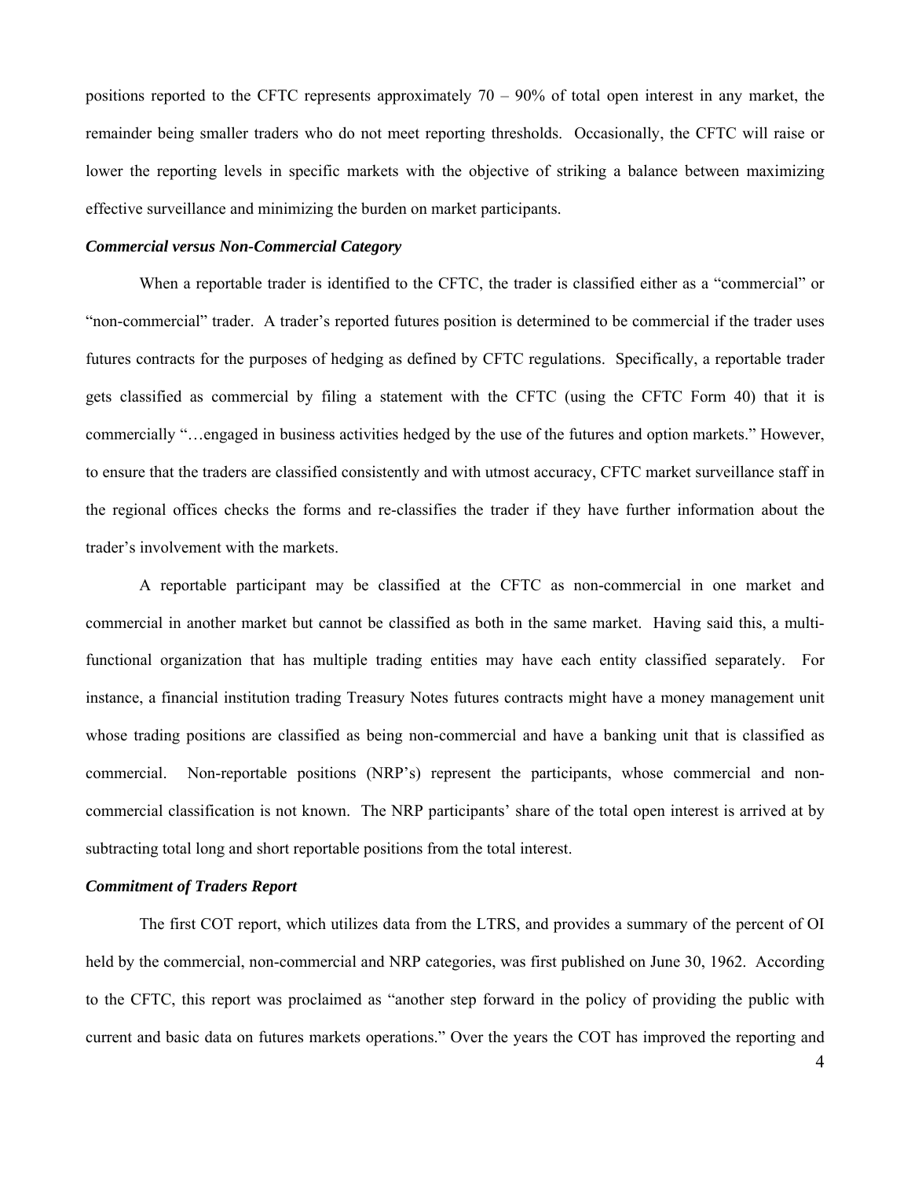positions reported to the CFTC represents approximately 70 – 90% of total open interest in any market, the remainder being smaller traders who do not meet reporting thresholds. Occasionally, the CFTC will raise or lower the reporting levels in specific markets with the objective of striking a balance between maximizing effective surveillance and minimizing the burden on market participants.

### *Commercial versus Non-Commercial Category*

When a reportable trader is identified to the CFTC, the trader is classified either as a "commercial" or "non-commercial" trader. A trader's reported futures position is determined to be commercial if the trader uses futures contracts for the purposes of hedging as defined by CFTC regulations. Specifically, a reportable trader gets classified as commercial by filing a statement with the CFTC (using the CFTC Form 40) that it is commercially "…engaged in business activities hedged by the use of the futures and option markets." However, to ensure that the traders are classified consistently and with utmost accuracy, CFTC market surveillance staff in the regional offices checks the forms and re-classifies the trader if they have further information about the trader's involvement with the markets.

A reportable participant may be classified at the CFTC as non-commercial in one market and commercial in another market but cannot be classified as both in the same market. Having said this, a multi-functional organization that has multiple trading entities may have each entity classified separately. For instance, a financial institution trading Treasury Notes futures contracts might have a money management unit whose trading positions are classified as being non-commercial and have a banking unit that is classified as commercial. Non-reportable positions (NRP's) represent the participants, whose commercial and non-commercial classification is not known. The NRP participants' share of the total open interest is arrived at by subtracting total long and short reportable positions from the total interest.

### *Commitment of Traders Report*

The first COT report, which utilizes data from the LTRS, and provides a summary of the percent of OI held by the commercial, non-commercial and NRP categories, was first published on June 30, 1962. According to the CFTC, this report was proclaimed as "another step forward in the policy of providing the public with current and basic data on futures markets operations." Over the years the COT has improved the reporting and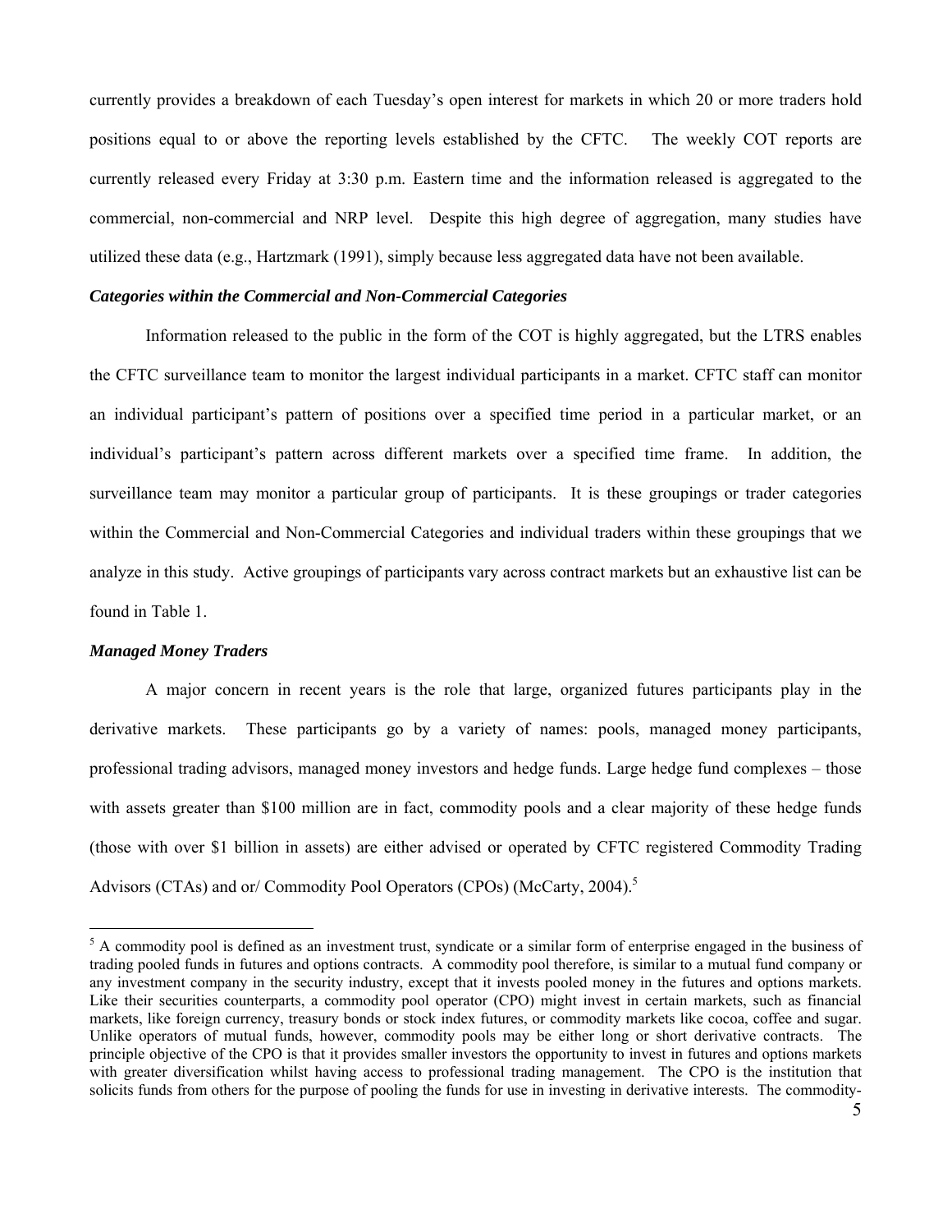currently provides a breakdown of each Tuesday's open interest for markets in which 20 or more traders hold positions equal to or above the reporting levels established by the CFTC. The weekly COT reports are currently released every Friday at 3:30 p.m. Eastern time and the information released is aggregated to the commercial, non-commercial and NRP level. Despite this high degree of aggregation, many studies have utilized these data (e.g., Hartzmark (1991), simply because less aggregated data have not been available.

### *Categories within the Commercial and Non-Commercial Categories*

Information released to the public in the form of the COT is highly aggregated, but the LTRS enables the CFTC surveillance team to monitor the largest individual participants in a market. CFTC staff can monitor an individual participant's pattern of positions over a specified time period in a particular market, or an individual's participant's pattern across different markets over a specified time frame. In addition, the surveillance team may monitor a particular group of participants. It is these groupings or trader categories within the Commercial and Non-Commercial Categories and individual traders within these groupings that we analyze in this study. Active groupings of participants vary across contract markets but an exhaustive list can be found in Table 1.

### *Managed Money Traders*

A major concern in recent years is the role that large, organized futures participants play in the derivative markets. These participants go by a variety of names: pools, managed money participants, professional trading advisors, managed money investors and hedge funds. Large hedge fund complexes – those with assets greater than $100 million are in fact, commodity pools and a clear majority of these hedge funds (those with over $1 billion in assets) are either advised or operated by CFTC registered Commodity Trading Advisors (CTAs) and or/ Commodity Pool Operators (CPOs) (McCarty, 2004).[5]

---

[5] A commodity pool is defined as an investment trust, syndicate or a similar form of enterprise engaged in the business of trading pooled funds in futures and options contracts. A commodity pool therefore, is similar to a mutual fund company or any investment company in the security industry, except that it invests pooled money in the futures and options markets. Like their securities counterparts, a commodity pool operator (CPO) might invest in certain markets, such as financial markets, like foreign currency, treasury bonds or stock index futures, or commodity markets like cocoa, coffee and sugar. Unlike operators of mutual funds, however, commodity pools may be either long or short derivative contracts. The principle objective of the CPO is that it provides smaller investors the opportunity to invest in futures and options markets with greater diversification whilst having access to professional trading management. The CPO is the institution that solicits funds from others for the purpose of pooling the funds for use in investing in derivative interests. The commodity-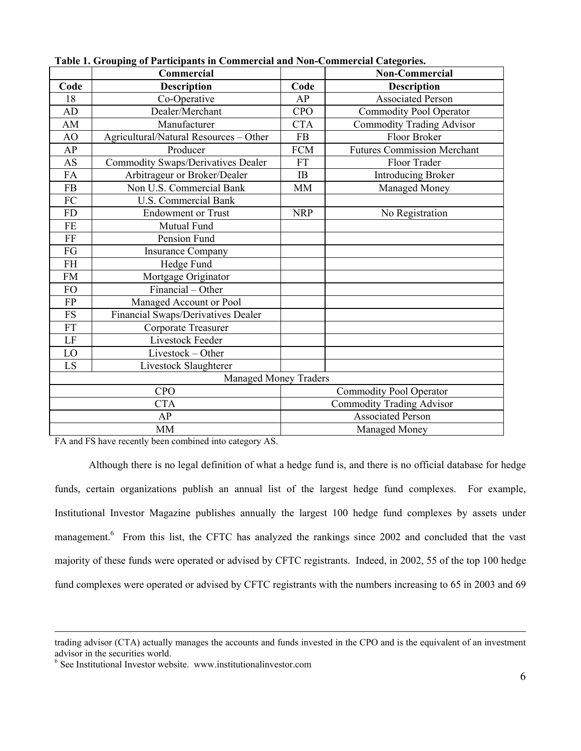**Table 1. Grouping of Participants in Commercial and Non-Commercial Categories.**

| Commercial | | Non-Commercial | |
|---|---|---|---|
| **Code** | **Description** | **Code** | **Description** |
| 18 | Co-Operative | AP | Associated Person |
| AD | Dealer/Merchant | CPO | Commodity Pool Operator |
| AM | Manufacturer | CTA | Commodity Trading Advisor |
| AO | Agricultural/Natural Resources – Other | FB | Floor Broker |
| AP | Producer | FCM | Futures Commission Merchant |
| AS | Commodity Swaps/Derivatives Dealer | FT | Floor Trader |
| FA | Arbitrageur or Broker/Dealer | IB | Introducing Broker |
| FB | Non U.S. Commercial Bank | MM | Managed Money |
| FC | U.S. Commercial Bank | | |
| FD | Endowment or Trust | NRP | No Registration |
| FE | Mutual Fund | | |
| FF | Pension Fund | | |
| FG | Insurance Company | | |
| FH | Hedge Fund | | |
| FM | Mortgage Originator | | |
| FO | Financial – Other | | |
| FP | Managed Account or Pool | | |
| FS | Financial Swaps/Derivatives Dealer | | |
| FT | Corporate Treasurer | | |
| LF | Livestock Feeder | | |
| LO | Livestock – Other | | |
| LS | Livestock Slaughterer | | |
| Managed Money Traders | | | |
| CPO | | Commodity Pool Operator | |
| CTA | | Commodity Trading Advisor | |
| AP | | Associated Person | |
| MM | | Managed Money | |

FA and FS have recently been combined into category AS.

Although there is no legal definition of what a hedge fund is, and there is no official database for hedge funds, certain organizations publish an annual list of the largest hedge fund complexes. For example, Institutional Investor Magazine publishes annually the largest 100 hedge fund complexes by assets under management.[6] From this list, the CFTC has analyzed the rankings since 2002 and concluded that the vast majority of these funds were operated or advised by CFTC registrants. Indeed, in 2002, 55 of the top 100 hedge fund complexes were operated or advised by CFTC registrants with the numbers increasing to 65 in 2003 and 69

---

trading advisor (CTA) actually manages the accounts and funds invested in the CPO and is the equivalent of an investment advisor in the securities world.

[6] See Institutional Investor website. www.institutionalinvestor.com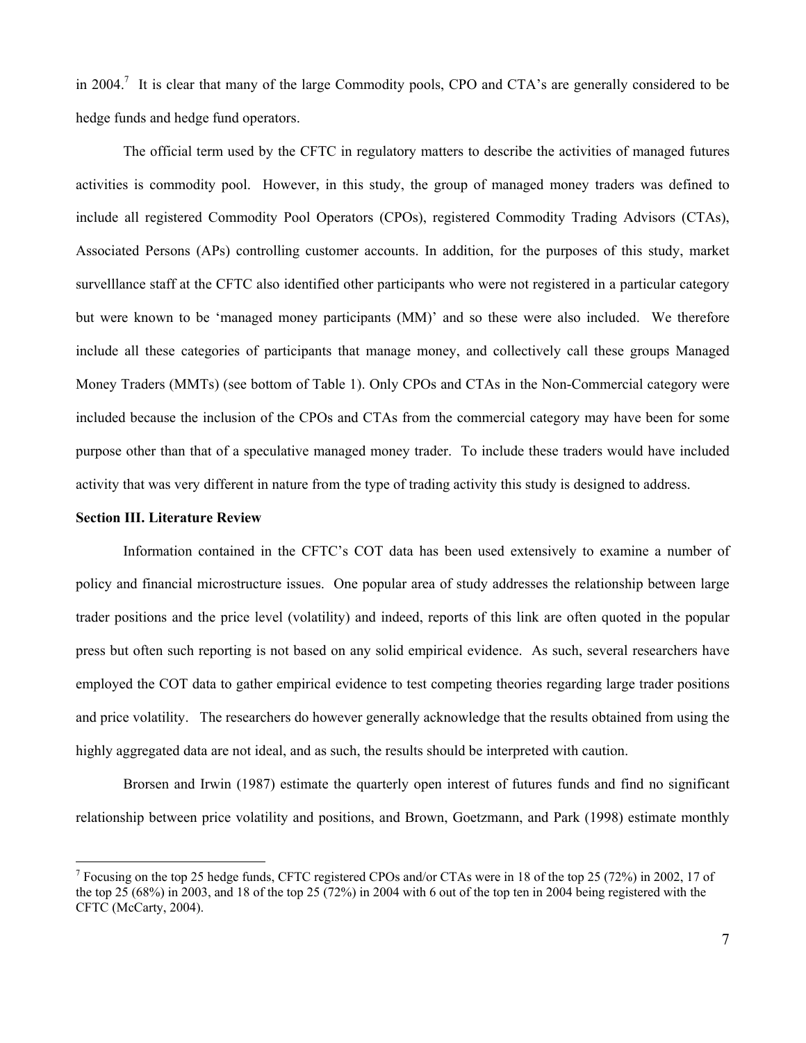in 2004.[7] It is clear that many of the large Commodity pools, CPO and CTA's are generally considered to be hedge funds and hedge fund operators.

The official term used by the CFTC in regulatory matters to describe the activities of managed futures activities is commodity pool. However, in this study, the group of managed money traders was defined to include all registered Commodity Pool Operators (CPOs), registered Commodity Trading Advisors (CTAs), Associated Persons (APs) controlling customer accounts. In addition, for the purposes of this study, market survelllance staff at the CFTC also identified other participants who were not registered in a particular category but were known to be 'managed money participants (MM)' and so these were also included. We therefore include all these categories of participants that manage money, and collectively call these groups Managed Money Traders (MMTs) (see bottom of Table 1). Only CPOs and CTAs in the Non-Commercial category were included because the inclusion of the CPOs and CTAs from the commercial category may have been for some purpose other than that of a speculative managed money trader. To include these traders would have included activity that was very different in nature from the type of trading activity this study is designed to address.

**Section III. Literature Review**

Information contained in the CFTC's COT data has been used extensively to examine a number of policy and financial microstructure issues. One popular area of study addresses the relationship between large trader positions and the price level (volatility) and indeed, reports of this link are often quoted in the popular press but often such reporting is not based on any solid empirical evidence. As such, several researchers have employed the COT data to gather empirical evidence to test competing theories regarding large trader positions and price volatility. The researchers do however generally acknowledge that the results obtained from using the highly aggregated data are not ideal, and as such, the results should be interpreted with caution.

Brorsen and Irwin (1987) estimate the quarterly open interest of futures funds and find no significant relationship between price volatility and positions, and Brown, Goetzmann, and Park (1998) estimate monthly

[7] Focusing on the top 25 hedge funds, CFTC registered CPOs and/or CTAs were in 18 of the top 25 (72%) in 2002, 17 of the top 25 (68%) in 2003, and 18 of the top 25 (72%) in 2004 with 6 out of the top ten in 2004 being registered with the CFTC (McCarty, 2004).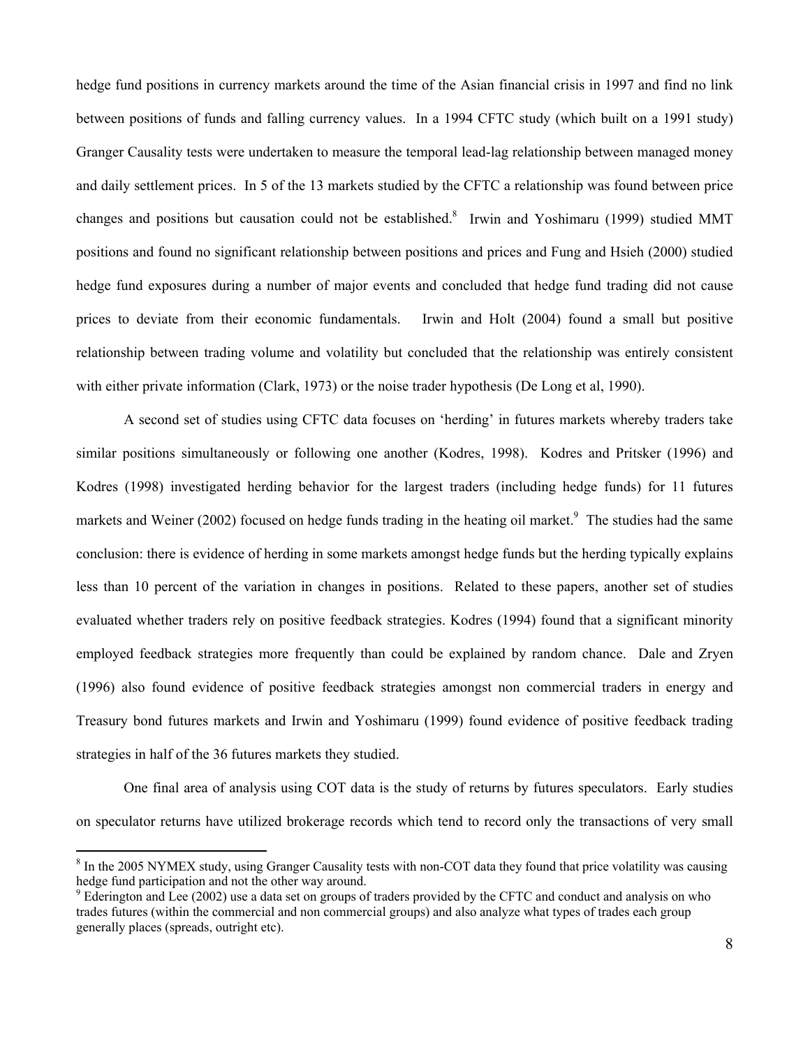hedge fund positions in currency markets around the time of the Asian financial crisis in 1997 and find no link between positions of funds and falling currency values. In a 1994 CFTC study (which built on a 1991 study) Granger Causality tests were undertaken to measure the temporal lead-lag relationship between managed money and daily settlement prices. In 5 of the 13 markets studied by the CFTC a relationship was found between price changes and positions but causation could not be established.[8] Irwin and Yoshimaru (1999) studied MMT positions and found no significant relationship between positions and prices and Fung and Hsieh (2000) studied hedge fund exposures during a number of major events and concluded that hedge fund trading did not cause prices to deviate from their economic fundamentals. Irwin and Holt (2004) found a small but positive relationship between trading volume and volatility but concluded that the relationship was entirely consistent with either private information (Clark, 1973) or the noise trader hypothesis (De Long et al, 1990).

A second set of studies using CFTC data focuses on 'herding' in futures markets whereby traders take similar positions simultaneously or following one another (Kodres, 1998). Kodres and Pritsker (1996) and Kodres (1998) investigated herding behavior for the largest traders (including hedge funds) for 11 futures markets and Weiner (2002) focused on hedge funds trading in the heating oil market.[9] The studies had the same conclusion: there is evidence of herding in some markets amongst hedge funds but the herding typically explains less than 10 percent of the variation in changes in positions. Related to these papers, another set of studies evaluated whether traders rely on positive feedback strategies. Kodres (1994) found that a significant minority employed feedback strategies more frequently than could be explained by random chance. Dale and Zryen (1996) also found evidence of positive feedback strategies amongst non commercial traders in energy and Treasury bond futures markets and Irwin and Yoshimaru (1999) found evidence of positive feedback trading strategies in half of the 36 futures markets they studied.

One final area of analysis using COT data is the study of returns by futures speculators. Early studies on speculator returns have utilized brokerage records which tend to record only the transactions of very small

---

[8] In the 2005 NYMEX study, using Granger Causality tests with non-COT data they found that price volatility was causing hedge fund participation and not the other way around.

[9] Ederington and Lee (2002) use a data set on groups of traders provided by the CFTC and conduct and analysis on who trades futures (within the commercial and non commercial groups) and also analyze what types of trades each group generally places (spreads, outright etc).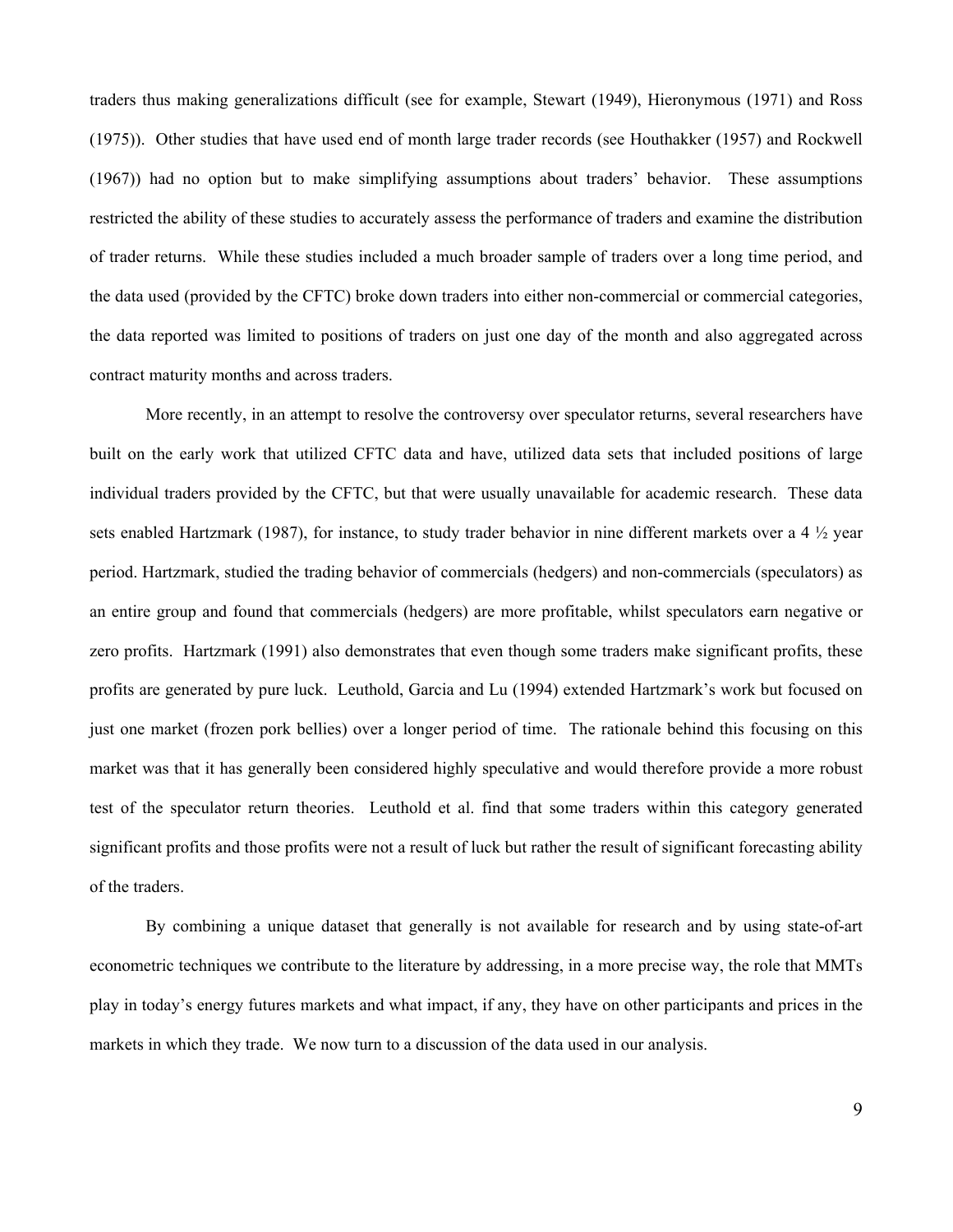traders thus making generalizations difficult (see for example, Stewart (1949), Hieronymous (1971) and Ross (1975)). Other studies that have used end of month large trader records (see Houthakker (1957) and Rockwell (1967)) had no option but to make simplifying assumptions about traders' behavior. These assumptions restricted the ability of these studies to accurately assess the performance of traders and examine the distribution of trader returns. While these studies included a much broader sample of traders over a long time period, and the data used (provided by the CFTC) broke down traders into either non-commercial or commercial categories, the data reported was limited to positions of traders on just one day of the month and also aggregated across contract maturity months and across traders.

More recently, in an attempt to resolve the controversy over speculator returns, several researchers have built on the early work that utilized CFTC data and have, utilized data sets that included positions of large individual traders provided by the CFTC, but that were usually unavailable for academic research. These data sets enabled Hartzmark (1987), for instance, to study trader behavior in nine different markets over a 4 ½ year period. Hartzmark, studied the trading behavior of commercials (hedgers) and non-commercials (speculators) as an entire group and found that commercials (hedgers) are more profitable, whilst speculators earn negative or zero profits. Hartzmark (1991) also demonstrates that even though some traders make significant profits, these profits are generated by pure luck. Leuthold, Garcia and Lu (1994) extended Hartzmark's work but focused on just one market (frozen pork bellies) over a longer period of time. The rationale behind this focusing on this market was that it has generally been considered highly speculative and would therefore provide a more robust test of the speculator return theories. Leuthold et al. find that some traders within this category generated significant profits and those profits were not a result of luck but rather the result of significant forecasting ability of the traders.

By combining a unique dataset that generally is not available for research and by using state-of-art econometric techniques we contribute to the literature by addressing, in a more precise way, the role that MMTs play in today's energy futures markets and what impact, if any, they have on other participants and prices in the markets in which they trade. We now turn to a discussion of the data used in our analysis.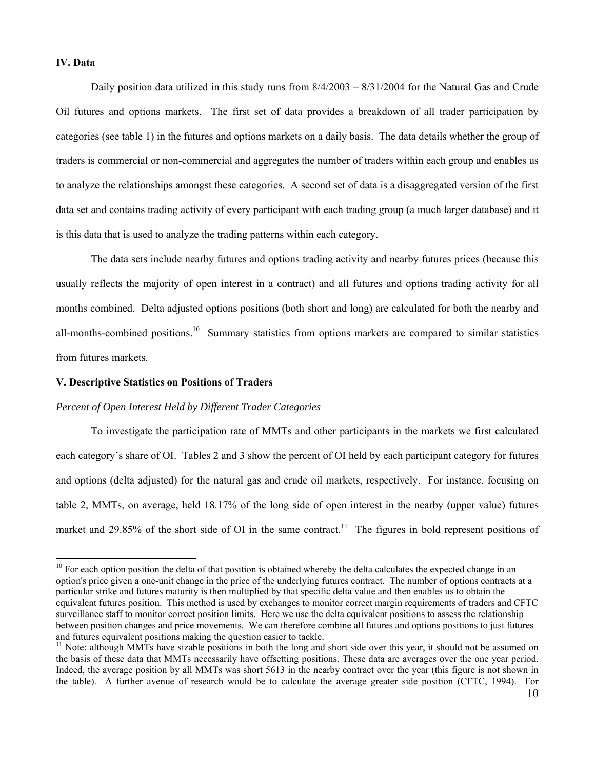## IV. Data

Daily position data utilized in this study runs from 8/4/2003 – 8/31/2004 for the Natural Gas and Crude Oil futures and options markets. The first set of data provides a breakdown of all trader participation by categories (see table 1) in the futures and options markets on a daily basis. The data details whether the group of traders is commercial or non-commercial and aggregates the number of traders within each group and enables us to analyze the relationships amongst these categories. A second set of data is a disaggregated version of the first data set and contains trading activity of every participant with each trading group (a much larger database) and it is this data that is used to analyze the trading patterns within each category.

The data sets include nearby futures and options trading activity and nearby futures prices (because this usually reflects the majority of open interest in a contract) and all futures and options trading activity for all months combined. Delta adjusted options positions (both short and long) are calculated for both the nearby and all-months-combined positions.[10] Summary statistics from options markets are compared to similar statistics from futures markets.

## V. Descriptive Statistics on Positions of Traders

*Percent of Open Interest Held by Different Trader Categories*

To investigate the participation rate of MMTs and other participants in the markets we first calculated each category's share of OI. Tables 2 and 3 show the percent of OI held by each participant category for futures and options (delta adjusted) for the natural gas and crude oil markets, respectively. For instance, focusing on table 2, MMTs, on average, held 18.17% of the long side of open interest in the nearby (upper value) futures market and 29.85% of the short side of OI in the same contract.[11] The figures in bold represent positions of

---

[10] For each option position the delta of that position is obtained whereby the delta calculates the expected change in an option's price given a one-unit change in the price of the underlying futures contract. The number of options contracts at a particular strike and futures maturity is then multiplied by that specific delta value and then enables us to obtain the equivalent futures position. This method is used by exchanges to monitor correct margin requirements of traders and CFTC surveillance staff to monitor correct position limits. Here we use the delta equivalent positions to assess the relationship between position changes and price movements. We can therefore combine all futures and options positions to just futures and futures equivalent positions making the question easier to tackle.

[11] Note: although MMTs have sizable positions in both the long and short side over this year, it should not be assumed on the basis of these data that MMTs necessarily have offsetting positions. These data are averages over the one year period. Indeed, the average position by all MMTs was short 5613 in the nearby contract over the year (this figure is not shown in the table). A further avenue of research would be to calculate the average greater side position (CFTC, 1994). For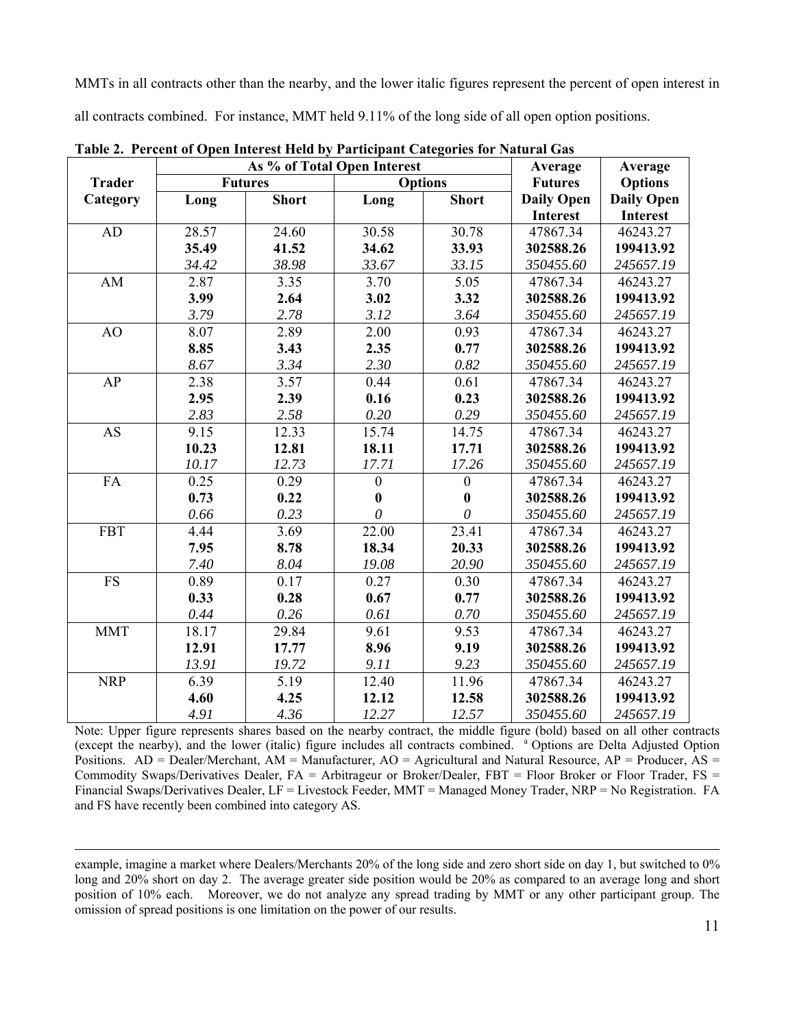MMTs in all contracts other than the nearby, and the lower italic figures represent the percent of open interest in all contracts combined. For instance, MMT held 9.11% of the long side of all open option positions.

**Table 2. Percent of Open Interest Held by Participant Categories for Natural Gas**

| Trader Category | As % of Total Open Interest | | | | Average Futures Daily Open Interest | Average Options Daily Open Interest |
|---|---|---|---|---|---|---|
| | Futures | | Options | | | |
| | Long | Short | Long | Short | | |
| AD | 28.57 | 24.60 | 30.58 | 30.78 | 47867.34 | 46243.27 |
| | **35.49** | **41.52** | **34.62** | **33.93** | **302588.26** | **199413.92** |
| | *34.42* | *38.98* | *33.67* | *33.15* | *350455.60* | *245657.19* |
| AM | 2.87 | 3.35 | 3.70 | 5.05 | 47867.34 | 46243.27 |
| | **3.99** | **2.64** | **3.02** | **3.32** | **302588.26** | **199413.92** |
| | *3.79* | *2.78* | *3.12* | *3.64* | *350455.60* | *245657.19* |
| AO | 8.07 | 2.89 | 2.00 | 0.93 | 47867.34 | 46243.27 |
| | **8.85** | **3.43** | **2.35** | **0.77** | **302588.26** | **199413.92** |
| | *8.67* | *3.34* | *2.30* | *0.82* | *350455.60* | *245657.19* |
| AP | 2.38 | 3.57 | 0.44 | 0.61 | 47867.34 | 46243.27 |
| | **2.95** | **2.39** | **0.16** | **0.23** | **302588.26** | **199413.92** |
| | *2.83* | *2.58* | *0.20* | *0.29* | *350455.60* | *245657.19* |
| AS | 9.15 | 12.33 | 15.74 | 14.75 | 47867.34 | 46243.27 |
| | **10.23** | **12.81** | **18.11** | **17.71** | **302588.26** | **199413.92** |
| | *10.17* | *12.73* | *17.71* | *17.26* | *350455.60* | *245657.19* |
| FA | 0.25 | 0.29 | 0 | 0 | 47867.34 | 46243.27 |
| | **0.73** | **0.22** | **0** | **0** | **302588.26** | **199413.92** |
| | *0.66* | *0.23* | *0* | *0* | *350455.60* | *245657.19* |
| FBT | 4.44 | 3.69 | 22.00 | 23.41 | 47867.34 | 46243.27 |
| | **7.95** | **8.78** | **18.34** | **20.33** | **302588.26** | **199413.92** |
| | *7.40* | *8.04* | *19.08* | *20.90* | *350455.60* | *245657.19* |
| FS | 0.89 | 0.17 | 0.27 | 0.30 | 47867.34 | 46243.27 |
| | **0.33** | **0.28** | **0.67** | **0.77** | **302588.26** | **199413.92** |
| | *0.44* | *0.26* | *0.61* | *0.70* | *350455.60* | *245657.19* |
| MMT | 18.17 | 29.84 | 9.61 | 9.53 | 47867.34 | 46243.27 |
| | **12.91** | **17.77** | **8.96** | **9.19** | **302588.26** | **199413.92** |
| | *13.91* | *19.72* | *9.11* | *9.23* | *350455.60* | *245657.19* |
| NRP | 6.39 | 5.19 | 12.40 | 11.96 | 47867.34 | 46243.27 |
| | **4.60** | **4.25** | **12.12** | **12.58** | **302588.26** | **199413.92** |
| | *4.91* | *4.36* | *12.27* | *12.57* | *350455.60* | *245657.19* |

Note: Upper figure represents shares based on the nearby contract, the middle figure (bold) based on all other contracts (except the nearby), and the lower (italic) figure includes all contracts combined. [a] Options are Delta Adjusted Option Positions. AD = Dealer/Merchant, AM = Manufacturer, AO = Agricultural and Natural Resource, AP = Producer, AS = Commodity Swaps/Derivatives Dealer, FA = Arbitrageur or Broker/Dealer, FBT = Floor Broker or Floor Trader, FS = Financial Swaps/Derivatives Dealer, LF = Livestock Feeder, MMT = Managed Money Trader, NRP = No Registration. FA and FS have recently been combined into category AS.

---

example, imagine a market where Dealers/Merchants 20% of the long side and zero short side on day 1, but switched to 0% long and 20% short on day 2. The average greater side position would be 20% as compared to an average long and short position of 10% each. Moreover, we do not analyze any spread trading by MMT or any other participant group. The omission of spread positions is one limitation on the power of our results.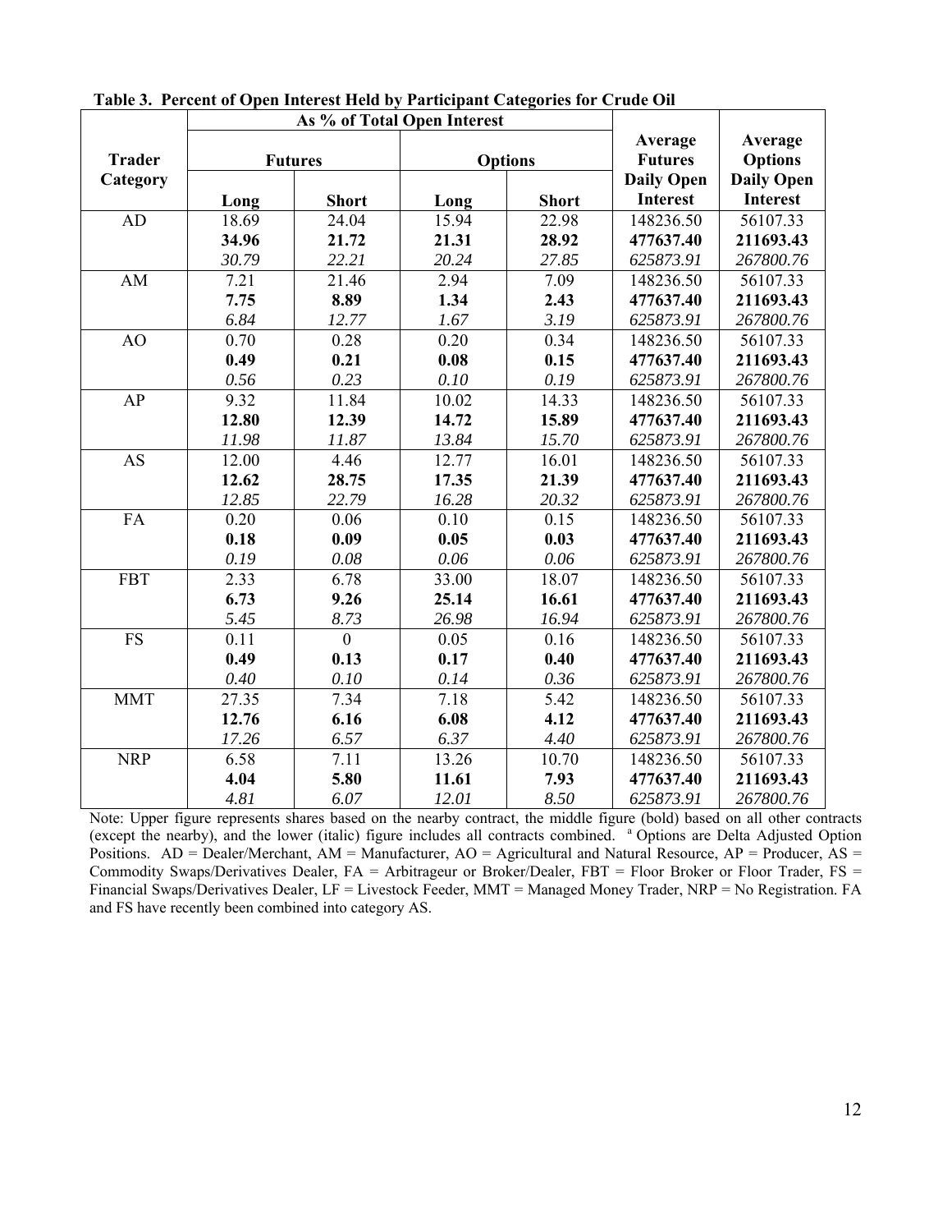**Table 3. Percent of Open Interest Held by Participant Categories for Crude Oil**

| Trader Category | As % of Total Open Interest | | | | Average Futures Daily Open Interest | Average Options Daily Open Interest |
|---|---|---|---|---|---|---|
| | Futures | | Options | | | |
| | Long | Short | Long | Short | | |
| AD | 18.69 | 24.04 | 15.94 | 22.98 | 148236.50 | 56107.33 |
| | **34.96** | **21.72** | **21.31** | **28.92** | **477637.40** | **211693.43** |
| | *30.79* | *22.21* | *20.24* | *27.85* | *625873.91* | *267800.76* |
| AM | 7.21 | 21.46 | 2.94 | 7.09 | 148236.50 | 56107.33 |
| | **7.75** | **8.89** | **1.34** | **2.43** | **477637.40** | **211693.43** |
| | *6.84* | *12.77* | *1.67* | *3.19* | *625873.91* | *267800.76* |
| AO | 0.70 | 0.28 | 0.20 | 0.34 | 148236.50 | 56107.33 |
| | **0.49** | **0.21** | **0.08** | **0.15** | **477637.40** | **211693.43** |
| | *0.56* | *0.23* | *0.10* | *0.19* | *625873.91* | *267800.76* |
| AP | 9.32 | 11.84 | 10.02 | 14.33 | 148236.50 | 56107.33 |
| | **12.80** | **12.39** | **14.72** | **15.89** | **477637.40** | **211693.43** |
| | *11.98* | *11.87* | *13.84* | *15.70* | *625873.91* | *267800.76* |
| AS | 12.00 | 4.46 | 12.77 | 16.01 | 148236.50 | 56107.33 |
| | **12.62** | **28.75** | **17.35** | **21.39** | **477637.40** | **211693.43** |
| | *12.85* | *22.79* | *16.28* | *20.32* | *625873.91* | *267800.76* |
| FA | 0.20 | 0.06 | 0.10 | 0.15 | 148236.50 | 56107.33 |
| | **0.18** | **0.09** | **0.05** | **0.03** | **477637.40** | **211693.43** |
| | *0.19* | *0.08* | *0.06* | *0.06* | *625873.91* | *267800.76* |
| FBT | 2.33 | 6.78 | 33.00 | 18.07 | 148236.50 | 56107.33 |
| | **6.73** | **9.26** | **25.14** | **16.61** | **477637.40** | **211693.43** |
| | *5.45* | *8.73* | *26.98* | *16.94* | *625873.91* | *267800.76* |
| FS | 0.11 | 0 | 0.05 | 0.16 | 148236.50 | 56107.33 |
| | **0.49** | **0.13** | **0.17** | **0.40** | **477637.40** | **211693.43** |
| | *0.40* | *0.10* | *0.14* | *0.36* | *625873.91* | *267800.76* |
| MMT | 27.35 | 7.34 | 7.18 | 5.42 | 148236.50 | 56107.33 |
| | **12.76** | **6.16** | **6.08** | **4.12** | **477637.40** | **211693.43** |
| | *17.26* | *6.57* | *6.37* | *4.40* | *625873.91* | *267800.76* |
| NRP | 6.58 | 7.11 | 13.26 | 10.70 | 148236.50 | 56107.33 |
| | **4.04** | **5.80** | **11.61** | **7.93** | **477637.40** | **211693.43** |
| | *4.81* | *6.07* | *12.01* | *8.50* | *625873.91* | *267800.76* |

Note: Upper figure represents shares based on the nearby contract, the middle figure (bold) based on all other contracts (except the nearby), and the lower (italic) figure includes all contracts combined. [a] Options are Delta Adjusted Option Positions. AD = Dealer/Merchant, AM = Manufacturer, AO = Agricultural and Natural Resource, AP = Producer, AS = Commodity Swaps/Derivatives Dealer, FA = Arbitrageur or Broker/Dealer, FBT = Floor Broker or Floor Trader, FS = Financial Swaps/Derivatives Dealer, LF = Livestock Feeder, MMT = Managed Money Trader, NRP = No Registration. FA and FS have recently been combined into category AS.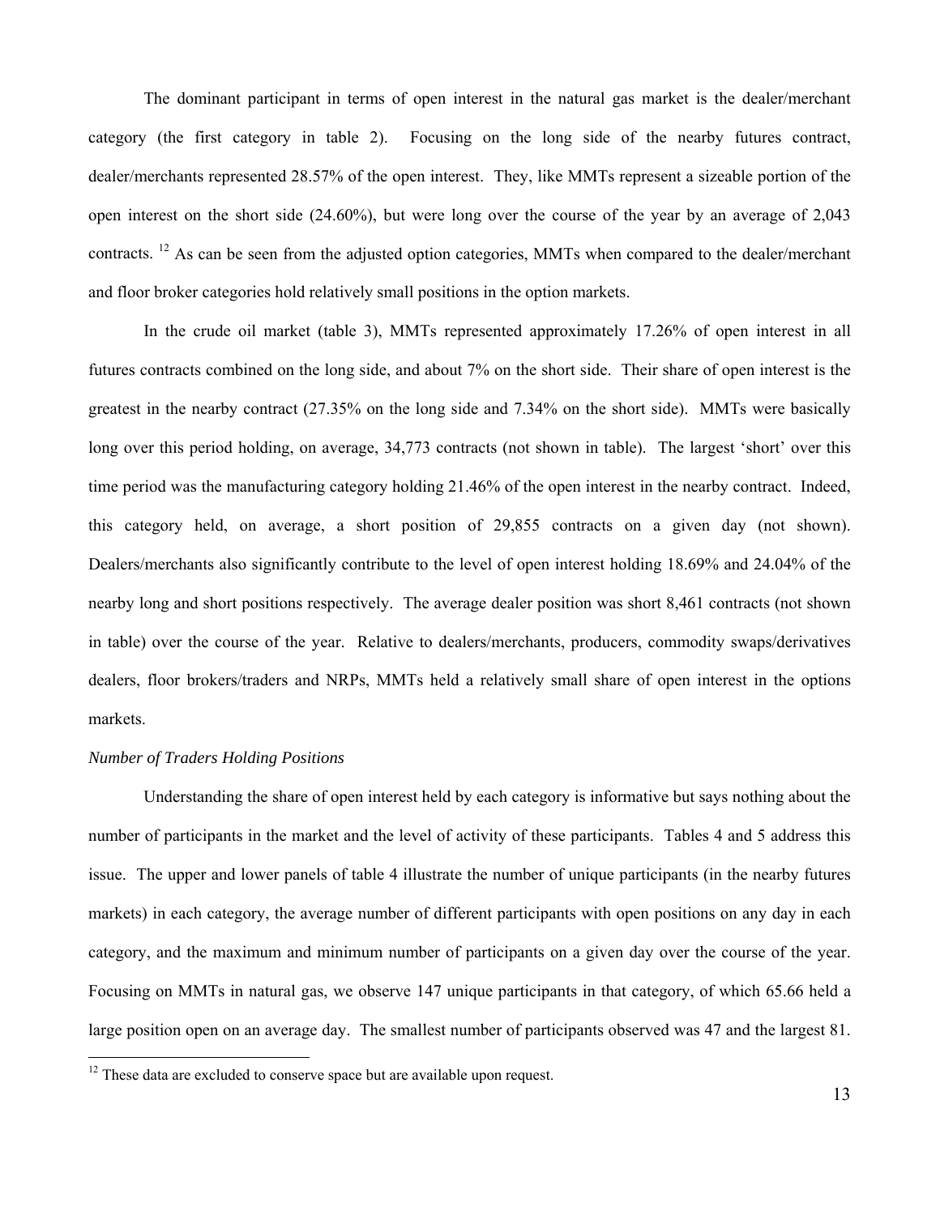The dominant participant in terms of open interest in the natural gas market is the dealer/merchant category (the first category in table 2). Focusing on the long side of the nearby futures contract, dealer/merchants represented 28.57% of the open interest. They, like MMTs represent a sizeable portion of the open interest on the short side (24.60%), but were long over the course of the year by an average of 2,043 contracts. [12] As can be seen from the adjusted option categories, MMTs when compared to the dealer/merchant and floor broker categories hold relatively small positions in the option markets.

In the crude oil market (table 3), MMTs represented approximately 17.26% of open interest in all futures contracts combined on the long side, and about 7% on the short side. Their share of open interest is the greatest in the nearby contract (27.35% on the long side and 7.34% on the short side). MMTs were basically long over this period holding, on average, 34,773 contracts (not shown in table). The largest 'short' over this time period was the manufacturing category holding 21.46% of the open interest in the nearby contract. Indeed, this category held, on average, a short position of 29,855 contracts on a given day (not shown). Dealers/merchants also significantly contribute to the level of open interest holding 18.69% and 24.04% of the nearby long and short positions respectively. The average dealer position was short 8,461 contracts (not shown in table) over the course of the year. Relative to dealers/merchants, producers, commodity swaps/derivatives dealers, floor brokers/traders and NRPs, MMTs held a relatively small share of open interest in the options markets.

*Number of Traders Holding Positions*

Understanding the share of open interest held by each category is informative but says nothing about the number of participants in the market and the level of activity of these participants. Tables 4 and 5 address this issue. The upper and lower panels of table 4 illustrate the number of unique participants (in the nearby futures markets) in each category, the average number of different participants with open positions on any day in each category, and the maximum and minimum number of participants on a given day over the course of the year. Focusing on MMTs in natural gas, we observe 147 unique participants in that category, of which 65.66 held a large position open on an average day. The smallest number of participants observed was 47 and the largest 81.

[12] These data are excluded to conserve space but are available upon request.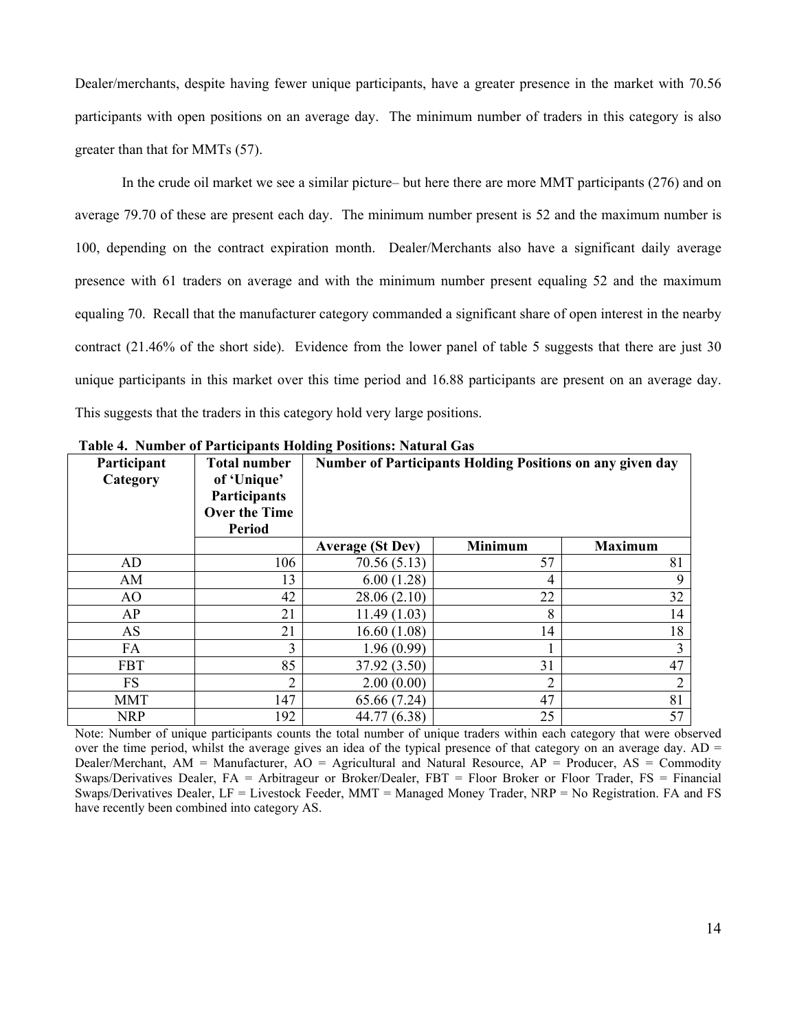Dealer/merchants, despite having fewer unique participants, have a greater presence in the market with 70.56 participants with open positions on an average day. The minimum number of traders in this category is also greater than that for MMTs (57).

In the crude oil market we see a similar picture– but here there are more MMT participants (276) and on average 79.70 of these are present each day. The minimum number present is 52 and the maximum number is 100, depending on the contract expiration month. Dealer/Merchants also have a significant daily average presence with 61 traders on average and with the minimum number present equaling 52 and the maximum equaling 70. Recall that the manufacturer category commanded a significant share of open interest in the nearby contract (21.46% of the short side). Evidence from the lower panel of table 5 suggests that there are just 30 unique participants in this market over this time period and 16.88 participants are present on an average day. This suggests that the traders in this category hold very large positions.

**Table 4. Number of Participants Holding Positions: Natural Gas**

| Participant Category | Total number of 'Unique' Participants Over the Time Period | Number of Participants Holding Positions on any given day | | |
|---|---|---|---|---|
| | | Average (St Dev) | Minimum | Maximum |
| AD | 106 | 70.56 (5.13) | 57 | 81 |
| AM | 13 | 6.00 (1.28) | 4 | 9 |
| AO | 42 | 28.06 (2.10) | 22 | 32 |
| AP | 21 | 11.49 (1.03) | 8 | 14 |
| AS | 21 | 16.60 (1.08) | 14 | 18 |
| FA | 3 | 1.96 (0.99) | 1 | 3 |
| FBT | 85 | 37.92 (3.50) | 31 | 47 |
| FS | 2 | 2.00 (0.00) | 2 | 2 |
| MMT | 147 | 65.66 (7.24) | 47 | 81 |
| NRP | 192 | 44.77 (6.38) | 25 | 57 |

Note: Number of unique participants counts the total number of unique traders within each category that were observed over the time period, whilst the average gives an idea of the typical presence of that category on an average day. AD = Dealer/Merchant, AM = Manufacturer, AO = Agricultural and Natural Resource, AP = Producer, AS = Commodity Swaps/Derivatives Dealer, FA = Arbitrageur or Broker/Dealer, FBT = Floor Broker or Floor Trader, FS = Financial Swaps/Derivatives Dealer, LF = Livestock Feeder, MMT = Managed Money Trader, NRP = No Registration. FA and FS have recently been combined into category AS.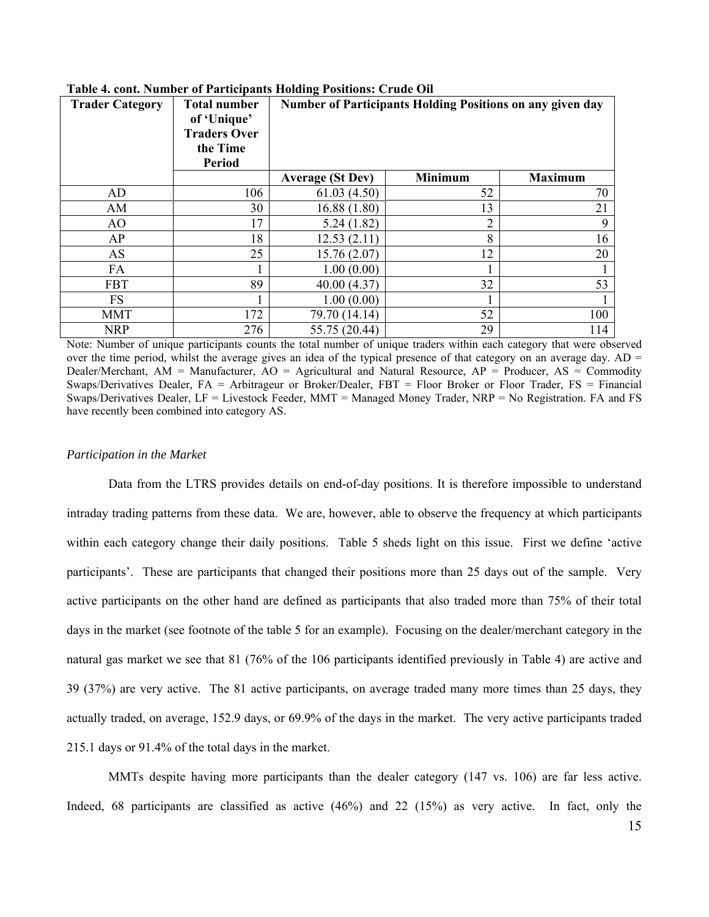**Table 4. cont. Number of Participants Holding Positions: Crude Oil**

| Trader Category | Total number of 'Unique' Traders Over the Time Period | Number of Participants Holding Positions on any given day | | |
|---|---|---|---|---|
| | | Average (St Dev) | Minimum | Maximum |
| AD | 106 | 61.03 (4.50) | 52 | 70 |
| AM | 30 | 16.88 (1.80) | 13 | 21 |
| AO | 17 | 5.24 (1.82) | 2 | 9 |
| AP | 18 | 12.53 (2.11) | 8 | 16 |
| AS | 25 | 15.76 (2.07) | 12 | 20 |
| FA | 1 | 1.00 (0.00) | 1 | 1 |
| FBT | 89 | 40.00 (4.37) | 32 | 53 |
| FS | 1 | 1.00 (0.00) | 1 | 1 |
| MMT | 172 | 79.70 (14.14) | 52 | 100 |
| NRP | 276 | 55.75 (20.44) | 29 | 114 |

Note: Number of unique participants counts the total number of unique traders within each category that were observed over the time period, whilst the average gives an idea of the typical presence of that category on an average day. AD = Dealer/Merchant, AM = Manufacturer, AO = Agricultural and Natural Resource, AP = Producer, AS = Commodity Swaps/Derivatives Dealer, FA = Arbitrageur or Broker/Dealer, FBT = Floor Broker or Floor Trader, FS = Financial Swaps/Derivatives Dealer, LF = Livestock Feeder, MMT = Managed Money Trader, NRP = No Registration. FA and FS have recently been combined into category AS.

*Participation in the Market*

Data from the LTRS provides details on end-of-day positions. It is therefore impossible to understand intraday trading patterns from these data. We are, however, able to observe the frequency at which participants within each category change their daily positions. Table 5 sheds light on this issue. First we define 'active participants'. These are participants that changed their positions more than 25 days out of the sample. Very active participants on the other hand are defined as participants that also traded more than 75% of their total days in the market (see footnote of the table 5 for an example). Focusing on the dealer/merchant category in the natural gas market we see that 81 (76% of the 106 participants identified previously in Table 4) are active and 39 (37%) are very active. The 81 active participants, on average traded many more times than 25 days, they actually traded, on average, 152.9 days, or 69.9% of the days in the market. The very active participants traded 215.1 days or 91.4% of the total days in the market.

MMTs despite having more participants than the dealer category (147 vs. 106) are far less active. Indeed, 68 participants are classified as active (46%) and 22 (15%) as very active. In fact, only the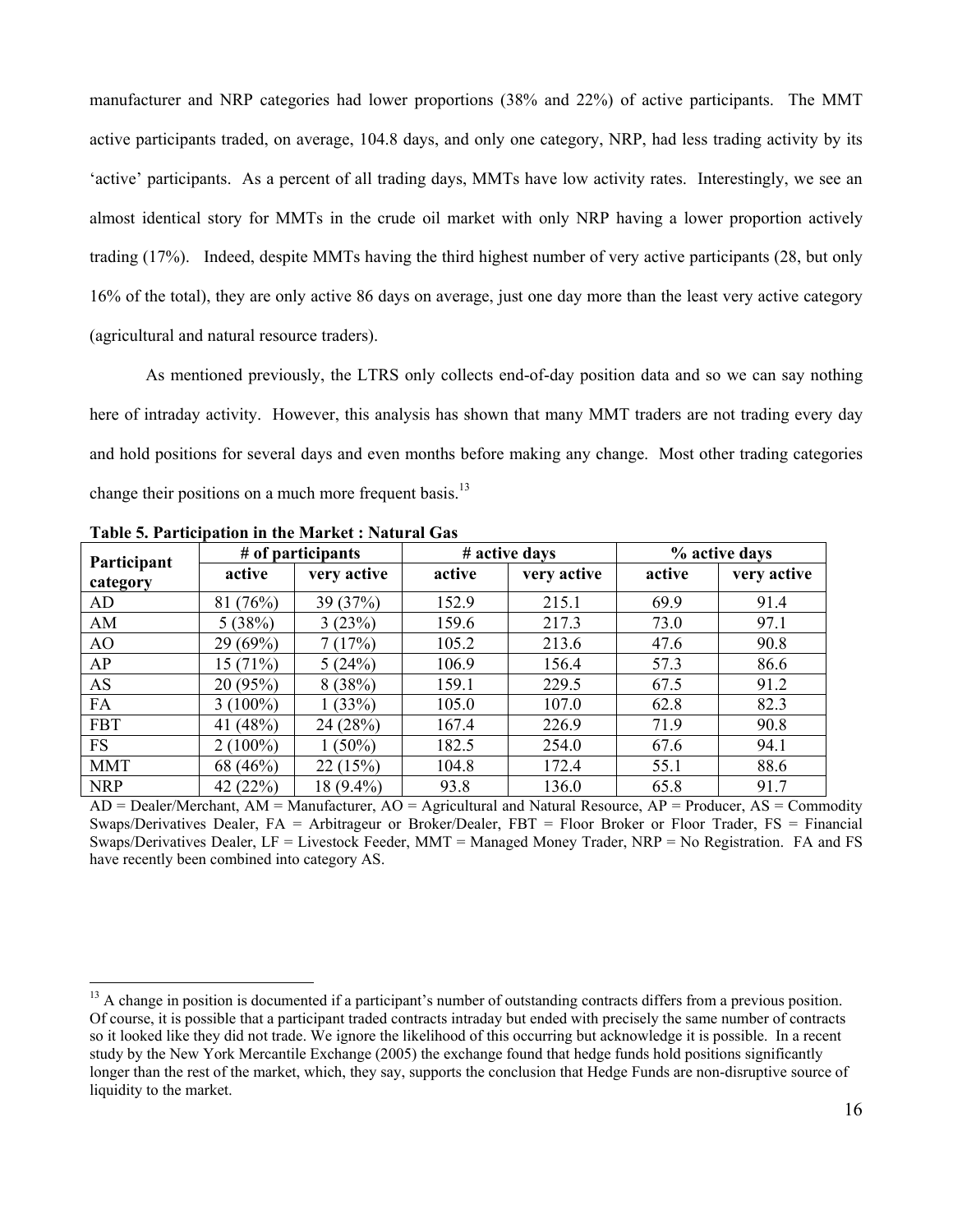manufacturer and NRP categories had lower proportions (38% and 22%) of active participants. The MMT active participants traded, on average, 104.8 days, and only one category, NRP, had less trading activity by its 'active' participants. As a percent of all trading days, MMTs have low activity rates. Interestingly, we see an almost identical story for MMTs in the crude oil market with only NRP having a lower proportion actively trading (17%). Indeed, despite MMTs having the third highest number of very active participants (28, but only 16% of the total), they are only active 86 days on average, just one day more than the least very active category (agricultural and natural resource traders).

As mentioned previously, the LTRS only collects end-of-day position data and so we can say nothing here of intraday activity. However, this analysis has shown that many MMT traders are not trading every day and hold positions for several days and even months before making any change. Most other trading categories change their positions on a much more frequent basis.[13]

**Table 5. Participation in the Market : Natural Gas**

| Participant category | # of participants | | # active days | | % active days | |
|---|---|---|---|---|---|---|
| | active | very active | active | very active | active | very active |
| AD | 81 (76%) | 39 (37%) | 152.9 | 215.1 | 69.9 | 91.4 |
| AM | 5 (38%) | 3 (23%) | 159.6 | 217.3 | 73.0 | 97.1 |
| AO | 29 (69%) | 7 (17%) | 105.2 | 213.6 | 47.6 | 90.8 |
| AP | 15 (71%) | 5 (24%) | 106.9 | 156.4 | 57.3 | 86.6 |
| AS | 20 (95%) | 8 (38%) | 159.1 | 229.5 | 67.5 | 91.2 |
| FA | 3 (100%) | 1 (33%) | 105.0 | 107.0 | 62.8 | 82.3 |
| FBT | 41 (48%) | 24 (28%) | 167.4 | 226.9 | 71.9 | 90.8 |
| FS | 2 (100%) | 1 (50%) | 182.5 | 254.0 | 67.6 | 94.1 |
| MMT | 68 (46%) | 22 (15%) | 104.8 | 172.4 | 55.1 | 88.6 |
| NRP | 42 (22%) | 18 (9.4%) | 93.8 | 136.0 | 65.8 | 91.7 |

AD = Dealer/Merchant, AM = Manufacturer, AO = Agricultural and Natural Resource, AP = Producer, AS = Commodity Swaps/Derivatives Dealer, FA = Arbitrageur or Broker/Dealer, FBT = Floor Broker or Floor Trader, FS = Financial Swaps/Derivatives Dealer, LF = Livestock Feeder, MMT = Managed Money Trader, NRP = No Registration. FA and FS have recently been combined into category AS.

---

[13] A change in position is documented if a participant's number of outstanding contracts differs from a previous position. Of course, it is possible that a participant traded contracts intraday but ended with precisely the same number of contracts so it looked like they did not trade. We ignore the likelihood of this occurring but acknowledge it is possible. In a recent study by the New York Mercantile Exchange (2005) the exchange found that hedge funds hold positions significantly longer than the rest of the market, which, they say, supports the conclusion that Hedge Funds are non-disruptive source of liquidity to the market.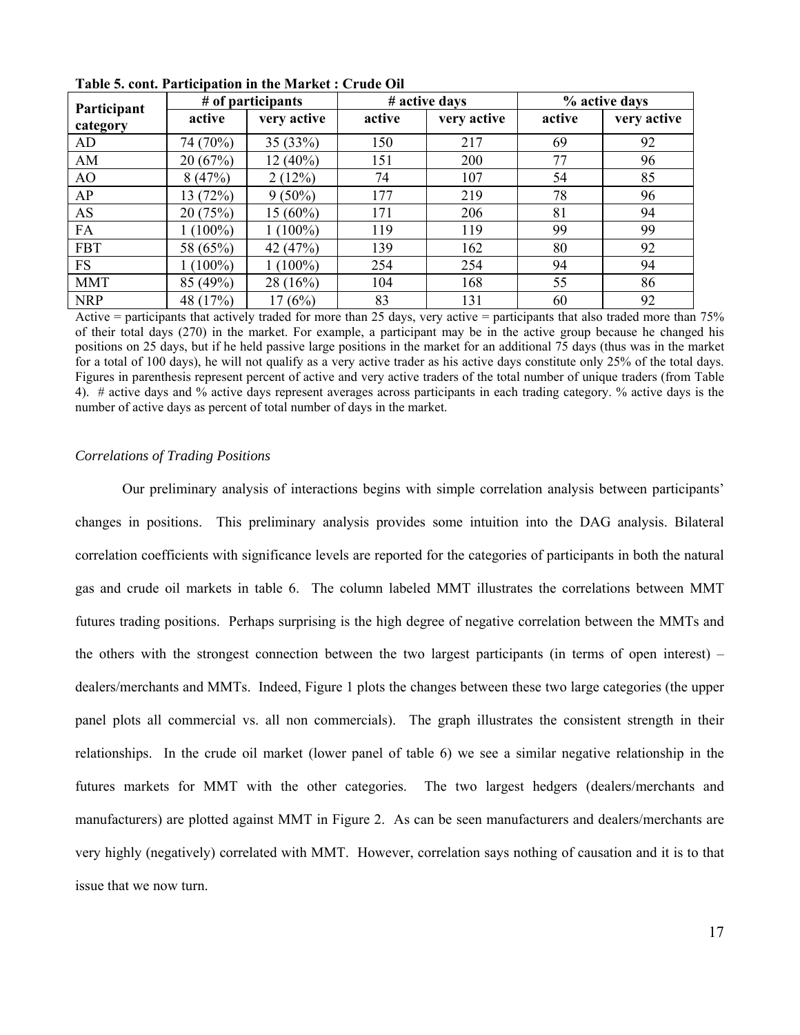**Table 5. cont. Participation in the Market : Crude Oil**

| Participant category | # of participants | | # active days | | % active days | |
|---|---|---|---|---|---|---|
| | active | very active | active | very active | active | very active |
| AD | 74 (70%) | 35 (33%) | 150 | 217 | 69 | 92 |
| AM | 20 (67%) | 12 (40%) | 151 | 200 | 77 | 96 |
| AO | 8 (47%) | 2 (12%) | 74 | 107 | 54 | 85 |
| AP | 13 (72%) | 9 (50%) | 177 | 219 | 78 | 96 |
| AS | 20 (75%) | 15 (60%) | 171 | 206 | 81 | 94 |
| FA | 1 (100%) | 1 (100%) | 119 | 119 | 99 | 99 |
| FBT | 58 (65%) | 42 (47%) | 139 | 162 | 80 | 92 |
| FS | 1 (100%) | 1 (100%) | 254 | 254 | 94 | 94 |
| MMT | 85 (49%) | 28 (16%) | 104 | 168 | 55 | 86 |
| NRP | 48 (17%) | 17 (6%) | 83 | 131 | 60 | 92 |

Active = participants that actively traded for more than 25 days, very active = participants that also traded more than 75% of their total days (270) in the market. For example, a participant may be in the active group because he changed his positions on 25 days, but if he held passive large positions in the market for an additional 75 days (thus was in the market for a total of 100 days), he will not qualify as a very active trader as his active days constitute only 25% of the total days. Figures in parenthesis represent percent of active and very active traders of the total number of unique traders (from Table 4). # active days and % active days represent averages across participants in each trading category. % active days is the number of active days as percent of total number of days in the market.

*Correlations of Trading Positions*

Our preliminary analysis of interactions begins with simple correlation analysis between participants' changes in positions. This preliminary analysis provides some intuition into the DAG analysis. Bilateral correlation coefficients with significance levels are reported for the categories of participants in both the natural gas and crude oil markets in table 6. The column labeled MMT illustrates the correlations between MMT futures trading positions. Perhaps surprising is the high degree of negative correlation between the MMTs and the others with the strongest connection between the two largest participants (in terms of open interest) – dealers/merchants and MMTs. Indeed, Figure 1 plots the changes between these two large categories (the upper panel plots all commercial vs. all non commercials). The graph illustrates the consistent strength in their relationships. In the crude oil market (lower panel of table 6) we see a similar negative relationship in the futures markets for MMT with the other categories. The two largest hedgers (dealers/merchants and manufacturers) are plotted against MMT in Figure 2. As can be seen manufacturers and dealers/merchants are very highly (negatively) correlated with MMT. However, correlation says nothing of causation and it is to that issue that we now turn.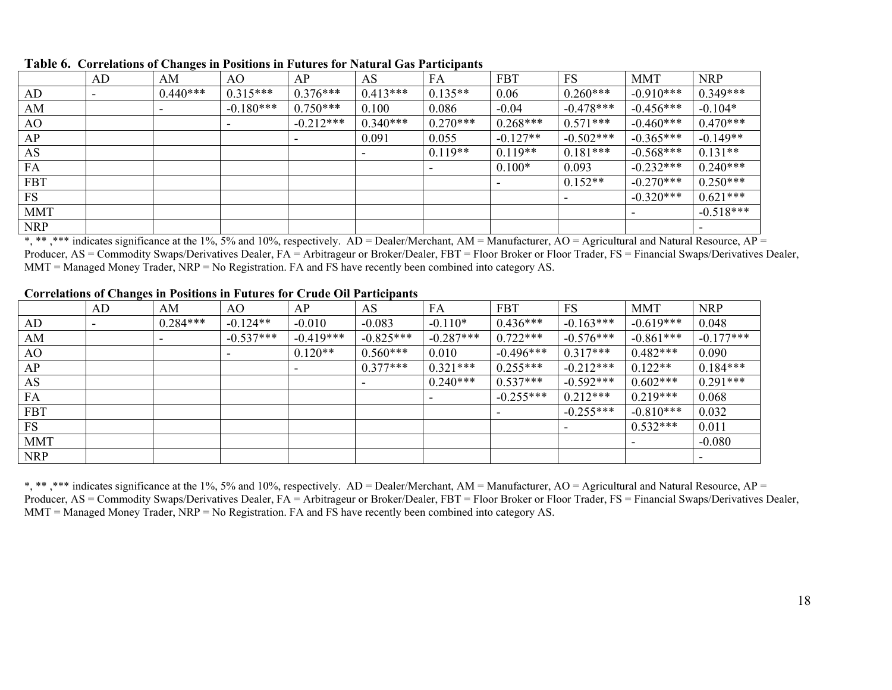**Table 6. Correlations of Changes in Positions in Futures for Natural Gas Participants**

| | AD | AM | AO | AP | AS | FA | FBT | FS | MMT | NRP |
|---|---|---|---|---|---|---|---|---|---|---|
| AD | - | 0.440*** | 0.315*** | 0.376*** | 0.413*** | 0.135** | 0.06 | 0.260*** | -0.910*** | 0.349*** |
| AM | | - | -0.180*** | 0.750*** | 0.100 | 0.086 | -0.04 | -0.478*** | -0.456*** | -0.104* |
| AO | | | - | -0.212*** | 0.340*** | 0.270*** | 0.268*** | 0.571*** | -0.460*** | 0.470*** |
| AP | | | | - | 0.091 | 0.055 | -0.127** | -0.502*** | -0.365*** | -0.149** |
| AS | | | | | - | 0.119** | 0.119** | 0.181*** | -0.568*** | 0.131** |
| FA | | | | | | - | 0.100* | 0.093 | -0.232*** | 0.240*** |
| FBT | | | | | | | - | 0.152** | -0.270*** | 0.250*** |
| FS | | | | | | | | - | -0.320*** | 0.621*** |
| MMT | | | | | | | | | - | -0.518*** |
| NRP | | | | | | | | | | - |

*, ** ,*** indicates significance at the 1%, 5% and 10%, respectively. AD = Dealer/Merchant, AM = Manufacturer, AO = Agricultural and Natural Resource, AP = Producer, AS = Commodity Swaps/Derivatives Dealer, FA = Arbitrageur or Broker/Dealer, FBT = Floor Broker or Floor Trader, FS = Financial Swaps/Derivatives Dealer, MMT = Managed Money Trader, NRP = No Registration. FA and FS have recently been combined into category AS.

**Correlations of Changes in Positions in Futures for Crude Oil Participants**

| | AD | AM | AO | AP | AS | FA | FBT | FS | MMT | NRP |
|---|---|---|---|---|---|---|---|---|---|---|
| AD | - | 0.284*** | -0.124** | -0.010 | -0.083 | -0.110* | 0.436*** | -0.163*** | -0.619*** | 0.048 |
| AM | | - | -0.537*** | -0.419*** | -0.825*** | -0.287*** | 0.722*** | -0.576*** | -0.861*** | -0.177*** |
| AO | | | - | 0.120** | 0.560*** | 0.010 | -0.496*** | 0.317*** | 0.482*** | 0.090 |
| AP | | | | - | 0.377*** | 0.321*** | 0.255*** | -0.212*** | 0.122** | 0.184*** |
| AS | | | | | - | 0.240*** | 0.537*** | -0.592*** | 0.602*** | 0.291*** |
| FA | | | | | | - | -0.255*** | 0.212*** | 0.219*** | 0.068 |
| FBT | | | | | | | - | -0.255*** | -0.810*** | 0.032 |
| FS | | | | | | | | - | 0.532*** | 0.011 |
| MMT | | | | | | | | | - | -0.080 |
| NRP | | | | | | | | | | - |

*, ** ,*** indicates significance at the 1%, 5% and 10%, respectively. AD = Dealer/Merchant, AM = Manufacturer, AO = Agricultural and Natural Resource, AP = Producer, AS = Commodity Swaps/Derivatives Dealer, FA = Arbitrageur or Broker/Dealer, FBT = Floor Broker or Floor Trader, FS = Financial Swaps/Derivatives Dealer, MMT = Managed Money Trader, NRP = No Registration. FA and FS have recently been combined into category AS.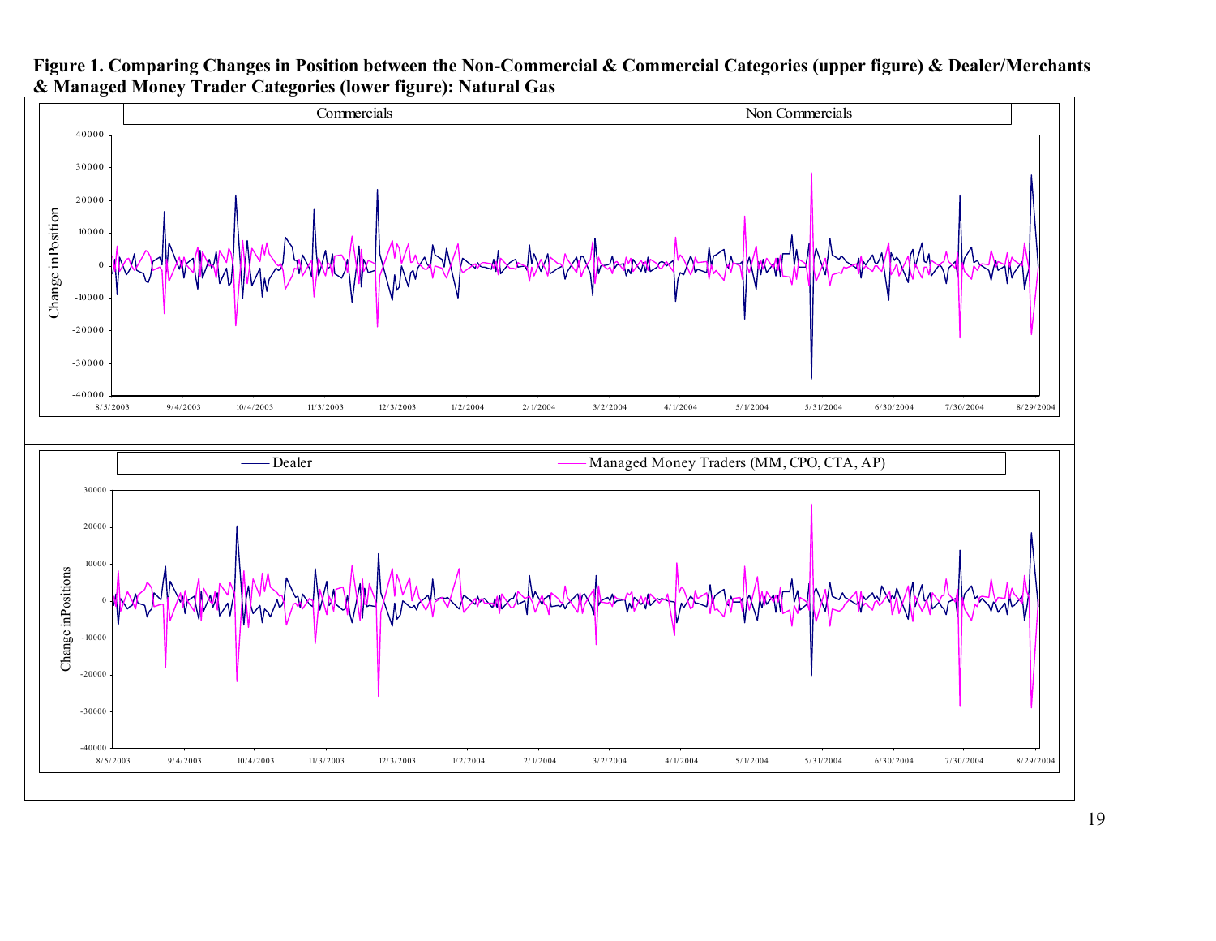**Figure 1. Comparing Changes in Position between the Non-Commercial & Commercial Categories (upper figure) & Dealer/Merchants & Managed Money Trader Categories (lower figure): Natural Gas**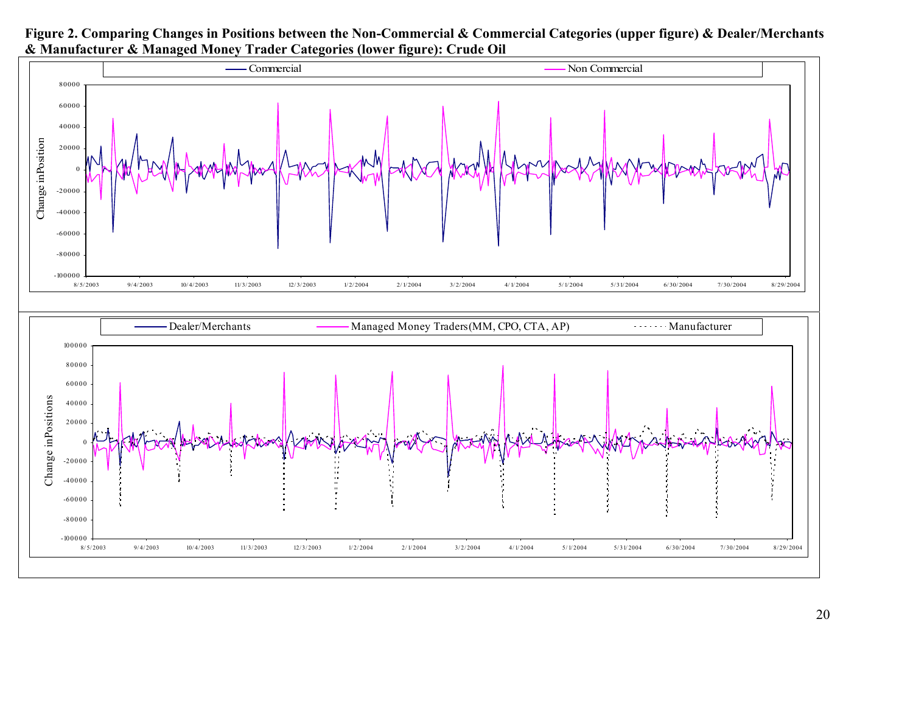**Figure 2. Comparing Changes in Positions between the Non-Commercial & Commercial Categories (upper figure) & Dealer/Merchants & Manufacturer & Managed Money Trader Categories (lower figure): Crude Oil**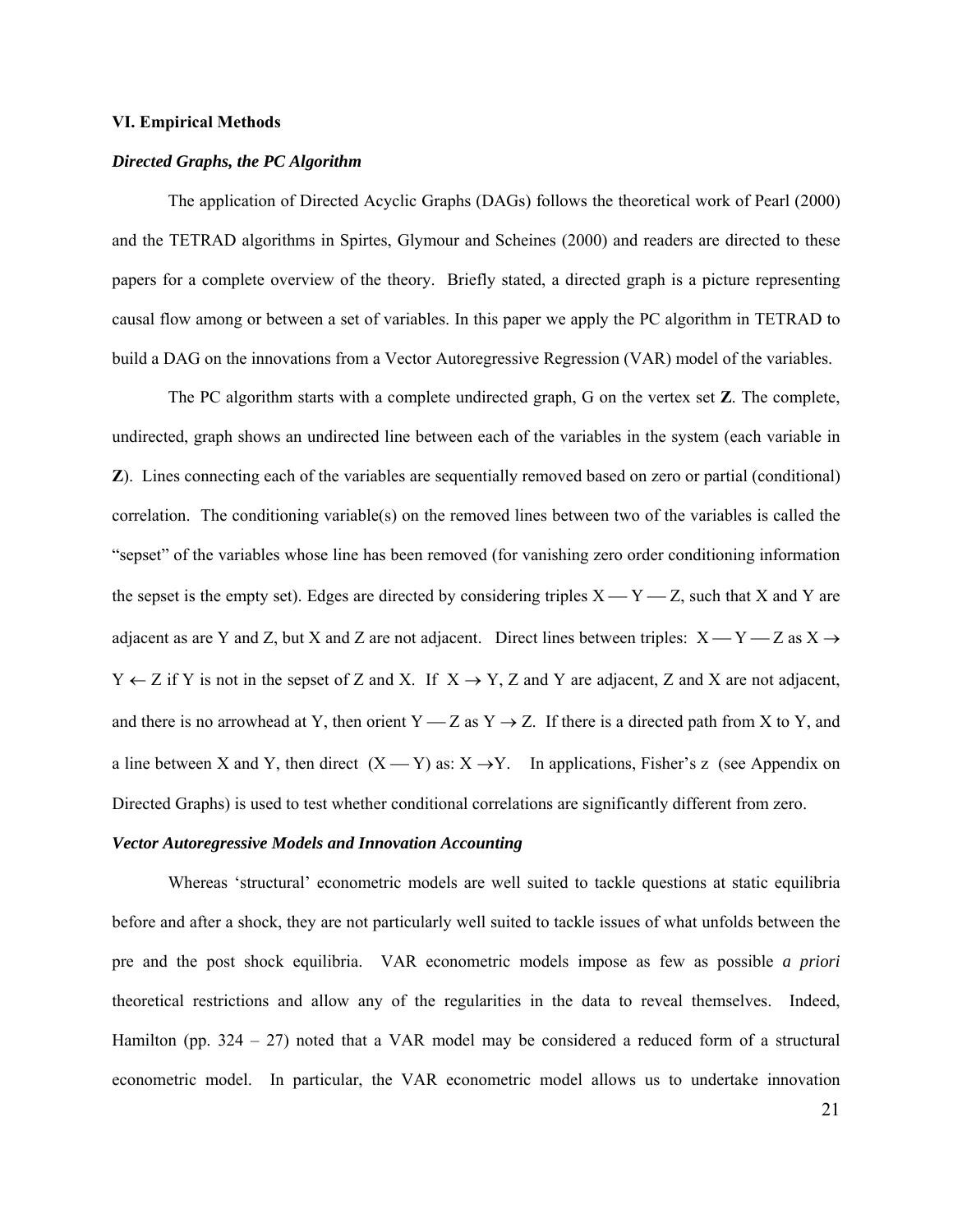## VI. Empirical Methods

### *Directed Graphs, the PC Algorithm*

The application of Directed Acyclic Graphs (DAGs) follows the theoretical work of Pearl (2000) and the TETRAD algorithms in Spirtes, Glymour and Scheines (2000) and readers are directed to these papers for a complete overview of the theory. Briefly stated, a directed graph is a picture representing causal flow among or between a set of variables. In this paper we apply the PC algorithm in TETRAD to build a DAG on the innovations from a Vector Autoregressive Regression (VAR) model of the variables.

The PC algorithm starts with a complete undirected graph, G on the vertex set **Z**. The complete, undirected, graph shows an undirected line between each of the variables in the system (each variable in **Z**). Lines connecting each of the variables are sequentially removed based on zero or partial (conditional) correlation. The conditioning variable(s) on the removed lines between two of the variables is called the "sepset" of the variables whose line has been removed (for vanishing zero order conditioning information the sepset is the empty set). Edges are directed by considering triples X — Y — Z, such that X and Y are adjacent as are Y and Z, but X and Z are not adjacent. Direct lines between triples: X — Y — Z as $X \rightarrow Y \leftarrow Z$ if Y is not in the sepset of Z and X. If $X \rightarrow Y$, Z and Y are adjacent, Z and X are not adjacent, and there is no arrowhead at Y, then orient Y — Z as $Y \rightarrow Z$. If there is a directed path from X to Y, and a line between X and Y, then direct (X — Y) as: $X \rightarrow Y$. In applications, Fisher's z (see Appendix on Directed Graphs) is used to test whether conditional correlations are significantly different from zero.

### *Vector Autoregressive Models and Innovation Accounting*

Whereas 'structural' econometric models are well suited to tackle questions at static equilibria before and after a shock, they are not particularly well suited to tackle issues of what unfolds between the pre and the post shock equilibria. VAR econometric models impose as few as possible *a priori* theoretical restrictions and allow any of the regularities in the data to reveal themselves. Indeed, Hamilton (pp. 324 – 27) noted that a VAR model may be considered a reduced form of a structural econometric model. In particular, the VAR econometric model allows us to undertake innovation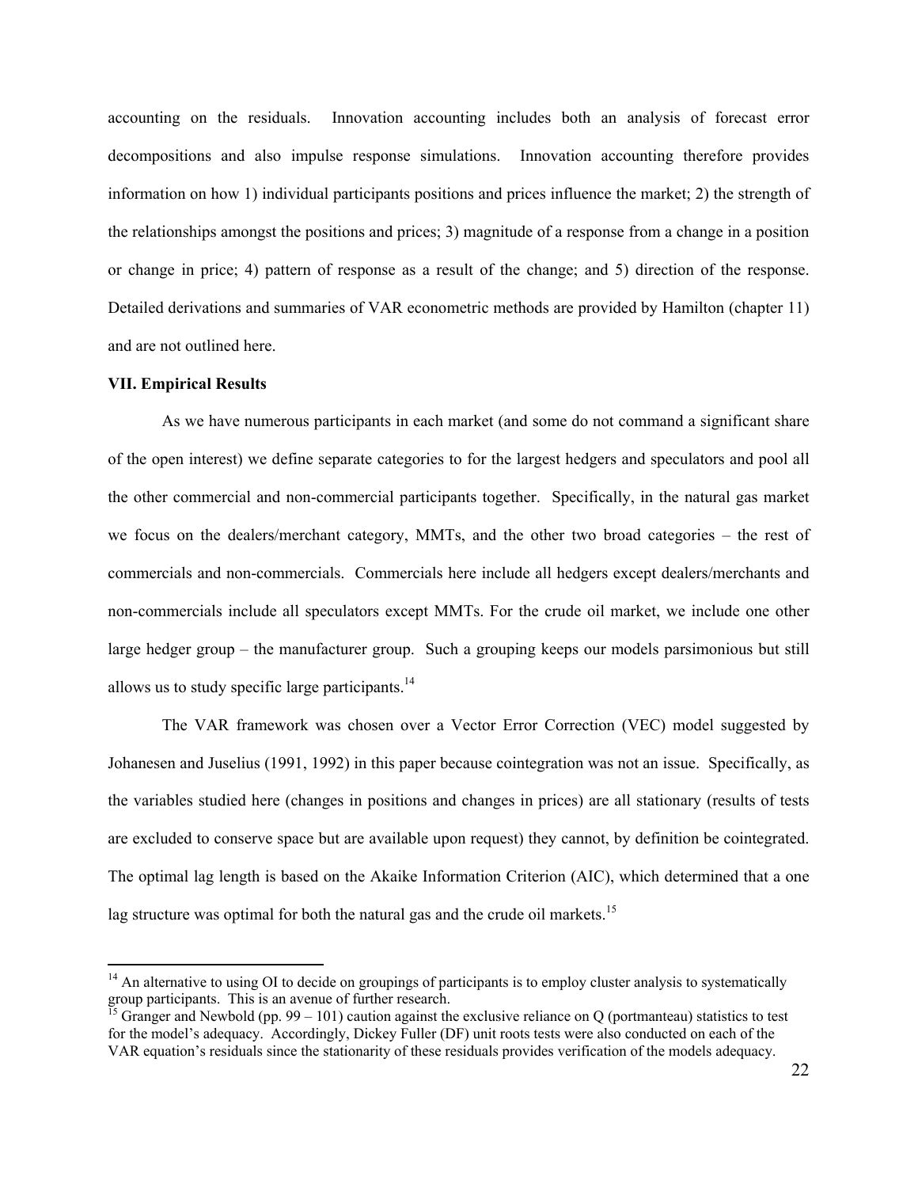accounting on the residuals. Innovation accounting includes both an analysis of forecast error decompositions and also impulse response simulations. Innovation accounting therefore provides information on how 1) individual participants positions and prices influence the market; 2) the strength of the relationships amongst the positions and prices; 3) magnitude of a response from a change in a position or change in price; 4) pattern of response as a result of the change; and 5) direction of the response. Detailed derivations and summaries of VAR econometric methods are provided by Hamilton (chapter 11) and are not outlined here.

**VII. Empirical Results**

As we have numerous participants in each market (and some do not command a significant share of the open interest) we define separate categories to for the largest hedgers and speculators and pool all the other commercial and non-commercial participants together. Specifically, in the natural gas market we focus on the dealers/merchant category, MMTs, and the other two broad categories – the rest of commercials and non-commercials. Commercials here include all hedgers except dealers/merchants and non-commercials include all speculators except MMTs. For the crude oil market, we include one other large hedger group – the manufacturer group. Such a grouping keeps our models parsimonious but still allows us to study specific large participants.[14]

The VAR framework was chosen over a Vector Error Correction (VEC) model suggested by Johanesen and Juselius (1991, 1992) in this paper because cointegration was not an issue. Specifically, as the variables studied here (changes in positions and changes in prices) are all stationary (results of tests are excluded to conserve space but are available upon request) they cannot, by definition be cointegrated. The optimal lag length is based on the Akaike Information Criterion (AIC), which determined that a one lag structure was optimal for both the natural gas and the crude oil markets.[15]

[14] An alternative to using OI to decide on groupings of participants is to employ cluster analysis to systematically group participants. This is an avenue of further research.

[15] Granger and Newbold (pp. 99 – 101) caution against the exclusive reliance on Q (portmanteau) statistics to test for the model's adequacy. Accordingly, Dickey Fuller (DF) unit roots tests were also conducted on each of the VAR equation's residuals since the stationarity of these residuals provides verification of the models adequacy.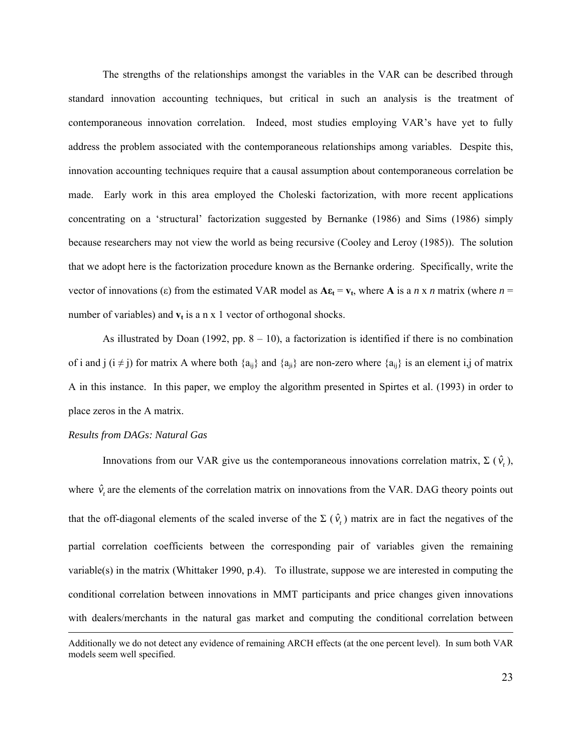The strengths of the relationships amongst the variables in the VAR can be described through standard innovation accounting techniques, but critical in such an analysis is the treatment of contemporaneous innovation correlation. Indeed, most studies employing VAR's have yet to fully address the problem associated with the contemporaneous relationships among variables. Despite this, innovation accounting techniques require that a causal assumption about contemporaneous correlation be made. Early work in this area employed the Choleski factorization, with more recent applications concentrating on a 'structural' factorization suggested by Bernanke (1986) and Sims (1986) simply because researchers may not view the world as being recursive (Cooley and Leroy (1985)). The solution that we adopt here is the factorization procedure known as the Bernanke ordering. Specifically, write the vector of innovations ($\varepsilon$) from the estimated VAR model as $\mathbf{A}\boldsymbol{\varepsilon}_\mathbf{t} = \mathbf{v}_\mathbf{t}$, where $\mathbf{A}$ is a $n$ x $n$ matrix (where $n$ = number of variables) and $\mathbf{v}_\mathbf{t}$ is a n x 1 vector of orthogonal shocks.

As illustrated by Doan (1992, pp. 8 – 10), a factorization is identified if there is no combination of i and j ($i \neq j$) for matrix A where both $\{a_{ij}\}$ and $\{a_{ji}\}$ are non-zero where $\{a_{ij}\}$ is an element i,j of matrix A in this instance. In this paper, we employ the algorithm presented in Spirtes et al. (1993) in order to place zeros in the A matrix.

*Results from DAGs: Natural Gas*

Innovations from our VAR give us the contemporaneous innovations correlation matrix, $\Sigma\ (\hat{v}_t)$, where $\hat{v}_t$ are the elements of the correlation matrix on innovations from the VAR. DAG theory points out that the off-diagonal elements of the scaled inverse of the $\Sigma\ (\hat{v}_t)$ matrix are in fact the negatives of the partial correlation coefficients between the corresponding pair of variables given the remaining variable(s) in the matrix (Whittaker 1990, p.4). To illustrate, suppose we are interested in computing the conditional correlation between innovations in MMT participants and price changes given innovations with dealers/merchants in the natural gas market and computing the conditional correlation between

---

Additionally we do not detect any evidence of remaining ARCH effects (at the one percent level). In sum both VAR models seem well specified.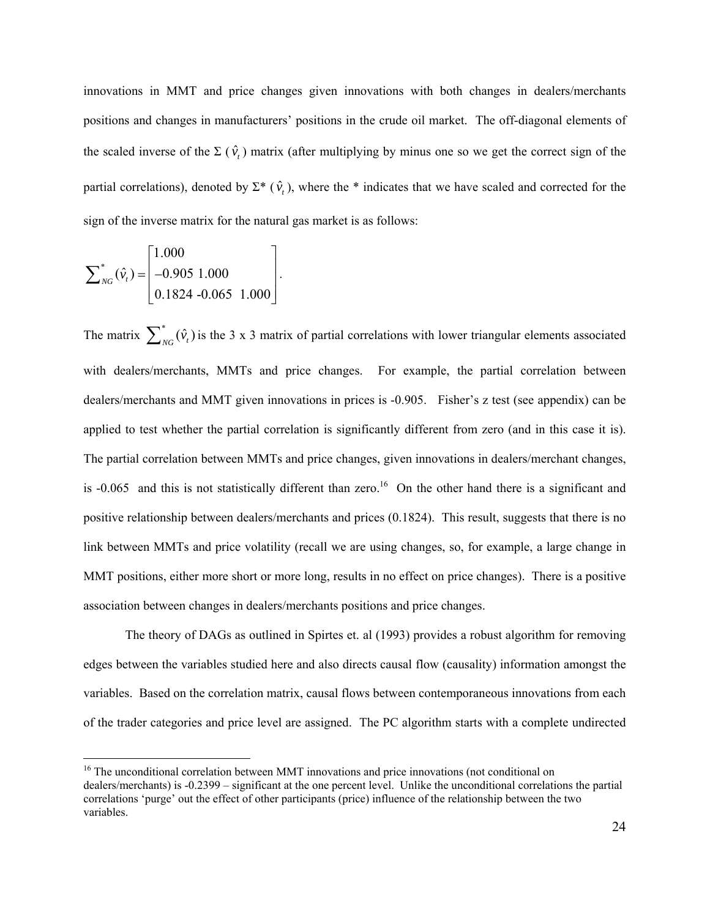innovations in MMT and price changes given innovations with both changes in dealers/merchants positions and changes in manufacturers' positions in the crude oil market. The off-diagonal elements of the scaled inverse of the $\Sigma$ ($\hat{v}_t$) matrix (after multiplying by minus one so we get the correct sign of the partial correlations), denoted by $\Sigma^*$ ($\hat{v}_t$), where the * indicates that we have scaled and corrected for the sign of the inverse matrix for the natural gas market is as follows:

$$\sum\nolimits_{NG}^{*}(\hat{v}_t) = \begin{bmatrix} 1.000 & & \\ -0.905 & 1.000 & \\ 0.1824 & -0.065 & 1.000 \end{bmatrix}.$$

The matrix $\sum\nolimits_{NG}^{*}(\hat{v}_t)$ is the 3 x 3 matrix of partial correlations with lower triangular elements associated with dealers/merchants, MMTs and price changes. For example, the partial correlation between dealers/merchants and MMT given innovations in prices is -0.905. Fisher's z test (see appendix) can be applied to test whether the partial correlation is significantly different from zero (and in this case it is). The partial correlation between MMTs and price changes, given innovations in dealers/merchant changes, is -0.065 and this is not statistically different than zero.[16] On the other hand there is a significant and positive relationship between dealers/merchants and prices (0.1824). This result, suggests that there is no link between MMTs and price volatility (recall we are using changes, so, for example, a large change in MMT positions, either more short or more long, results in no effect on price changes). There is a positive association between changes in dealers/merchants positions and price changes.

The theory of DAGs as outlined in Spirtes et. al (1993) provides a robust algorithm for removing edges between the variables studied here and also directs causal flow (causality) information amongst the variables. Based on the correlation matrix, causal flows between contemporaneous innovations from each of the trader categories and price level are assigned. The PC algorithm starts with a complete undirected

[16] The unconditional correlation between MMT innovations and price innovations (not conditional on dealers/merchants) is -0.2399 – significant at the one percent level. Unlike the unconditional correlations the partial correlations 'purge' out the effect of other participants (price) influence of the relationship between the two variables.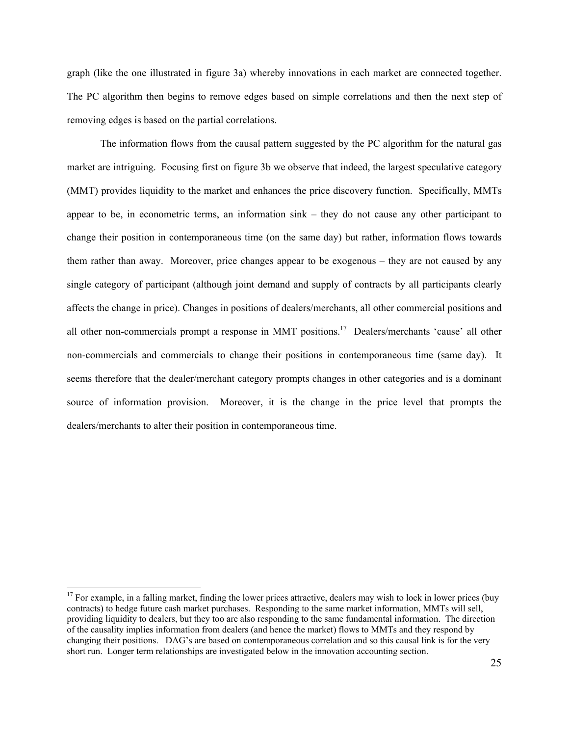graph (like the one illustrated in figure 3a) whereby innovations in each market are connected together. The PC algorithm then begins to remove edges based on simple correlations and then the next step of removing edges is based on the partial correlations.

The information flows from the causal pattern suggested by the PC algorithm for the natural gas market are intriguing. Focusing first on figure 3b we observe that indeed, the largest speculative category (MMT) provides liquidity to the market and enhances the price discovery function. Specifically, MMTs appear to be, in econometric terms, an information sink – they do not cause any other participant to change their position in contemporaneous time (on the same day) but rather, information flows towards them rather than away. Moreover, price changes appear to be exogenous – they are not caused by any single category of participant (although joint demand and supply of contracts by all participants clearly affects the change in price). Changes in positions of dealers/merchants, all other commercial positions and all other non-commercials prompt a response in MMT positions.[17] Dealers/merchants 'cause' all other non-commercials and commercials to change their positions in contemporaneous time (same day). It seems therefore that the dealer/merchant category prompts changes in other categories and is a dominant source of information provision. Moreover, it is the change in the price level that prompts the dealers/merchants to alter their position in contemporaneous time.

[17] For example, in a falling market, finding the lower prices attractive, dealers may wish to lock in lower prices (buy contracts) to hedge future cash market purchases. Responding to the same market information, MMTs will sell, providing liquidity to dealers, but they too are also responding to the same fundamental information. The direction of the causality implies information from dealers (and hence the market) flows to MMTs and they respond by changing their positions. DAG's are based on contemporaneous correlation and so this causal link is for the very short run. Longer term relationships are investigated below in the innovation accounting section.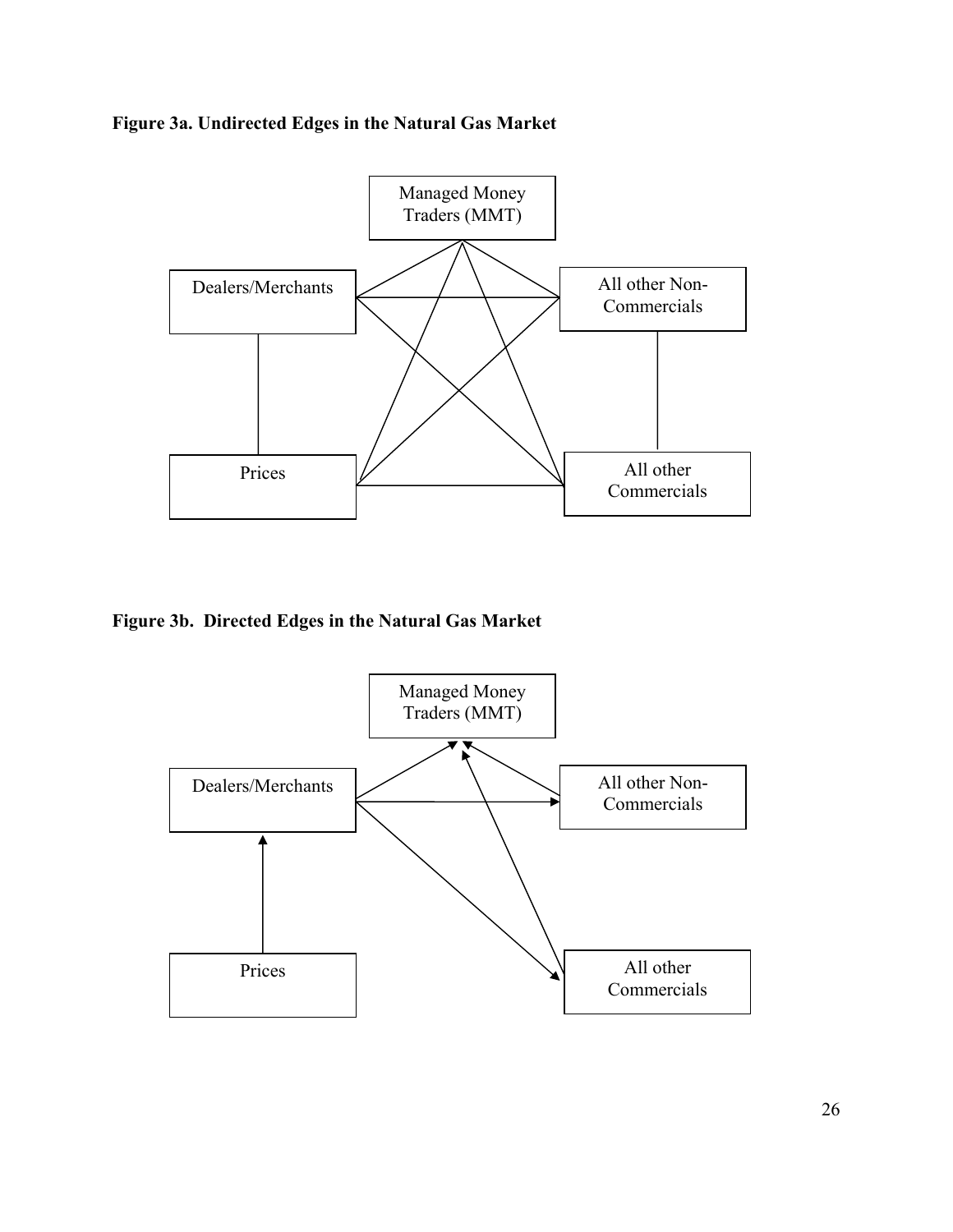**Figure 3a. Undirected Edges in the Natural Gas Market**

Managed Money Traders (MMT)

Dealers/Merchants

All other Non-Commercials

Prices

All other Commercials

**Figure 3b. Directed Edges in the Natural Gas Market**

Managed Money Traders (MMT)

Dealers/Merchants

All other Non-Commercials

Prices

All other Commercials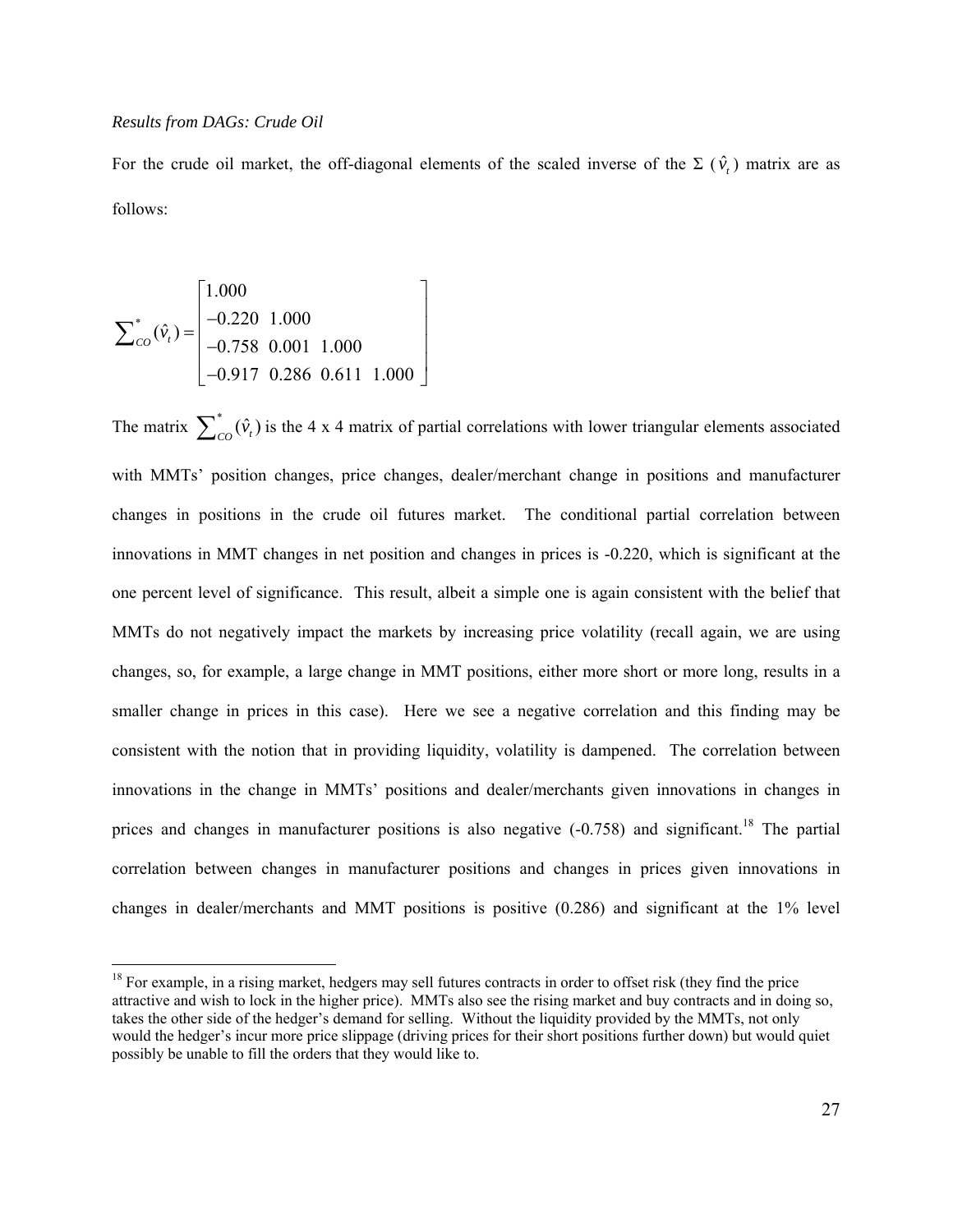*Results from DAGs: Crude Oil*

For the crude oil market, the off-diagonal elements of the scaled inverse of the $\Sigma\ (\hat{v}_t)$ matrix are as follows:

$$\sum\nolimits_{CO}^{*}(\hat{v}_t) = \begin{bmatrix} 1.000 & & & \\ -0.220 & 1.000 & & \\ -0.758 & 0.001 & 1.000 & \\ -0.917 & 0.286 & 0.611 & 1.000 \end{bmatrix}$$

The matrix $\sum\nolimits_{CO}^{*}(\hat{v}_t)$ is the 4 x 4 matrix of partial correlations with lower triangular elements associated with MMTs' position changes, price changes, dealer/merchant change in positions and manufacturer changes in positions in the crude oil futures market. The conditional partial correlation between innovations in MMT changes in net position and changes in prices is -0.220, which is significant at the one percent level of significance. This result, albeit a simple one is again consistent with the belief that MMTs do not negatively impact the markets by increasing price volatility (recall again, we are using changes, so, for example, a large change in MMT positions, either more short or more long, results in a smaller change in prices in this case). Here we see a negative correlation and this finding may be consistent with the notion that in providing liquidity, volatility is dampened. The correlation between innovations in the change in MMTs' positions and dealer/merchants given innovations in changes in prices and changes in manufacturer positions is also negative (-0.758) and significant.[18] The partial correlation between changes in manufacturer positions and changes in prices given innovations in changes in dealer/merchants and MMT positions is positive (0.286) and significant at the 1% level

[18] For example, in a rising market, hedgers may sell futures contracts in order to offset risk (they find the price attractive and wish to lock in the higher price). MMTs also see the rising market and buy contracts and in doing so, takes the other side of the hedger's demand for selling. Without the liquidity provided by the MMTs, not only would the hedger's incur more price slippage (driving prices for their short positions further down) but would quiet possibly be unable to fill the orders that they would like to.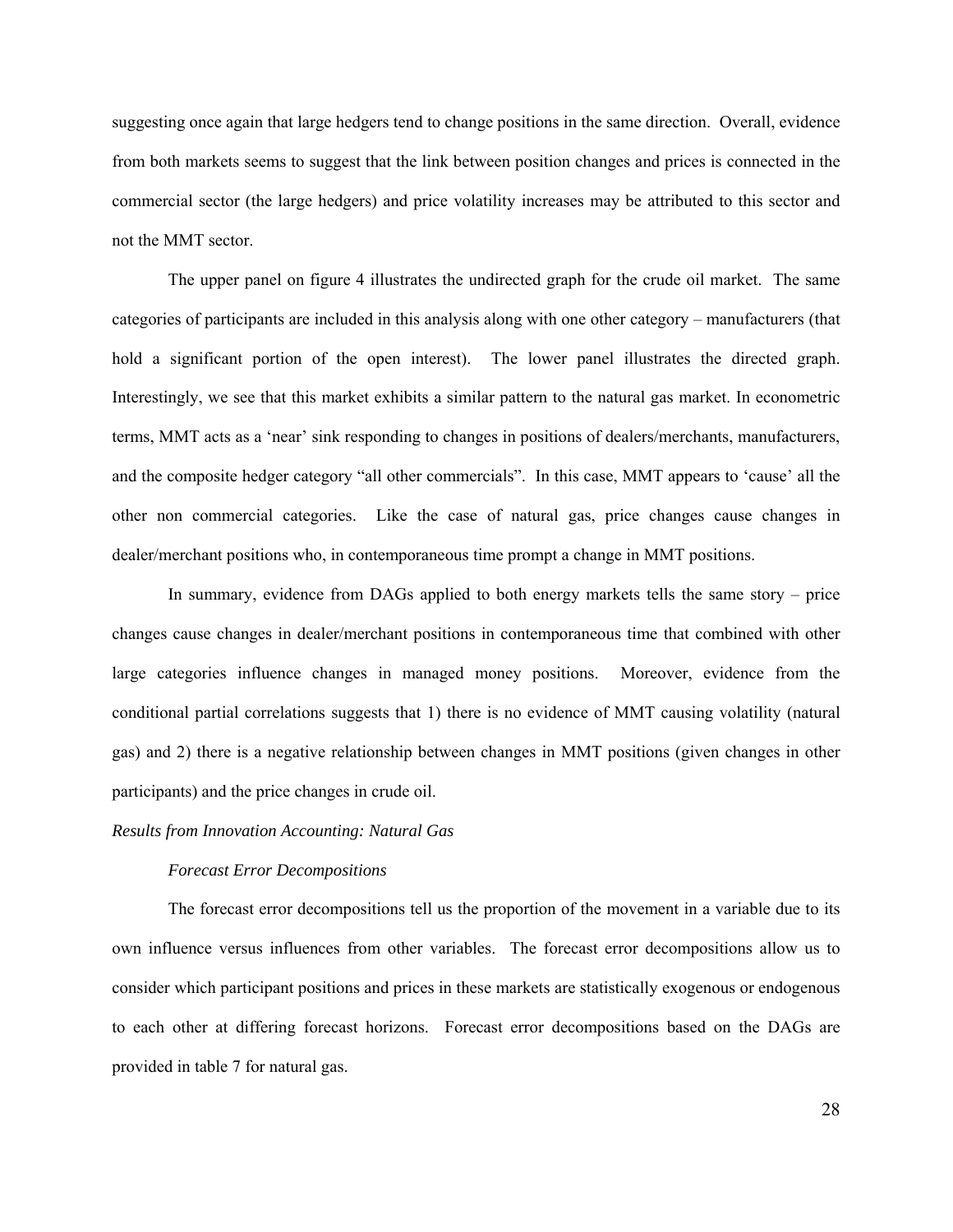suggesting once again that large hedgers tend to change positions in the same direction. Overall, evidence from both markets seems to suggest that the link between position changes and prices is connected in the commercial sector (the large hedgers) and price volatility increases may be attributed to this sector and not the MMT sector.

The upper panel on figure 4 illustrates the undirected graph for the crude oil market. The same categories of participants are included in this analysis along with one other category – manufacturers (that hold a significant portion of the open interest). The lower panel illustrates the directed graph. Interestingly, we see that this market exhibits a similar pattern to the natural gas market. In econometric terms, MMT acts as a 'near' sink responding to changes in positions of dealers/merchants, manufacturers, and the composite hedger category "all other commercials". In this case, MMT appears to 'cause' all the other non commercial categories. Like the case of natural gas, price changes cause changes in dealer/merchant positions who, in contemporaneous time prompt a change in MMT positions.

In summary, evidence from DAGs applied to both energy markets tells the same story – price changes cause changes in dealer/merchant positions in contemporaneous time that combined with other large categories influence changes in managed money positions. Moreover, evidence from the conditional partial correlations suggests that 1) there is no evidence of MMT causing volatility (natural gas) and 2) there is a negative relationship between changes in MMT positions (given changes in other participants) and the price changes in crude oil.

*Results from Innovation Accounting: Natural Gas*

*Forecast Error Decompositions*

The forecast error decompositions tell us the proportion of the movement in a variable due to its own influence versus influences from other variables. The forecast error decompositions allow us to consider which participant positions and prices in these markets are statistically exogenous or endogenous to each other at differing forecast horizons. Forecast error decompositions based on the DAGs are provided in table 7 for natural gas.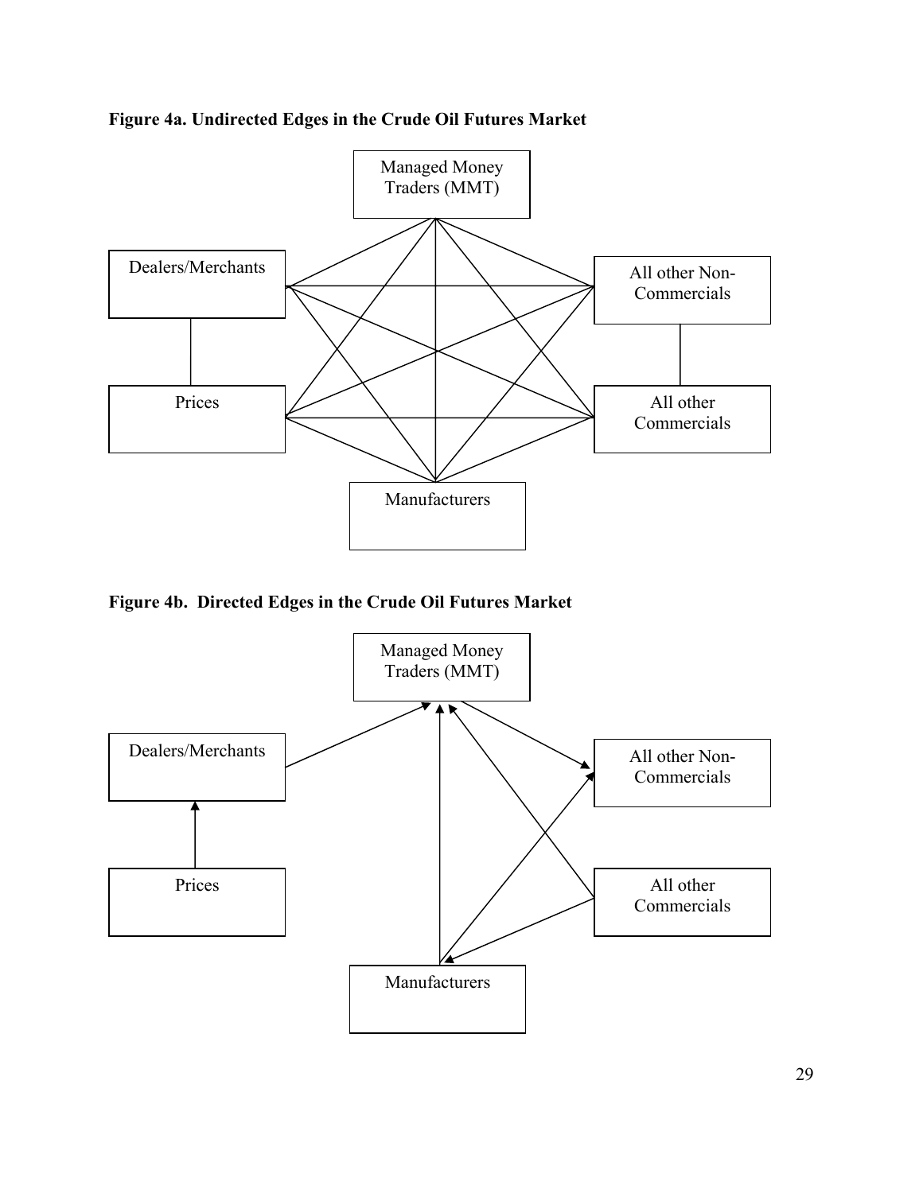**Figure 4a. Undirected Edges in the Crude Oil Futures Market**

Managed Money Traders (MMT)

Dealers/Merchants

All other Non-Commercials

Prices

All other Commercials

Manufacturers

**Figure 4b. Directed Edges in the Crude Oil Futures Market**

Managed Money Traders (MMT)

Dealers/Merchants

All other Non-Commercials

Prices

All other Commercials

Manufacturers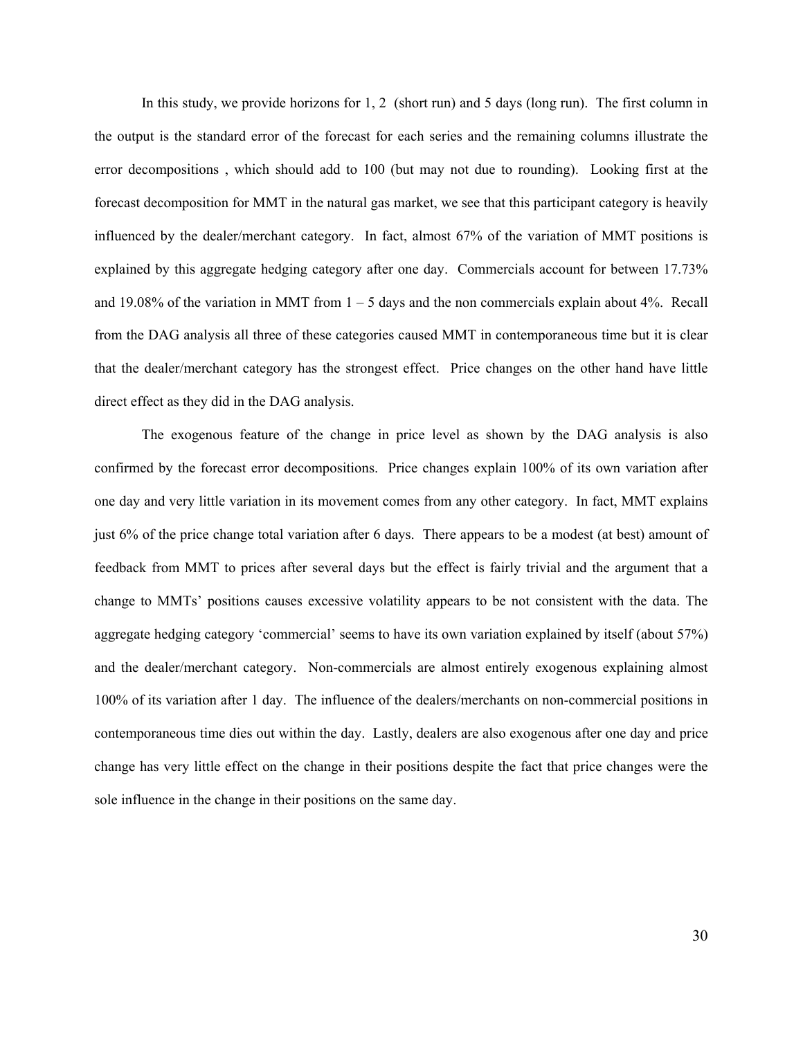In this study, we provide horizons for 1, 2 (short run) and 5 days (long run). The first column in the output is the standard error of the forecast for each series and the remaining columns illustrate the error decompositions , which should add to 100 (but may not due to rounding). Looking first at the forecast decomposition for MMT in the natural gas market, we see that this participant category is heavily influenced by the dealer/merchant category. In fact, almost 67% of the variation of MMT positions is explained by this aggregate hedging category after one day. Commercials account for between 17.73% and 19.08% of the variation in MMT from 1 – 5 days and the non commercials explain about 4%. Recall from the DAG analysis all three of these categories caused MMT in contemporaneous time but it is clear that the dealer/merchant category has the strongest effect. Price changes on the other hand have little direct effect as they did in the DAG analysis.

The exogenous feature of the change in price level as shown by the DAG analysis is also confirmed by the forecast error decompositions. Price changes explain 100% of its own variation after one day and very little variation in its movement comes from any other category. In fact, MMT explains just 6% of the price change total variation after 6 days. There appears to be a modest (at best) amount of feedback from MMT to prices after several days but the effect is fairly trivial and the argument that a change to MMTs' positions causes excessive volatility appears to be not consistent with the data. The aggregate hedging category 'commercial' seems to have its own variation explained by itself (about 57%) and the dealer/merchant category. Non-commercials are almost entirely exogenous explaining almost 100% of its variation after 1 day. The influence of the dealers/merchants on non-commercial positions in contemporaneous time dies out within the day. Lastly, dealers are also exogenous after one day and price change has very little effect on the change in their positions despite the fact that price changes were the sole influence in the change in their positions on the same day.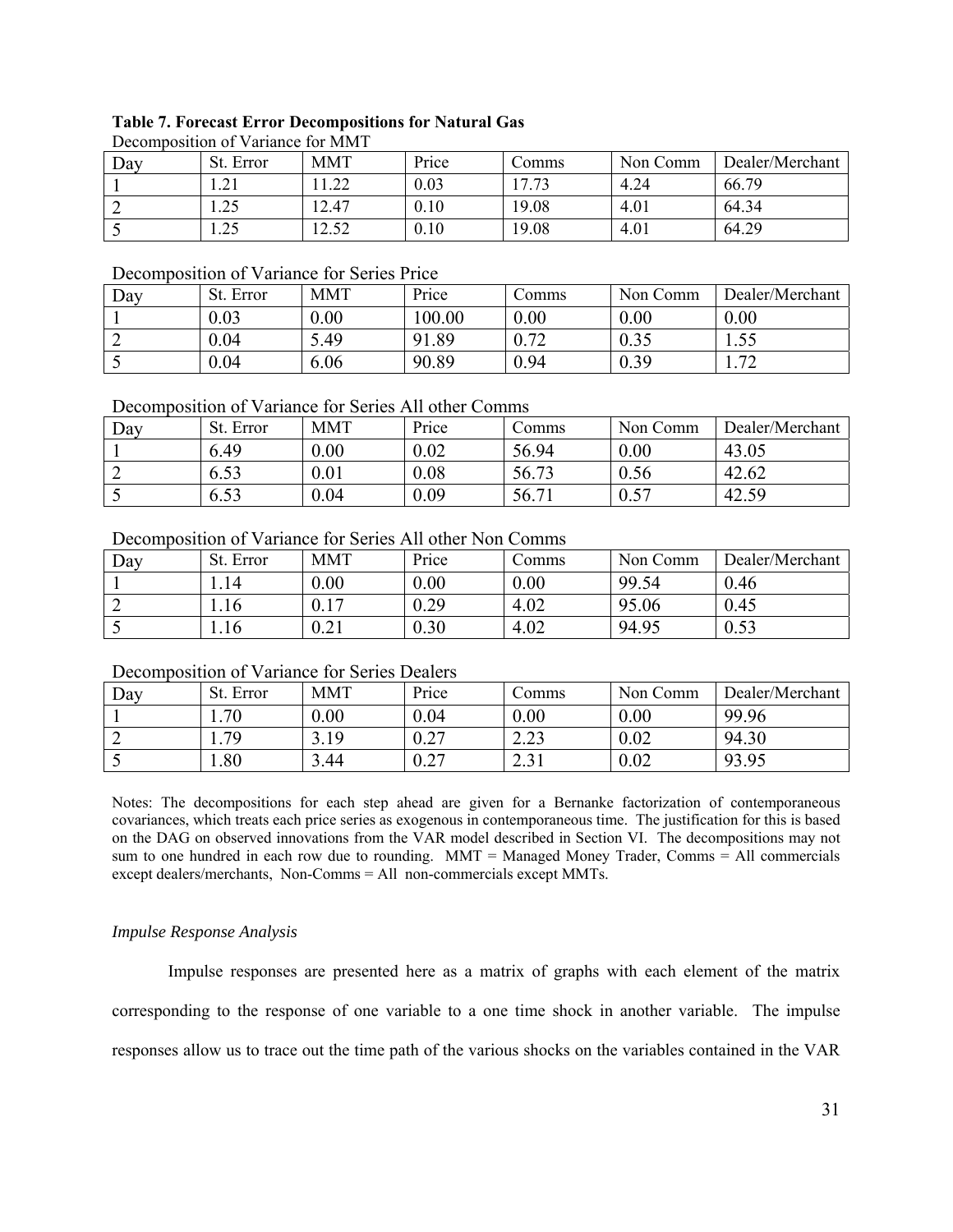**Table 7. Forecast Error Decompositions for Natural Gas**

Decomposition of Variance for MMT

| Day | St. Error | MMT | Price | Comms | Non Comm | Dealer/Merchant |
|---|---|---|---|---|---|---|
| 1 | 1.21 | 11.22 | 0.03 | 17.73 | 4.24 | 66.79 |
| 2 | 1.25 | 12.47 | 0.10 | 19.08 | 4.01 | 64.34 |
| 5 | 1.25 | 12.52 | 0.10 | 19.08 | 4.01 | 64.29 |

Decomposition of Variance for Series Price

| Day | St. Error | MMT | Price | Comms | Non Comm | Dealer/Merchant |
|---|---|---|---|---|---|---|
| 1 | 0.03 | 0.00 | 100.00 | 0.00 | 0.00 | 0.00 |
| 2 | 0.04 | 5.49 | 91.89 | 0.72 | 0.35 | 1.55 |
| 5 | 0.04 | 6.06 | 90.89 | 0.94 | 0.39 | 1.72 |

Decomposition of Variance for Series All other Comms

| Day | St. Error | MMT | Price | Comms | Non Comm | Dealer/Merchant |
|---|---|---|---|---|---|---|
| 1 | 6.49 | 0.00 | 0.02 | 56.94 | 0.00 | 43.05 |
| 2 | 6.53 | 0.01 | 0.08 | 56.73 | 0.56 | 42.62 |
| 5 | 6.53 | 0.04 | 0.09 | 56.71 | 0.57 | 42.59 |

Decomposition of Variance for Series All other Non Comms

| Day | St. Error | MMT | Price | Comms | Non Comm | Dealer/Merchant |
|---|---|---|---|---|---|---|
| 1 | 1.14 | 0.00 | 0.00 | 0.00 | 99.54 | 0.46 |
| 2 | 1.16 | 0.17 | 0.29 | 4.02 | 95.06 | 0.45 |
| 5 | 1.16 | 0.21 | 0.30 | 4.02 | 94.95 | 0.53 |

Decomposition of Variance for Series Dealers

| Day | St. Error | MMT | Price | Comms | Non Comm | Dealer/Merchant |
|---|---|---|---|---|---|---|
| 1 | 1.70 | 0.00 | 0.04 | 0.00 | 0.00 | 99.96 |
| 2 | 1.79 | 3.19 | 0.27 | 2.23 | 0.02 | 94.30 |
| 5 | 1.80 | 3.44 | 0.27 | 2.31 | 0.02 | 93.95 |

Notes: The decompositions for each step ahead are given for a Bernanke factorization of contemporaneous covariances, which treats each price series as exogenous in contemporaneous time. The justification for this is based on the DAG on observed innovations from the VAR model described in Section VI. The decompositions may not sum to one hundred in each row due to rounding. MMT = Managed Money Trader, Comms = All commercials except dealers/merchants, Non-Comms = All non-commercials except MMTs.

*Impulse Response Analysis*

Impulse responses are presented here as a matrix of graphs with each element of the matrix corresponding to the response of one variable to a one time shock in another variable. The impulse responses allow us to trace out the time path of the various shocks on the variables contained in the VAR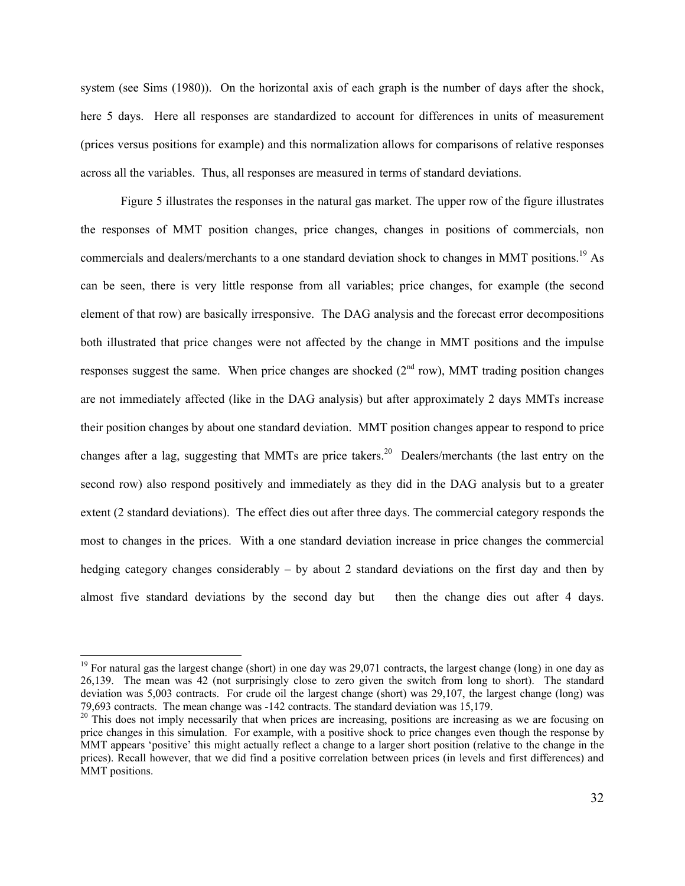system (see Sims (1980)). On the horizontal axis of each graph is the number of days after the shock, here 5 days. Here all responses are standardized to account for differences in units of measurement (prices versus positions for example) and this normalization allows for comparisons of relative responses across all the variables. Thus, all responses are measured in terms of standard deviations.

Figure 5 illustrates the responses in the natural gas market. The upper row of the figure illustrates the responses of MMT position changes, price changes, changes in positions of commercials, non commercials and dealers/merchants to a one standard deviation shock to changes in MMT positions.[19] As can be seen, there is very little response from all variables; price changes, for example (the second element of that row) are basically irresponsive. The DAG analysis and the forecast error decompositions both illustrated that price changes were not affected by the change in MMT positions and the impulse responses suggest the same. When price changes are shocked (2nd row), MMT trading position changes are not immediately affected (like in the DAG analysis) but after approximately 2 days MMTs increase their position changes by about one standard deviation. MMT position changes appear to respond to price changes after a lag, suggesting that MMTs are price takers.[20] Dealers/merchants (the last entry on the second row) also respond positively and immediately as they did in the DAG analysis but to a greater extent (2 standard deviations). The effect dies out after three days. The commercial category responds the most to changes in the prices. With a one standard deviation increase in price changes the commercial hedging category changes considerably – by about 2 standard deviations on the first day and then by almost five standard deviations by the second day but then the change dies out after 4 days.

---

[19] For natural gas the largest change (short) in one day was 29,071 contracts, the largest change (long) in one day as 26,139. The mean was 42 (not surprisingly close to zero given the switch from long to short). The standard deviation was 5,003 contracts. For crude oil the largest change (short) was 29,107, the largest change (long) was 79,693 contracts. The mean change was -142 contracts. The standard deviation was 15,179.

[20] This does not imply necessarily that when prices are increasing, positions are increasing as we are focusing on price changes in this simulation. For example, with a positive shock to price changes even though the response by MMT appears 'positive' this might actually reflect a change to a larger short position (relative to the change in the prices). Recall however, that we did find a positive correlation between prices (in levels and first differences) and MMT positions.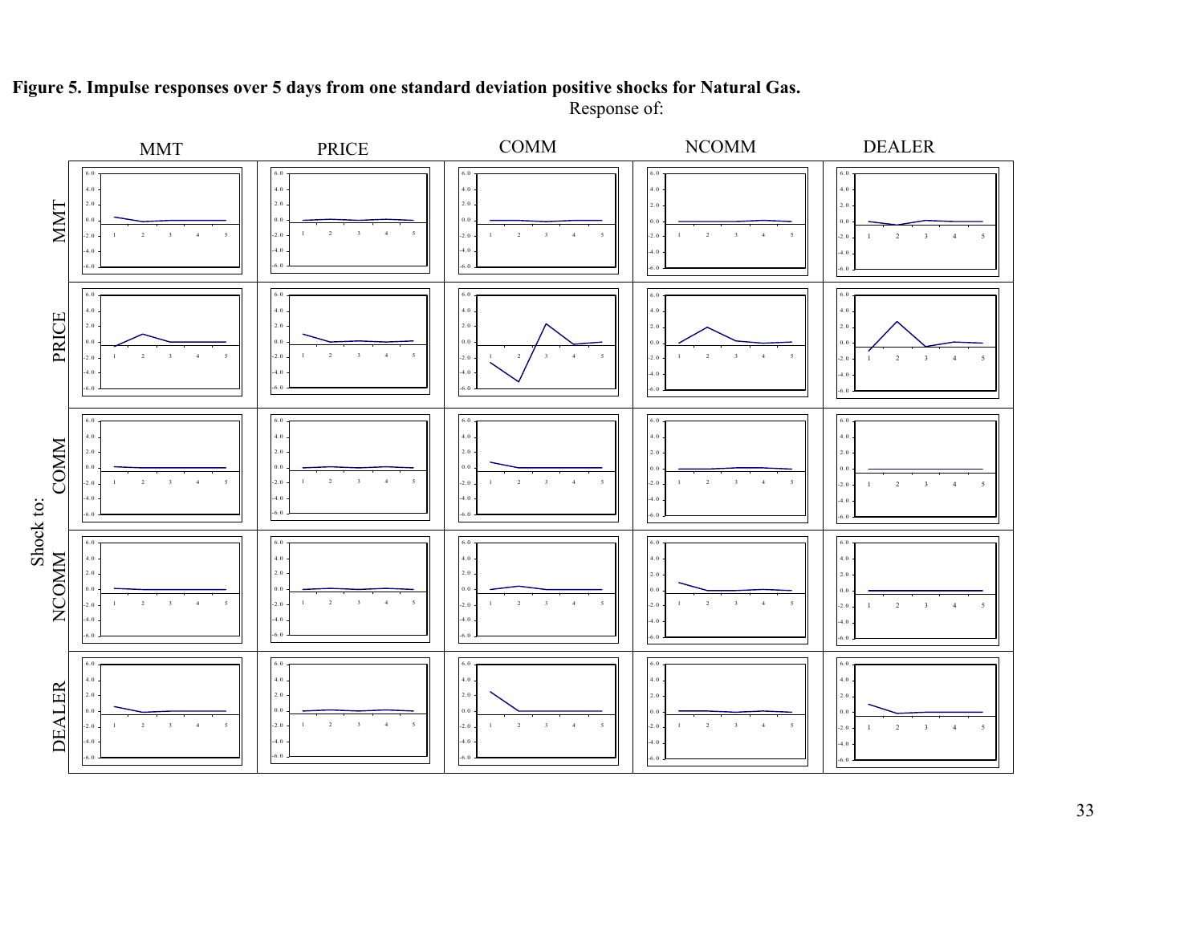**Figure 5. Impulse responses over 5 days from one standard deviation positive shocks for Natural Gas.**

Response of:

MMT PRICE COMM NCOMM DEALER

Shock to: MMT, PRICE, COMM, NCOMM, DEALER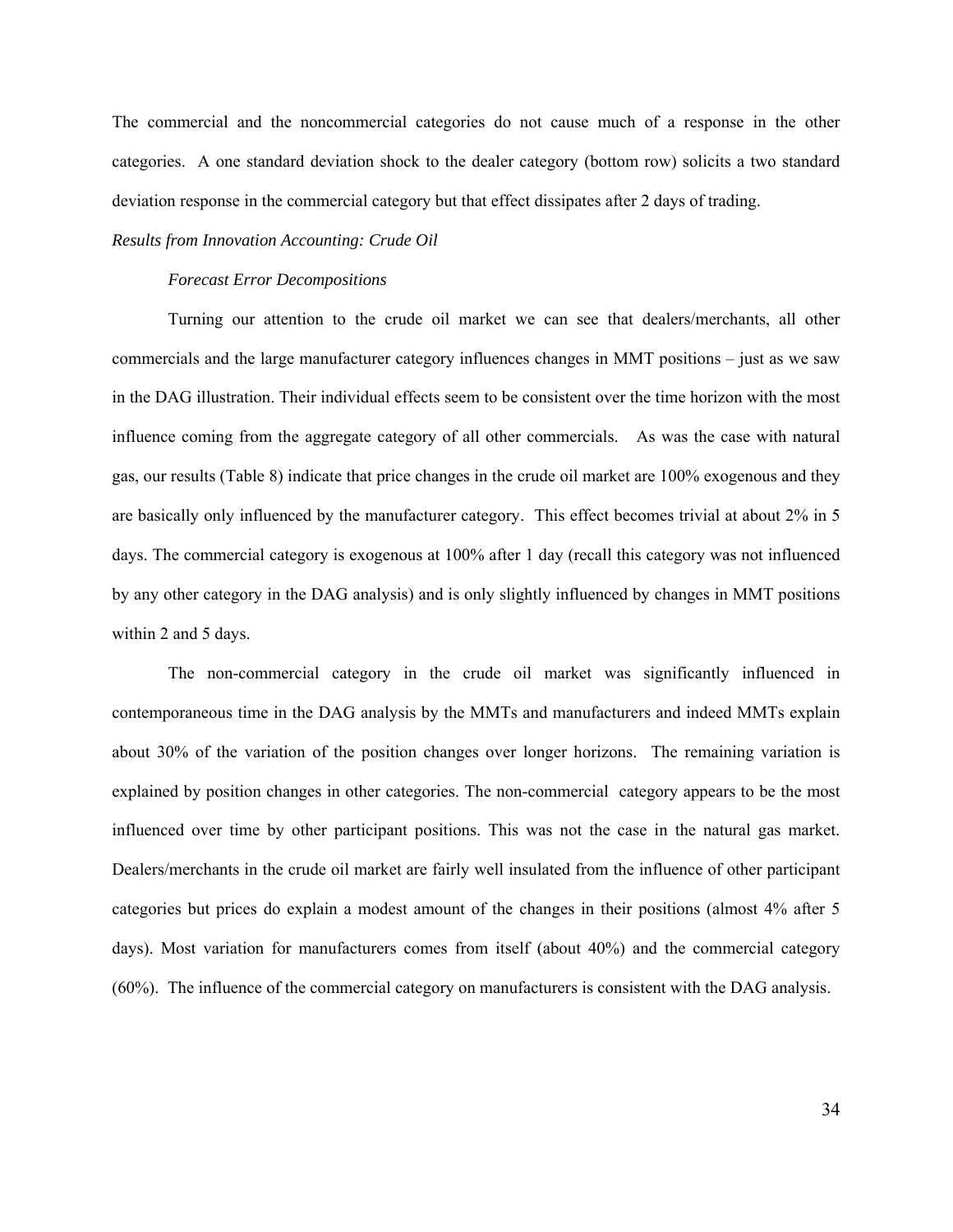The commercial and the noncommercial categories do not cause much of a response in the other categories. A one standard deviation shock to the dealer category (bottom row) solicits a two standard deviation response in the commercial category but that effect dissipates after 2 days of trading.

*Results from Innovation Accounting: Crude Oil*

*Forecast Error Decompositions*

Turning our attention to the crude oil market we can see that dealers/merchants, all other commercials and the large manufacturer category influences changes in MMT positions – just as we saw in the DAG illustration. Their individual effects seem to be consistent over the time horizon with the most influence coming from the aggregate category of all other commercials. As was the case with natural gas, our results (Table 8) indicate that price changes in the crude oil market are 100% exogenous and they are basically only influenced by the manufacturer category. This effect becomes trivial at about 2% in 5 days. The commercial category is exogenous at 100% after 1 day (recall this category was not influenced by any other category in the DAG analysis) and is only slightly influenced by changes in MMT positions within 2 and 5 days.

The non-commercial category in the crude oil market was significantly influenced in contemporaneous time in the DAG analysis by the MMTs and manufacturers and indeed MMTs explain about 30% of the variation of the position changes over longer horizons. The remaining variation is explained by position changes in other categories. The non-commercial category appears to be the most influenced over time by other participant positions. This was not the case in the natural gas market. Dealers/merchants in the crude oil market are fairly well insulated from the influence of other participant categories but prices do explain a modest amount of the changes in their positions (almost 4% after 5 days). Most variation for manufacturers comes from itself (about 40%) and the commercial category (60%). The influence of the commercial category on manufacturers is consistent with the DAG analysis.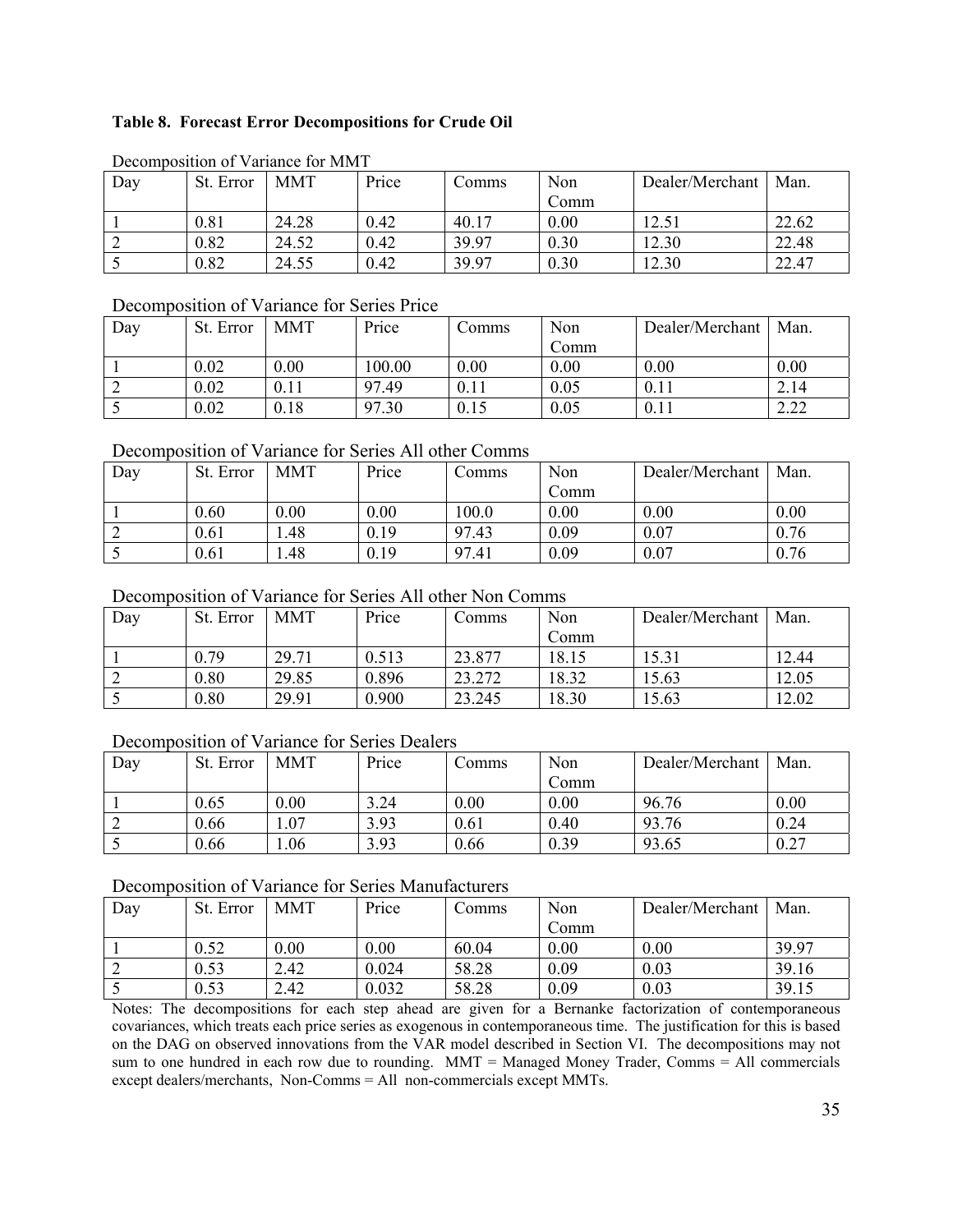**Table 8. Forecast Error Decompositions for Crude Oil**

Decomposition of Variance for MMT

| Day | St. Error | MMT | Price | Comms | Non Comm | Dealer/Merchant | Man. |
|---|---|---|---|---|---|---|---|
| 1 | 0.81 | 24.28 | 0.42 | 40.17 | 0.00 | 12.51 | 22.62 |
| 2 | 0.82 | 24.52 | 0.42 | 39.97 | 0.30 | 12.30 | 22.48 |
| 5 | 0.82 | 24.55 | 0.42 | 39.97 | 0.30 | 12.30 | 22.47 |

Decomposition of Variance for Series Price

| Day | St. Error | MMT | Price | Comms | Non Comm | Dealer/Merchant | Man. |
|---|---|---|---|---|---|---|---|
| 1 | 0.02 | 0.00 | 100.00 | 0.00 | 0.00 | 0.00 | 0.00 |
| 2 | 0.02 | 0.11 | 97.49 | 0.11 | 0.05 | 0.11 | 2.14 |
| 5 | 0.02 | 0.18 | 97.30 | 0.15 | 0.05 | 0.11 | 2.22 |

Decomposition of Variance for Series All other Comms

| Day | St. Error | MMT | Price | Comms | Non Comm | Dealer/Merchant | Man. |
|---|---|---|---|---|---|---|---|
| 1 | 0.60 | 0.00 | 0.00 | 100.0 | 0.00 | 0.00 | 0.00 |
| 2 | 0.61 | 1.48 | 0.19 | 97.43 | 0.09 | 0.07 | 0.76 |
| 5 | 0.61 | 1.48 | 0.19 | 97.41 | 0.09 | 0.07 | 0.76 |

Decomposition of Variance for Series All other Non Comms

| Day | St. Error | MMT | Price | Comms | Non Comm | Dealer/Merchant | Man. |
|---|---|---|---|---|---|---|---|
| 1 | 0.79 | 29.71 | 0.513 | 23.877 | 18.15 | 15.31 | 12.44 |
| 2 | 0.80 | 29.85 | 0.896 | 23.272 | 18.32 | 15.63 | 12.05 |
| 5 | 0.80 | 29.91 | 0.900 | 23.245 | 18.30 | 15.63 | 12.02 |

Decomposition of Variance for Series Dealers

| Day | St. Error | MMT | Price | Comms | Non Comm | Dealer/Merchant | Man. |
|---|---|---|---|---|---|---|---|
| 1 | 0.65 | 0.00 | 3.24 | 0.00 | 0.00 | 96.76 | 0.00 |
| 2 | 0.66 | 1.07 | 3.93 | 0.61 | 0.40 | 93.76 | 0.24 |
| 5 | 0.66 | 1.06 | 3.93 | 0.66 | 0.39 | 93.65 | 0.27 |

Decomposition of Variance for Series Manufacturers

| Day | St. Error | MMT | Price | Comms | Non Comm | Dealer/Merchant | Man. |
|---|---|---|---|---|---|---|---|
| 1 | 0.52 | 0.00 | 0.00 | 60.04 | 0.00 | 0.00 | 39.97 |
| 2 | 0.53 | 2.42 | 0.024 | 58.28 | 0.09 | 0.03 | 39.16 |
| 5 | 0.53 | 2.42 | 0.032 | 58.28 | 0.09 | 0.03 | 39.15 |

Notes: The decompositions for each step ahead are given for a Bernanke factorization of contemporaneous covariances, which treats each price series as exogenous in contemporaneous time. The justification for this is based on the DAG on observed innovations from the VAR model described in Section VI. The decompositions may not sum to one hundred in each row due to rounding. MMT = Managed Money Trader, Comms = All commercials except dealers/merchants, Non-Comms = All non-commercials except MMTs.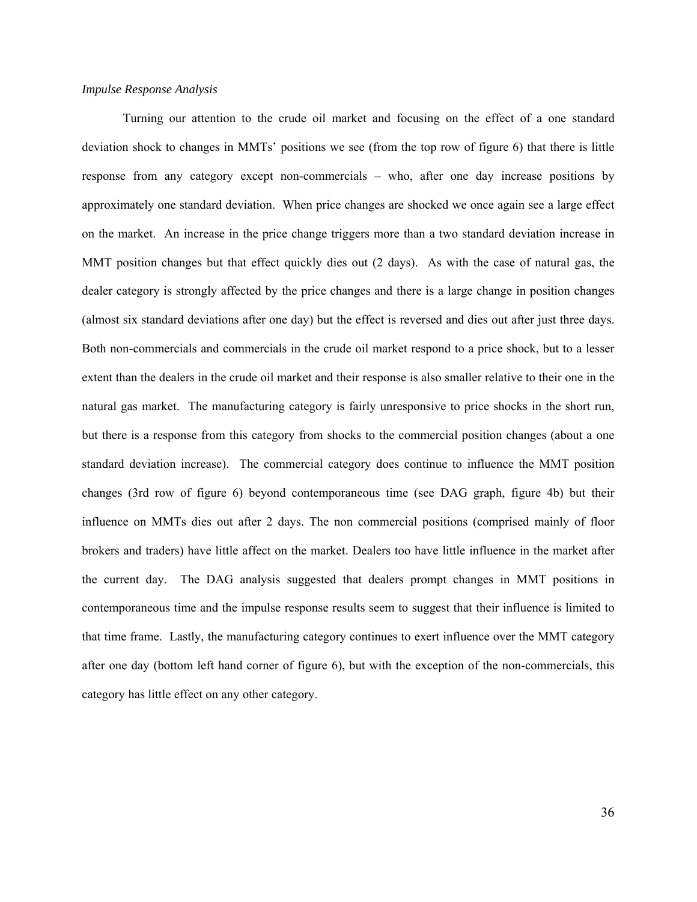*Impulse Response Analysis*

Turning our attention to the crude oil market and focusing on the effect of a one standard deviation shock to changes in MMTs' positions we see (from the top row of figure 6) that there is little response from any category except non-commercials – who, after one day increase positions by approximately one standard deviation. When price changes are shocked we once again see a large effect on the market. An increase in the price change triggers more than a two standard deviation increase in MMT position changes but that effect quickly dies out (2 days). As with the case of natural gas, the dealer category is strongly affected by the price changes and there is a large change in position changes (almost six standard deviations after one day) but the effect is reversed and dies out after just three days. Both non-commercials and commercials in the crude oil market respond to a price shock, but to a lesser extent than the dealers in the crude oil market and their response is also smaller relative to their one in the natural gas market. The manufacturing category is fairly unresponsive to price shocks in the short run, but there is a response from this category from shocks to the commercial position changes (about a one standard deviation increase). The commercial category does continue to influence the MMT position changes (3rd row of figure 6) beyond contemporaneous time (see DAG graph, figure 4b) but their influence on MMTs dies out after 2 days. The non commercial positions (comprised mainly of floor brokers and traders) have little affect on the market. Dealers too have little influence in the market after the current day. The DAG analysis suggested that dealers prompt changes in MMT positions in contemporaneous time and the impulse response results seem to suggest that their influence is limited to that time frame. Lastly, the manufacturing category continues to exert influence over the MMT category after one day (bottom left hand corner of figure 6), but with the exception of the non-commercials, this category has little effect on any other category.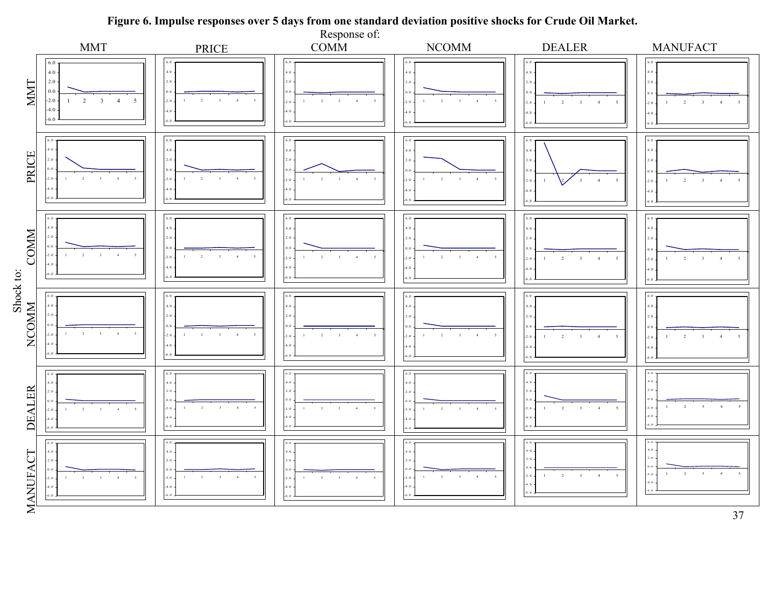**Figure 6. Impulse responses over 5 days from one standard deviation positive shocks for Crude Oil Market.**

Response of: MMT, PRICE, COMM, NCOMM, DEALER, MANUFACT

Shock to: MMT, PRICE, COMM, NCOMM, DEALER, MANUFACT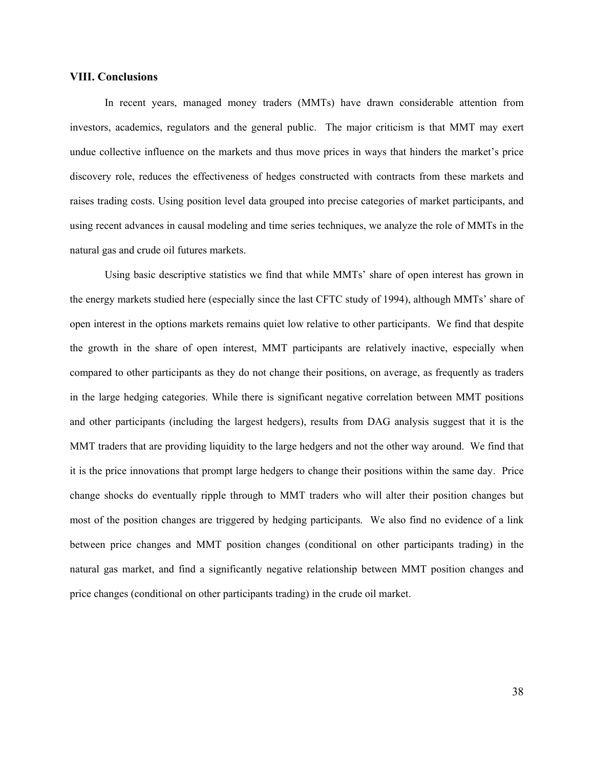## VIII. Conclusions

In recent years, managed money traders (MMTs) have drawn considerable attention from investors, academics, regulators and the general public. The major criticism is that MMT may exert undue collective influence on the markets and thus move prices in ways that hinders the market's price discovery role, reduces the effectiveness of hedges constructed with contracts from these markets and raises trading costs. Using position level data grouped into precise categories of market participants, and using recent advances in causal modeling and time series techniques, we analyze the role of MMTs in the natural gas and crude oil futures markets.

Using basic descriptive statistics we find that while MMTs' share of open interest has grown in the energy markets studied here (especially since the last CFTC study of 1994), although MMTs' share of open interest in the options markets remains quiet low relative to other participants. We find that despite the growth in the share of open interest, MMT participants are relatively inactive, especially when compared to other participants as they do not change their positions, on average, as frequently as traders in the large hedging categories. While there is significant negative correlation between MMT positions and other participants (including the largest hedgers), results from DAG analysis suggest that it is the MMT traders that are providing liquidity to the large hedgers and not the other way around. We find that it is the price innovations that prompt large hedgers to change their positions within the same day. Price change shocks do eventually ripple through to MMT traders who will alter their position changes but most of the position changes are triggered by hedging participants. We also find no evidence of a link between price changes and MMT position changes (conditional on other participants trading) in the natural gas market, and find a significantly negative relationship between MMT position changes and price changes (conditional on other participants trading) in the crude oil market.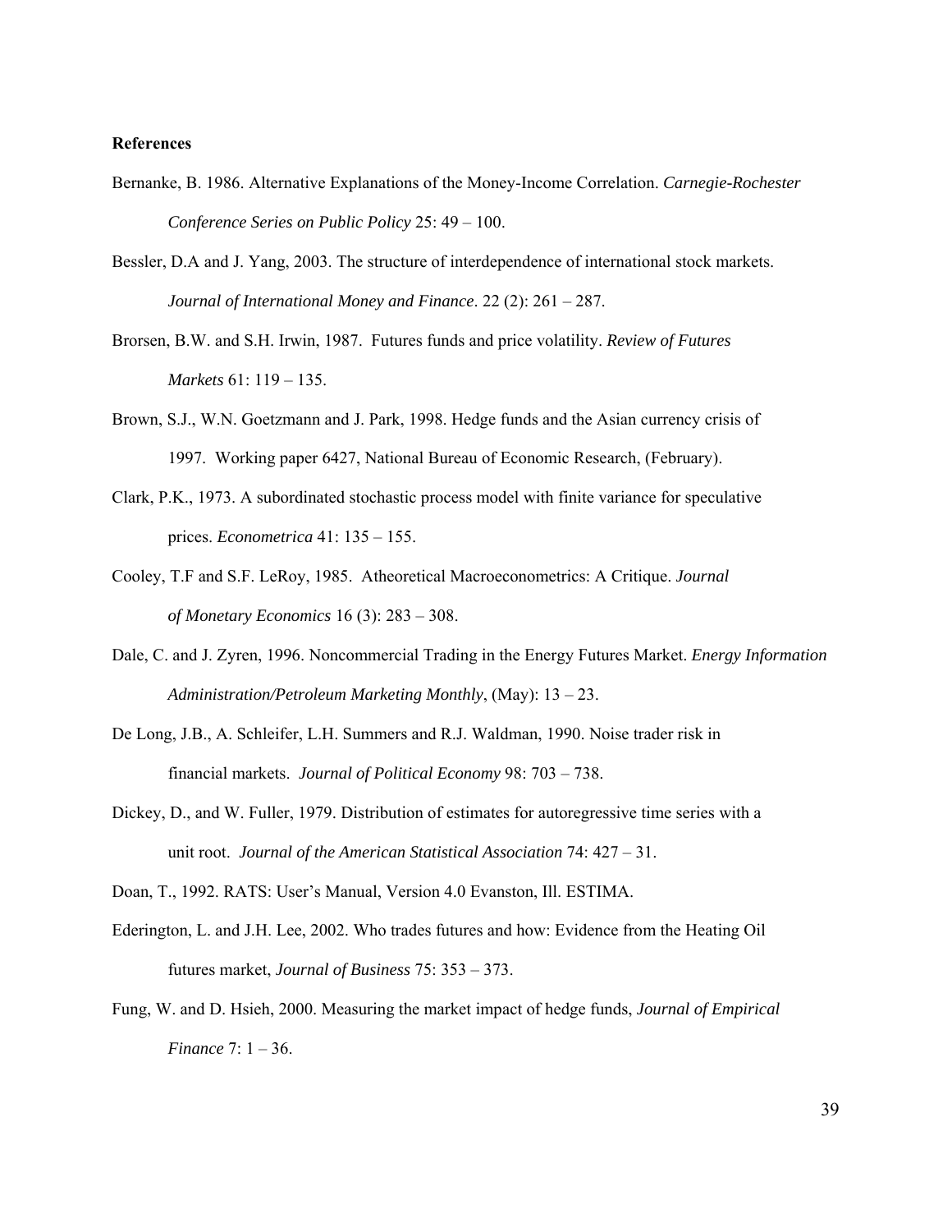**References**

Bernanke, B. 1986. Alternative Explanations of the Money-Income Correlation. *Carnegie-Rochester Conference Series on Public Policy* 25: 49 – 100.

Bessler, D.A and J. Yang, 2003. The structure of interdependence of international stock markets. *Journal of International Money and Finance*. 22 (2): 261 – 287.

Brorsen, B.W. and S.H. Irwin, 1987. Futures funds and price volatility. *Review of Futures Markets* 61: 119 – 135.

Brown, S.J., W.N. Goetzmann and J. Park, 1998. Hedge funds and the Asian currency crisis of 1997. Working paper 6427, National Bureau of Economic Research, (February).

Clark, P.K., 1973. A subordinated stochastic process model with finite variance for speculative prices. *Econometrica* 41: 135 – 155.

Cooley, T.F and S.F. LeRoy, 1985. Atheoretical Macroeconometrics: A Critique. *Journal of Monetary Economics* 16 (3): 283 – 308.

Dale, C. and J. Zyren, 1996. Noncommercial Trading in the Energy Futures Market. *Energy Information Administration/Petroleum Marketing Monthly*, (May): 13 – 23.

De Long, J.B., A. Schleifer, L.H. Summers and R.J. Waldman, 1990. Noise trader risk in financial markets. *Journal of Political Economy* 98: 703 – 738.

Dickey, D., and W. Fuller, 1979. Distribution of estimates for autoregressive time series with a unit root. *Journal of the American Statistical Association* 74: 427 – 31.

Doan, T., 1992. RATS: User's Manual, Version 4.0 Evanston, Ill. ESTIMA.

Ederington, L. and J.H. Lee, 2002. Who trades futures and how: Evidence from the Heating Oil futures market, *Journal of Business* 75: 353 – 373.

Fung, W. and D. Hsieh, 2000. Measuring the market impact of hedge funds, *Journal of Empirical Finance* 7: 1 – 36.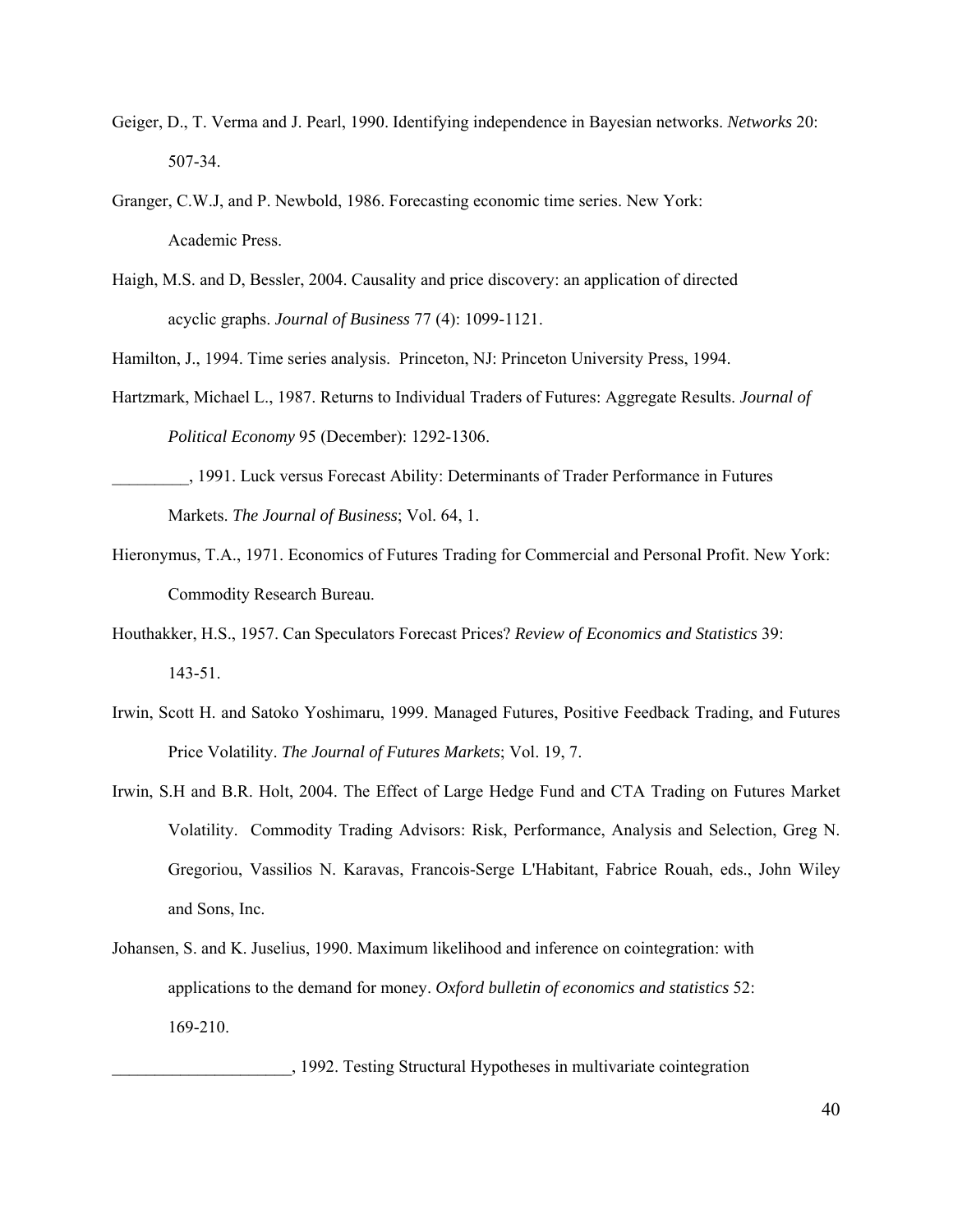Geiger, D., T. Verma and J. Pearl, 1990. Identifying independence in Bayesian networks. *Networks* 20: 507-34.

Granger, C.W.J, and P. Newbold, 1986. Forecasting economic time series. New York: Academic Press.

Haigh, M.S. and D, Bessler, 2004. Causality and price discovery: an application of directed acyclic graphs. *Journal of Business* 77 (4): 1099-1121.

Hamilton, J., 1994. Time series analysis. Princeton, NJ: Princeton University Press, 1994.

Hartzmark, Michael L., 1987. Returns to Individual Traders of Futures: Aggregate Results. *Journal of Political Economy* 95 (December): 1292-1306.

_________, 1991. Luck versus Forecast Ability: Determinants of Trader Performance in Futures Markets. *The Journal of Business*; Vol. 64, 1.

Hieronymus, T.A., 1971. Economics of Futures Trading for Commercial and Personal Profit. New York: Commodity Research Bureau.

Houthakker, H.S., 1957. Can Speculators Forecast Prices? *Review of Economics and Statistics* 39: 143-51.

Irwin, Scott H. and Satoko Yoshimaru, 1999. Managed Futures, Positive Feedback Trading, and Futures Price Volatility. *The Journal of Futures Markets*; Vol. 19, 7.

Irwin, S.H and B.R. Holt, 2004. The Effect of Large Hedge Fund and CTA Trading on Futures Market Volatility. Commodity Trading Advisors: Risk, Performance, Analysis and Selection, Greg N. Gregoriou, Vassilios N. Karavas, Francois-Serge L'Habitant, Fabrice Rouah, eds., John Wiley and Sons, Inc.

Johansen, S. and K. Juselius, 1990. Maximum likelihood and inference on cointegration: with applications to the demand for money. *Oxford bulletin of economics and statistics* 52: 169-210.

_____________________, 1992. Testing Structural Hypotheses in multivariate cointegration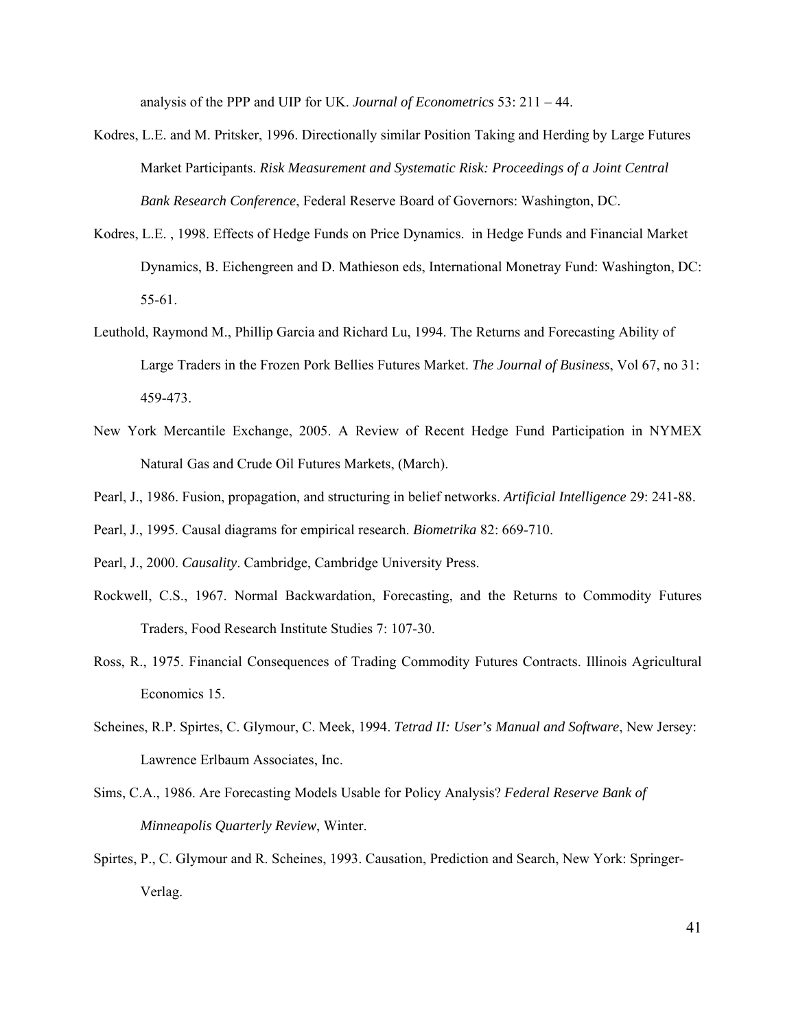analysis of the PPP and UIP for UK. *Journal of Econometrics* 53: 211 – 44.

Kodres, L.E. and M. Pritsker, 1996. Directionally similar Position Taking and Herding by Large Futures Market Participants. *Risk Measurement and Systematic Risk: Proceedings of a Joint Central Bank Research Conference*, Federal Reserve Board of Governors: Washington, DC.

Kodres, L.E. , 1998. Effects of Hedge Funds on Price Dynamics. in Hedge Funds and Financial Market Dynamics, B. Eichengreen and D. Mathieson eds, International Monetray Fund: Washington, DC: 55-61.

Leuthold, Raymond M., Phillip Garcia and Richard Lu, 1994. The Returns and Forecasting Ability of Large Traders in the Frozen Pork Bellies Futures Market. *The Journal of Business*, Vol 67, no 31: 459-473.

New York Mercantile Exchange, 2005. A Review of Recent Hedge Fund Participation in NYMEX Natural Gas and Crude Oil Futures Markets, (March).

Pearl, J., 1986. Fusion, propagation, and structuring in belief networks. *Artificial Intelligence* 29: 241-88.

Pearl, J., 1995. Causal diagrams for empirical research. *Biometrika* 82: 669-710.

Pearl, J., 2000. *Causality*. Cambridge, Cambridge University Press.

Rockwell, C.S., 1967. Normal Backwardation, Forecasting, and the Returns to Commodity Futures Traders, Food Research Institute Studies 7: 107-30.

Ross, R., 1975. Financial Consequences of Trading Commodity Futures Contracts. Illinois Agricultural Economics 15.

Scheines, R.P. Spirtes, C. Glymour, C. Meek, 1994. *Tetrad II: User's Manual and Software*, New Jersey: Lawrence Erlbaum Associates, Inc.

Sims, C.A., 1986. Are Forecasting Models Usable for Policy Analysis? *Federal Reserve Bank of Minneapolis Quarterly Review*, Winter.

Spirtes, P., C. Glymour and R. Scheines, 1993. Causation, Prediction and Search, New York: Springer-Verlag.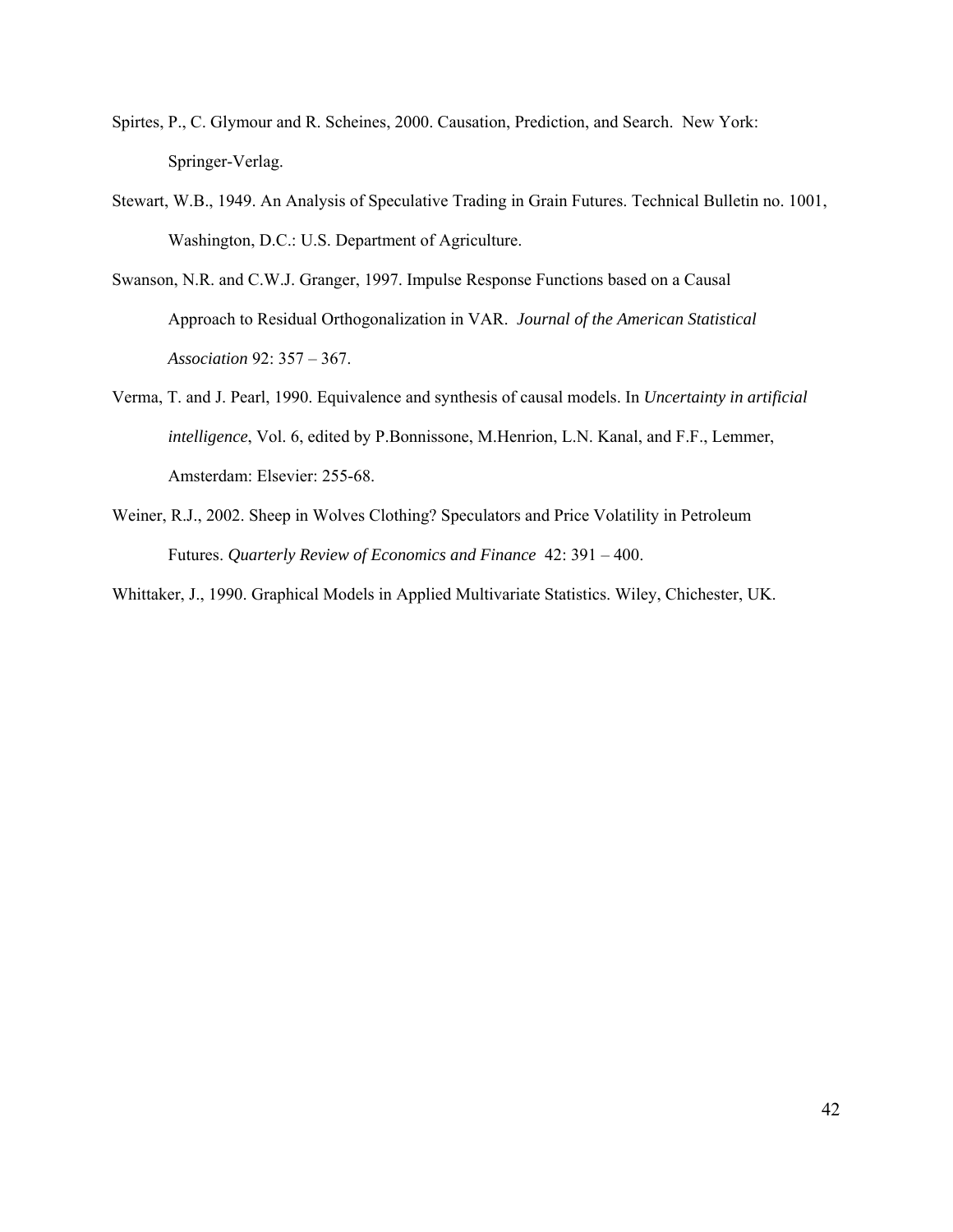Spirtes, P., C. Glymour and R. Scheines, 2000. Causation, Prediction, and Search. New York: Springer-Verlag.

Stewart, W.B., 1949. An Analysis of Speculative Trading in Grain Futures. Technical Bulletin no. 1001, Washington, D.C.: U.S. Department of Agriculture.

Swanson, N.R. and C.W.J. Granger, 1997. Impulse Response Functions based on a Causal Approach to Residual Orthogonalization in VAR. *Journal of the American Statistical Association* 92: 357 – 367.

Verma, T. and J. Pearl, 1990. Equivalence and synthesis of causal models. In *Uncertainty in artificial intelligence*, Vol. 6, edited by P.Bonnissone, M.Henrion, L.N. Kanal, and F.F., Lemmer, Amsterdam: Elsevier: 255-68.

Weiner, R.J., 2002. Sheep in Wolves Clothing? Speculators and Price Volatility in Petroleum Futures. *Quarterly Review of Economics and Finance* 42: 391 – 400.

Whittaker, J., 1990. Graphical Models in Applied Multivariate Statistics. Wiley, Chichester, UK.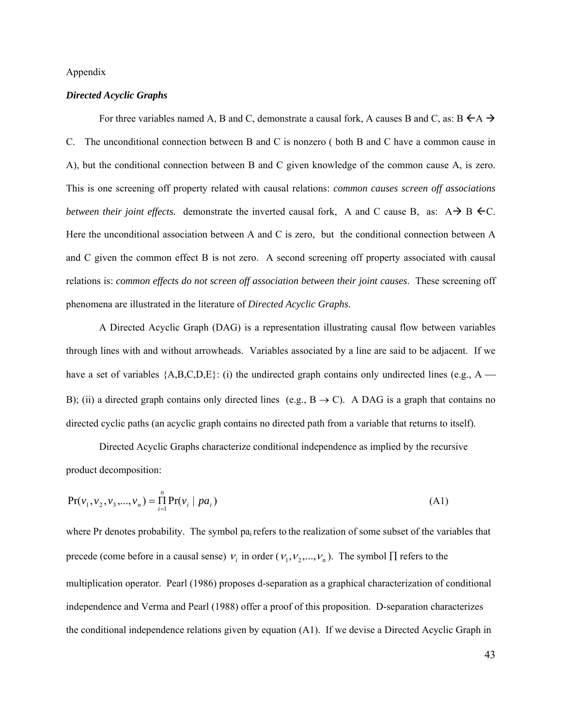Appendix

***Directed Acyclic Graphs***

For three variables named A, B and C, demonstrate a causal fork, A causes B and C, as: B $\leftarrow$A $\rightarrow$ C. The unconditional connection between B and C is nonzero ( both B and C have a common cause in A), but the conditional connection between B and C given knowledge of the common cause A, is zero. This is one screening off property related with causal relations: *common causes screen off associations between their joint effects.* demonstrate the inverted causal fork, A and C cause B, as: A$\rightarrow$ B $\leftarrow$C. Here the unconditional association between A and C is zero, but the conditional connection between A and C given the common effect B is not zero. A second screening off property associated with causal relations is: *common effects do not screen off association between their joint causes*. These screening off phenomena are illustrated in the literature of *Directed Acyclic Graphs*.

A Directed Acyclic Graph (DAG) is a representation illustrating causal flow between variables through lines with and without arrowheads. Variables associated by a line are said to be adjacent. If we have a set of variables {A,B,C,D,E}: (i) the undirected graph contains only undirected lines (e.g., A — B); (ii) a directed graph contains only directed lines (e.g., B $\rightarrow$ C). A DAG is a graph that contains no directed cyclic paths (an acyclic graph contains no directed path from a variable that returns to itself).

Directed Acyclic Graphs characterize conditional independence as implied by the recursive product decomposition:

$$\Pr(v_1, v_2, v_3, ..., v_n) = \prod_{i=1}^{n} \Pr(v_i \mid pa_i) \tag{A1}$$

where Pr denotes probability. The symbol $pa_i$ refers to the realization of some subset of the variables that precede (come before in a causal sense) $v_i$ in order ($v_1, v_2, ..., v_n$). The symbol $\prod$ refers to the multiplication operator. Pearl (1986) proposes d-separation as a graphical characterization of conditional independence and Verma and Pearl (1988) offer a proof of this proposition. D-separation characterizes the conditional independence relations given by equation (A1). If we devise a Directed Acyclic Graph in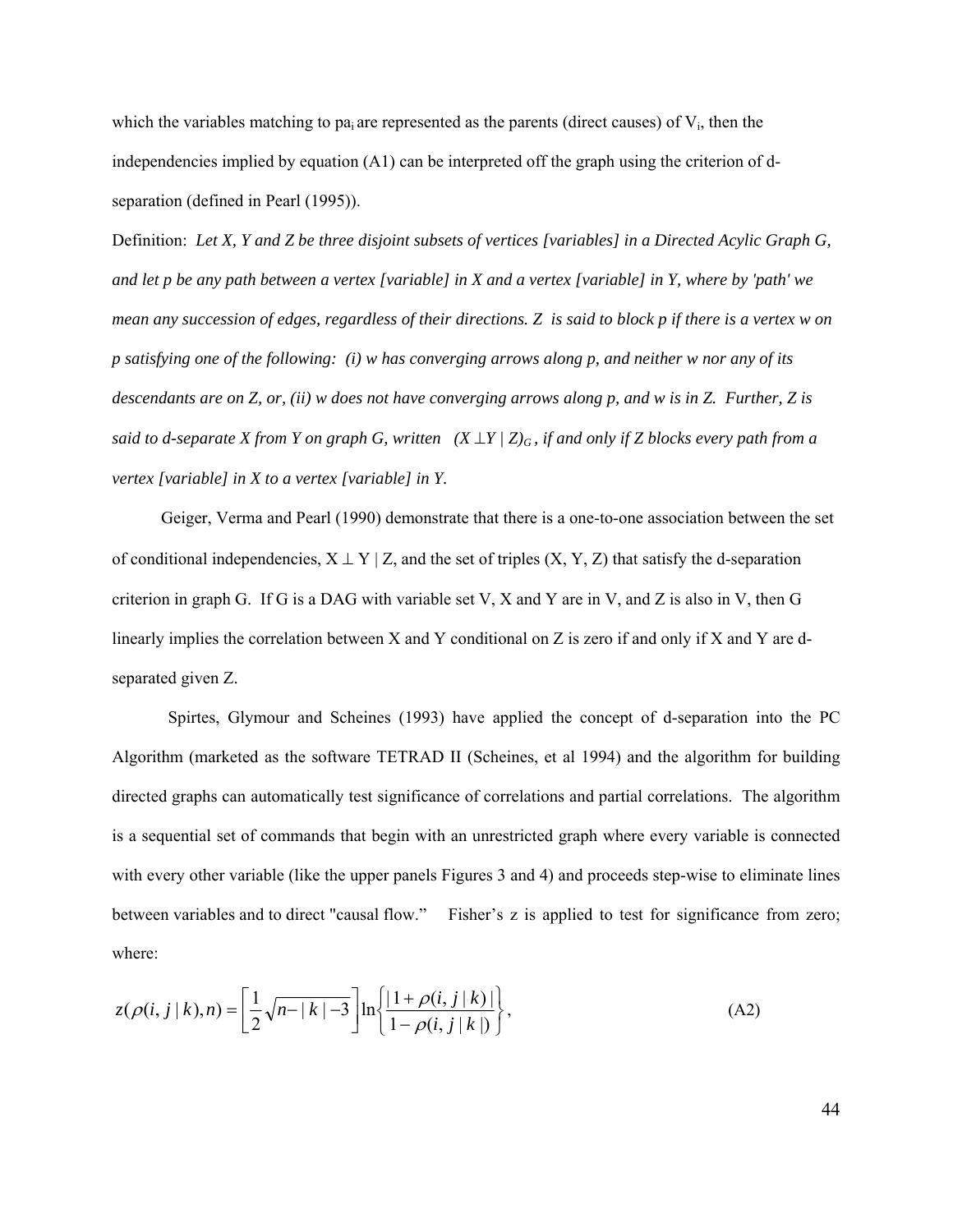which the variables matching to $pa_i$ are represented as the parents (direct causes) of $V_i$, then the independencies implied by equation (A1) can be interpreted off the graph using the criterion of d-separation (defined in Pearl (1995)).

Definition: *Let X, Y and Z be three disjoint subsets of vertices [variables] in a Directed Acylic Graph G, and let p be any path between a vertex [variable] in X and a vertex [variable] in Y, where by 'path' we mean any succession of edges, regardless of their directions. Z is said to block p if there is a vertex w on p satisfying one of the following: (i) w has converging arrows along p, and neither w nor any of its descendants are on Z, or, (ii) w does not have converging arrows along p, and w is in Z. Further, Z is said to d-separate X from Y on graph G, written* $(X \perp Y \mid Z)_G$*, if and only if Z blocks every path from a vertex [variable] in X to a vertex [variable] in Y.*

Geiger, Verma and Pearl (1990) demonstrate that there is a one-to-one association between the set of conditional independencies, $X \perp Y \mid Z$, and the set of triples (X, Y, Z) that satisfy the d-separation criterion in graph G. If G is a DAG with variable set V, X and Y are in V, and Z is also in V, then G linearly implies the correlation between X and Y conditional on Z is zero if and only if X and Y are d-separated given Z.

Spirtes, Glymour and Scheines (1993) have applied the concept of d-separation into the PC Algorithm (marketed as the software TETRAD II (Scheines, et al 1994) and the algorithm for building directed graphs can automatically test significance of correlations and partial correlations. The algorithm is a sequential set of commands that begin with an unrestricted graph where every variable is connected with every other variable (like the upper panels Figures 3 and 4) and proceeds step-wise to eliminate lines between variables and to direct "causal flow." Fisher's z is applied to test for significance from zero; where:

$$z(\rho(i,j \mid k), n) = \left[\frac{1}{2}\sqrt{n - |k| - 3}\right] \ln\left\{\frac{|1 + \rho(i,j \mid k)|}{1 - \rho(i,j \mid k|)}\right\}, \tag{A2}$$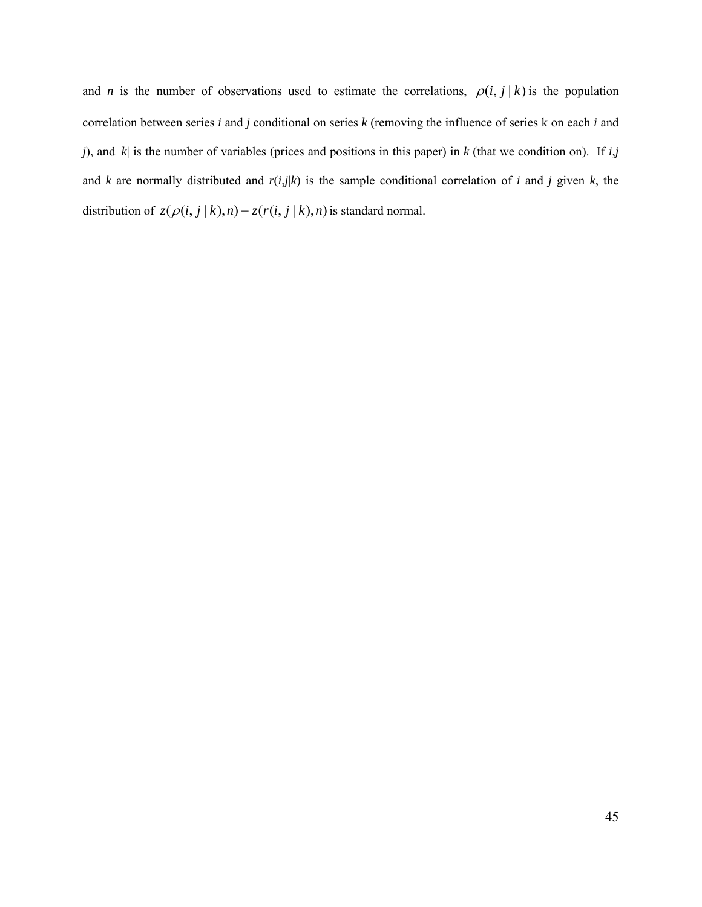and $n$ is the number of observations used to estimate the correlations, $\rho(i, j \mid k)$ is the population correlation between series $i$ and $j$ conditional on series $k$ (removing the influence of series k on each $i$ and $j$), and $|k|$ is the number of variables (prices and positions in this paper) in $k$ (that we condition on). If $i$,$j$ and $k$ are normally distributed and $r(i,j|k)$ is the sample conditional correlation of $i$ and $j$ given $k$, the distribution of $z(\rho(i, j \mid k), n) - z(r(i, j \mid k), n)$ is standard normal.